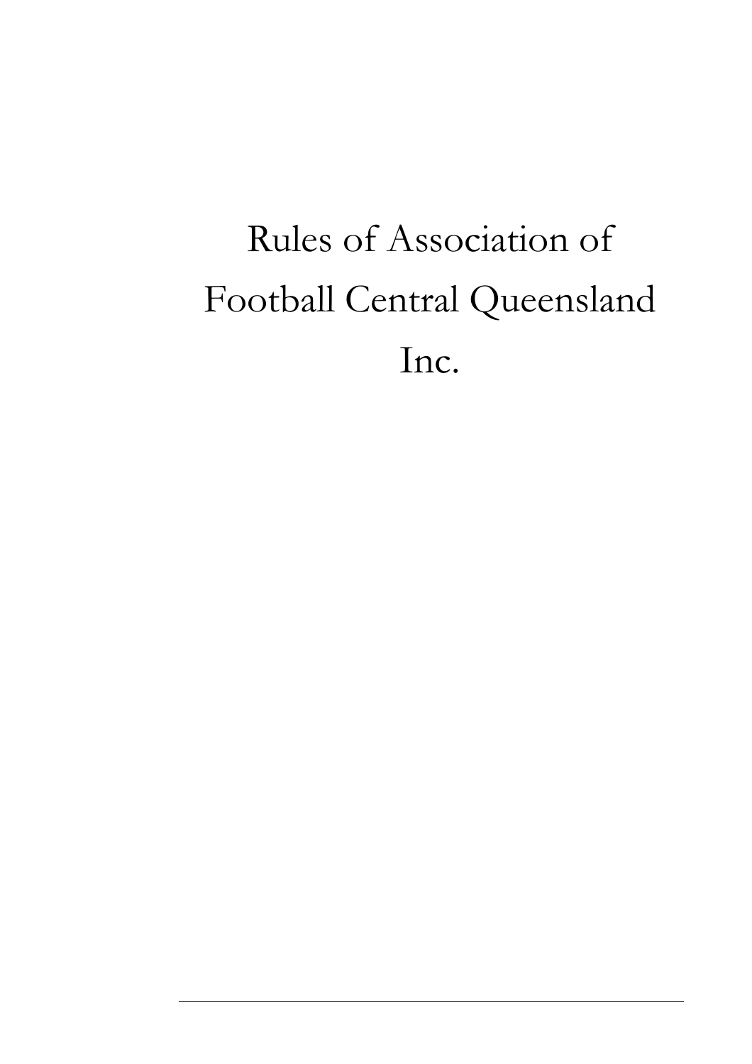# Rules of Association of Football Central Queensland Inc.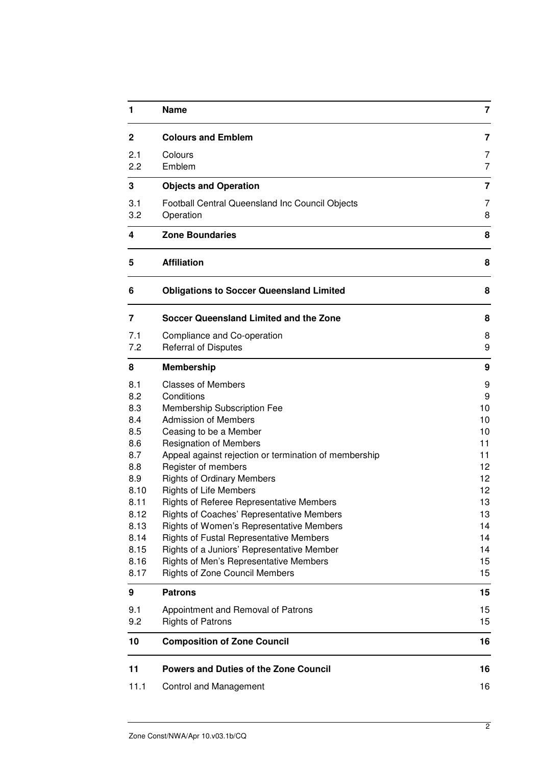| | | |
|---|---|---|
| **1** | **Name** | **7** |
| **2** | **Colours and Emblem** | **7** |
| 2.1 | Colours | 7 |
| 2.2 | Emblem | 7 |
| **3** | **Objects and Operation** | **7** |
| 3.1 | Football Central Queensland Inc Council Objects | 7 |
| 3.2 | Operation | 8 |
| **4** | **Zone Boundaries** | **8** |
| **5** | **Affiliation** | **8** |
| **6** | **Obligations to Soccer Queensland Limited** | **8** |
| **7** | **Soccer Queensland Limited and the Zone** | **8** |
| 7.1 | Compliance and Co-operation | 8 |
| 7.2 | Referral of Disputes | 9 |
| **8** | **Membership** | **9** |
| 8.1 | Classes of Members | 9 |
| 8.2 | Conditions | 9 |
| 8.3 | Membership Subscription Fee | 10 |
| 8.4 | Admission of Members | 10 |
| 8.5 | Ceasing to be a Member | 10 |
| 8.6 | Resignation of Members | 11 |
| 8.7 | Appeal against rejection or termination of membership | 11 |
| 8.8 | Register of members | 12 |
| 8.9 | Rights of Ordinary Members | 12 |
| 8.10 | Rights of Life Members | 12 |
| 8.11 | Rights of Referee Representative Members | 13 |
| 8.12 | Rights of Coaches' Representative Members | 13 |
| 8.13 | Rights of Women's Representative Members | 14 |
| 8.14 | Rights of Fustal Representative Members | 14 |
| 8.15 | Rights of a Juniors' Representative Member | 14 |
| 8.16 | Rights of Men's Representative Members | 15 |
| 8.17 | Rights of Zone Council Members | 15 |
| **9** | **Patrons** | **15** |
| 9.1 | Appointment and Removal of Patrons | 15 |
| 9.2 | Rights of Patrons | 15 |
| **10** | **Composition of Zone Council** | **16** |
| **11** | **Powers and Duties of the Zone Council** | **16** |
| 11.1 | Control and Management | 16 |

Zone Const/NWA/Apr 10.v03.1b/CQ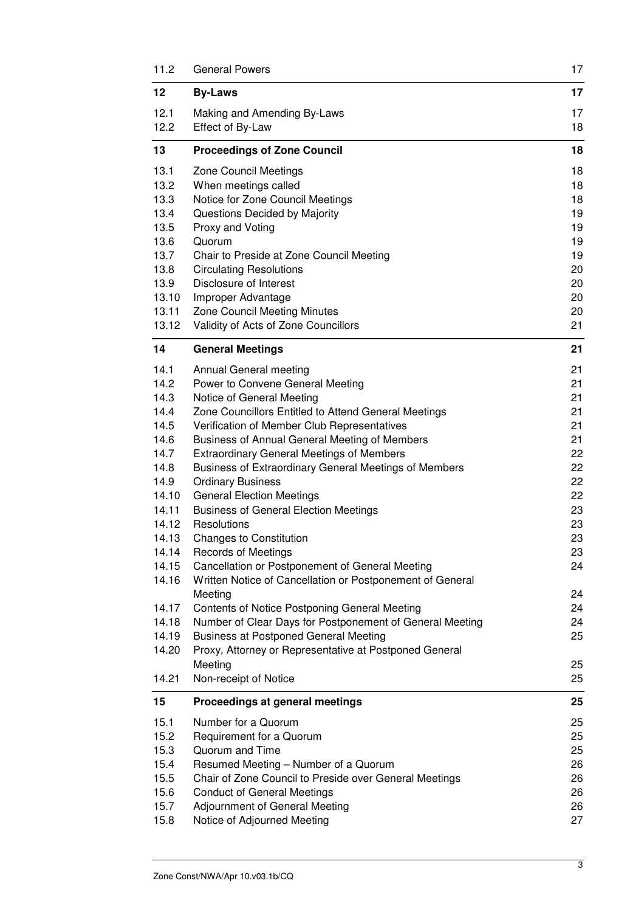| | | |
|---|---|---|
| 11.2 | General Powers | 17 |
| **12** | **By-Laws** | **17** |
| 12.1 | Making and Amending By-Laws | 17 |
| 12.2 | Effect of By-Law | 18 |
| **13** | **Proceedings of Zone Council** | **18** |
| 13.1 | Zone Council Meetings | 18 |
| 13.2 | When meetings called | 18 |
| 13.3 | Notice for Zone Council Meetings | 18 |
| 13.4 | Questions Decided by Majority | 19 |
| 13.5 | Proxy and Voting | 19 |
| 13.6 | Quorum | 19 |
| 13.7 | Chair to Preside at Zone Council Meeting | 19 |
| 13.8 | Circulating Resolutions | 20 |
| 13.9 | Disclosure of Interest | 20 |
| 13.10 | Improper Advantage | 20 |
| 13.11 | Zone Council Meeting Minutes | 20 |
| 13.12 | Validity of Acts of Zone Councillors | 21 |
| **14** | **General Meetings** | **21** |
| 14.1 | Annual General meeting | 21 |
| 14.2 | Power to Convene General Meeting | 21 |
| 14.3 | Notice of General Meeting | 21 |
| 14.4 | Zone Councillors Entitled to Attend General Meetings | 21 |
| 14.5 | Verification of Member Club Representatives | 21 |
| 14.6 | Business of Annual General Meeting of Members | 21 |
| 14.7 | Extraordinary General Meetings of Members | 22 |
| 14.8 | Business of Extraordinary General Meetings of Members | 22 |
| 14.9 | Ordinary Business | 22 |
| 14.10 | General Election Meetings | 22 |
| 14.11 | Business of General Election Meetings | 23 |
| 14.12 | Resolutions | 23 |
| 14.13 | Changes to Constitution | 23 |
| 14.14 | Records of Meetings | 23 |
| 14.15 | Cancellation or Postponement of General Meeting | 24 |
| 14.16 | Written Notice of Cancellation or Postponement of General Meeting | 24 |
| 14.17 | Contents of Notice Postponing General Meeting | 24 |
| 14.18 | Number of Clear Days for Postponement of General Meeting | 24 |
| 14.19 | Business at Postponed General Meeting | 25 |
| 14.20 | Proxy, Attorney or Representative at Postponed General Meeting | 25 |
| 14.21 | Non-receipt of Notice | 25 |
| **15** | **Proceedings at general meetings** | **25** |
| 15.1 | Number for a Quorum | 25 |
| 15.2 | Requirement for a Quorum | 25 |
| 15.3 | Quorum and Time | 25 |
| 15.4 | Resumed Meeting – Number of a Quorum | 26 |
| 15.5 | Chair of Zone Council to Preside over General Meetings | 26 |
| 15.6 | Conduct of General Meetings | 26 |
| 15.7 | Adjournment of General Meeting | 26 |
| 15.8 | Notice of Adjourned Meeting | 27 |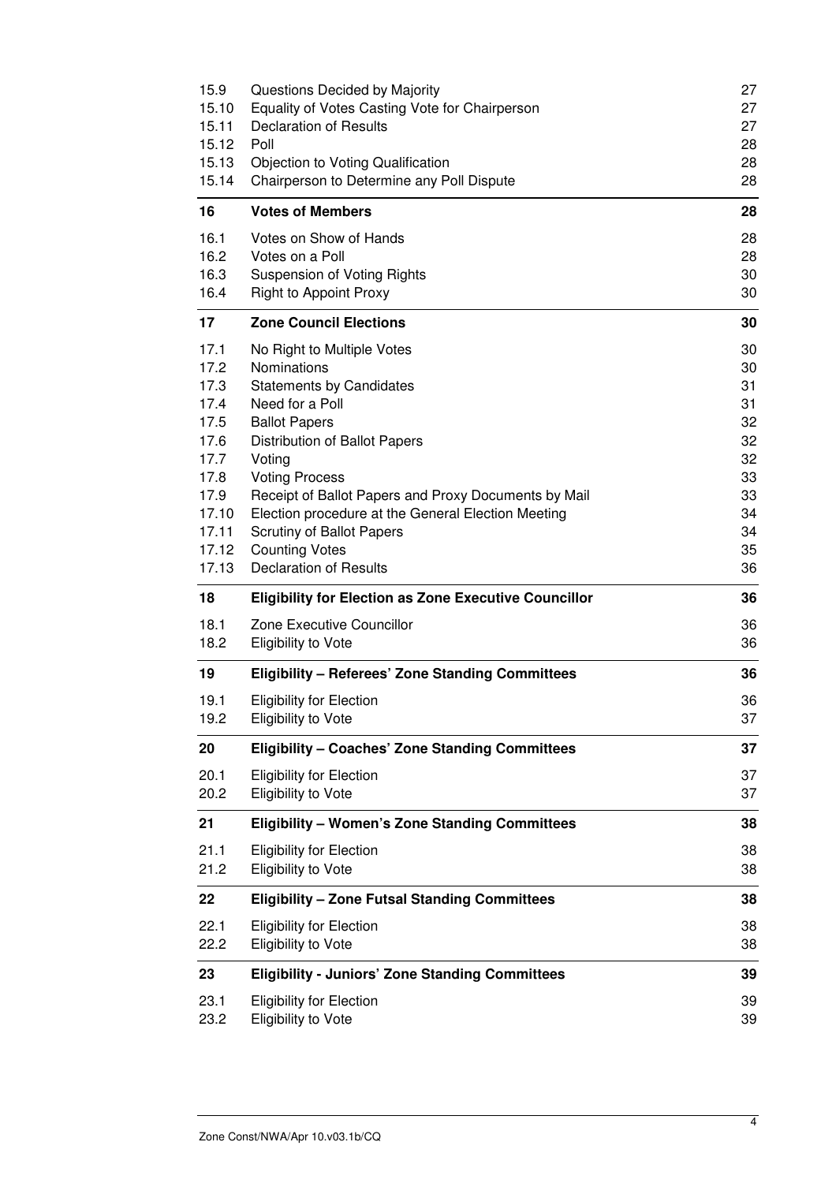| | | |
|---|---|---|
| 15.9 | Questions Decided by Majority | 27 |
| 15.10 | Equality of Votes Casting Vote for Chairperson | 27 |
| 15.11 | Declaration of Results | 27 |
| 15.12 | Poll | 28 |
| 15.13 | Objection to Voting Qualification | 28 |
| 15.14 | Chairperson to Determine any Poll Dispute | 28 |
| **16** | **Votes of Members** | **28** |
| 16.1 | Votes on Show of Hands | 28 |
| 16.2 | Votes on a Poll | 28 |
| 16.3 | Suspension of Voting Rights | 30 |
| 16.4 | Right to Appoint Proxy | 30 |
| **17** | **Zone Council Elections** | **30** |
| 17.1 | No Right to Multiple Votes | 30 |
| 17.2 | Nominations | 30 |
| 17.3 | Statements by Candidates | 31 |
| 17.4 | Need for a Poll | 31 |
| 17.5 | Ballot Papers | 32 |
| 17.6 | Distribution of Ballot Papers | 32 |
| 17.7 | Voting | 32 |
| 17.8 | Voting Process | 33 |
| 17.9 | Receipt of Ballot Papers and Proxy Documents by Mail | 33 |
| 17.10 | Election procedure at the General Election Meeting | 34 |
| 17.11 | Scrutiny of Ballot Papers | 34 |
| 17.12 | Counting Votes | 35 |
| 17.13 | Declaration of Results | 36 |
| **18** | **Eligibility for Election as Zone Executive Councillor** | **36** |
| 18.1 | Zone Executive Councillor | 36 |
| 18.2 | Eligibility to Vote | 36 |
| **19** | **Eligibility – Referees' Zone Standing Committees** | **36** |
| 19.1 | Eligibility for Election | 36 |
| 19.2 | Eligibility to Vote | 37 |
| **20** | **Eligibility – Coaches' Zone Standing Committees** | **37** |
| 20.1 | Eligibility for Election | 37 |
| 20.2 | Eligibility to Vote | 37 |
| **21** | **Eligibility – Women's Zone Standing Committees** | **38** |
| 21.1 | Eligibility for Election | 38 |
| 21.2 | Eligibility to Vote | 38 |
| **22** | **Eligibility – Zone Futsal Standing Committees** | **38** |
| 22.1 | Eligibility for Election | 38 |
| 22.2 | Eligibility to Vote | 38 |
| **23** | **Eligibility - Juniors' Zone Standing Committees** | **39** |
| 23.1 | Eligibility for Election | 39 |
| 23.2 | Eligibility to Vote | 39 |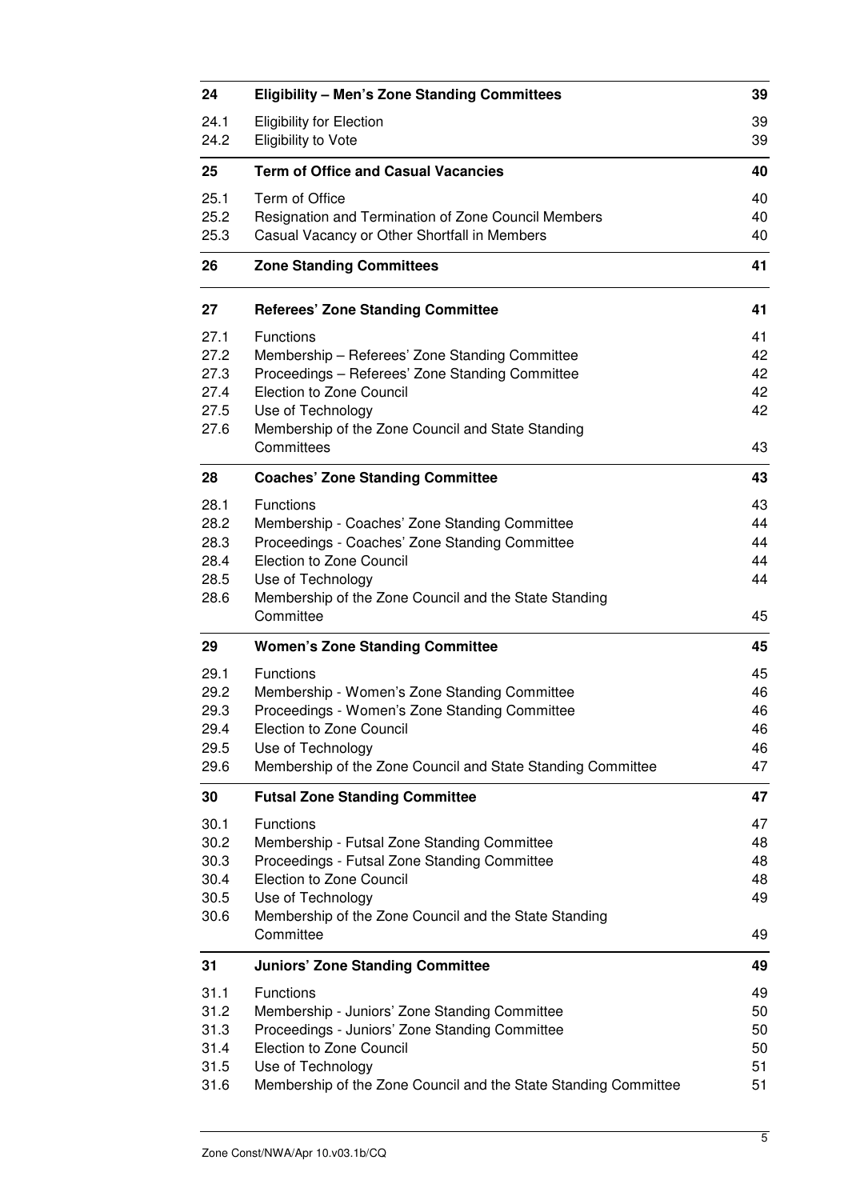| | | |
|---|---|---|
| **24** | **Eligibility – Men's Zone Standing Committees** | **39** |
| 24.1 | Eligibility for Election | 39 |
| 24.2 | Eligibility to Vote | 39 |
| **25** | **Term of Office and Casual Vacancies** | **40** |
| 25.1 | Term of Office | 40 |
| 25.2 | Resignation and Termination of Zone Council Members | 40 |
| 25.3 | Casual Vacancy or Other Shortfall in Members | 40 |
| **26** | **Zone Standing Committees** | **41** |
| **27** | **Referees' Zone Standing Committee** | **41** |
| 27.1 | Functions | 41 |
| 27.2 | Membership – Referees' Zone Standing Committee | 42 |
| 27.3 | Proceedings – Referees' Zone Standing Committee | 42 |
| 27.4 | Election to Zone Council | 42 |
| 27.5 | Use of Technology | 42 |
| 27.6 | Membership of the Zone Council and State Standing Committees | 43 |
| **28** | **Coaches' Zone Standing Committee** | **43** |
| 28.1 | Functions | 43 |
| 28.2 | Membership - Coaches' Zone Standing Committee | 44 |
| 28.3 | Proceedings - Coaches' Zone Standing Committee | 44 |
| 28.4 | Election to Zone Council | 44 |
| 28.5 | Use of Technology | 44 |
| 28.6 | Membership of the Zone Council and the State Standing Committee | 45 |
| **29** | **Women's Zone Standing Committee** | **45** |
| 29.1 | Functions | 45 |
| 29.2 | Membership - Women's Zone Standing Committee | 46 |
| 29.3 | Proceedings - Women's Zone Standing Committee | 46 |
| 29.4 | Election to Zone Council | 46 |
| 29.5 | Use of Technology | 46 |
| 29.6 | Membership of the Zone Council and State Standing Committee | 47 |
| **30** | **Futsal Zone Standing Committee** | **47** |
| 30.1 | Functions | 47 |
| 30.2 | Membership - Futsal Zone Standing Committee | 48 |
| 30.3 | Proceedings - Futsal Zone Standing Committee | 48 |
| 30.4 | Election to Zone Council | 48 |
| 30.5 | Use of Technology | 49 |
| 30.6 | Membership of the Zone Council and the State Standing Committee | 49 |
| **31** | **Juniors' Zone Standing Committee** | **49** |
| 31.1 | Functions | 49 |
| 31.2 | Membership - Juniors' Zone Standing Committee | 50 |
| 31.3 | Proceedings - Juniors' Zone Standing Committee | 50 |
| 31.4 | Election to Zone Council | 50 |
| 31.5 | Use of Technology | 51 |
| 31.6 | Membership of the Zone Council and the State Standing Committee | 51 |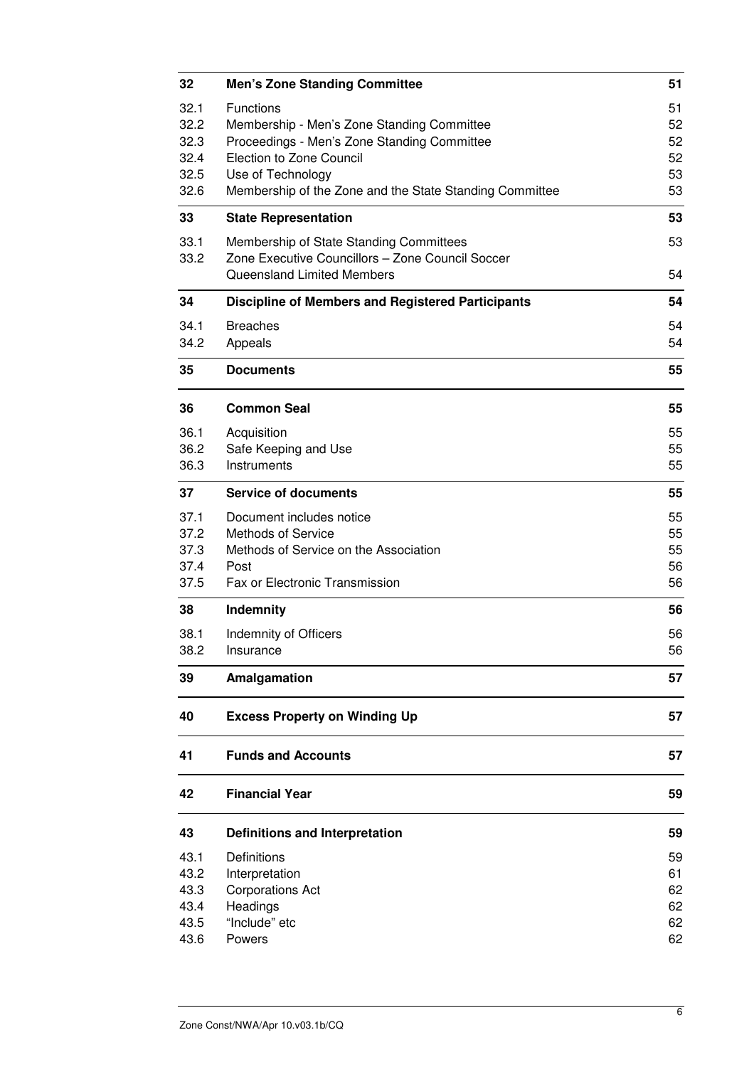| | | |
|---|---|---|
| **32** | **Men's Zone Standing Committee** | **51** |
| 32.1 | Functions | 51 |
| 32.2 | Membership - Men's Zone Standing Committee | 52 |
| 32.3 | Proceedings - Men's Zone Standing Committee | 52 |
| 32.4 | Election to Zone Council | 52 |
| 32.5 | Use of Technology | 53 |
| 32.6 | Membership of the Zone and the State Standing Committee | 53 |
| **33** | **State Representation** | **53** |
| 33.1 | Membership of State Standing Committees | 53 |
| 33.2 | Zone Executive Councillors – Zone Council Soccer Queensland Limited Members | 54 |
| **34** | **Discipline of Members and Registered Participants** | **54** |
| 34.1 | Breaches | 54 |
| 34.2 | Appeals | 54 |
| **35** | **Documents** | **55** |
| **36** | **Common Seal** | **55** |
| 36.1 | Acquisition | 55 |
| 36.2 | Safe Keeping and Use | 55 |
| 36.3 | Instruments | 55 |
| **37** | **Service of documents** | **55** |
| 37.1 | Document includes notice | 55 |
| 37.2 | Methods of Service | 55 |
| 37.3 | Methods of Service on the Association | 55 |
| 37.4 | Post | 56 |
| 37.5 | Fax or Electronic Transmission | 56 |
| **38** | **Indemnity** | **56** |
| 38.1 | Indemnity of Officers | 56 |
| 38.2 | Insurance | 56 |
| **39** | **Amalgamation** | **57** |
| **40** | **Excess Property on Winding Up** | **57** |
| **41** | **Funds and Accounts** | **57** |
| **42** | **Financial Year** | **59** |
| **43** | **Definitions and Interpretation** | **59** |
| 43.1 | Definitions | 59 |
| 43.2 | Interpretation | 61 |
| 43.3 | Corporations Act | 62 |
| 43.4 | Headings | 62 |
| 43.5 | "Include" etc | 62 |
| 43.6 | Powers | 62 |

Zone Const/NWA/Apr 10.v03.1b/CQ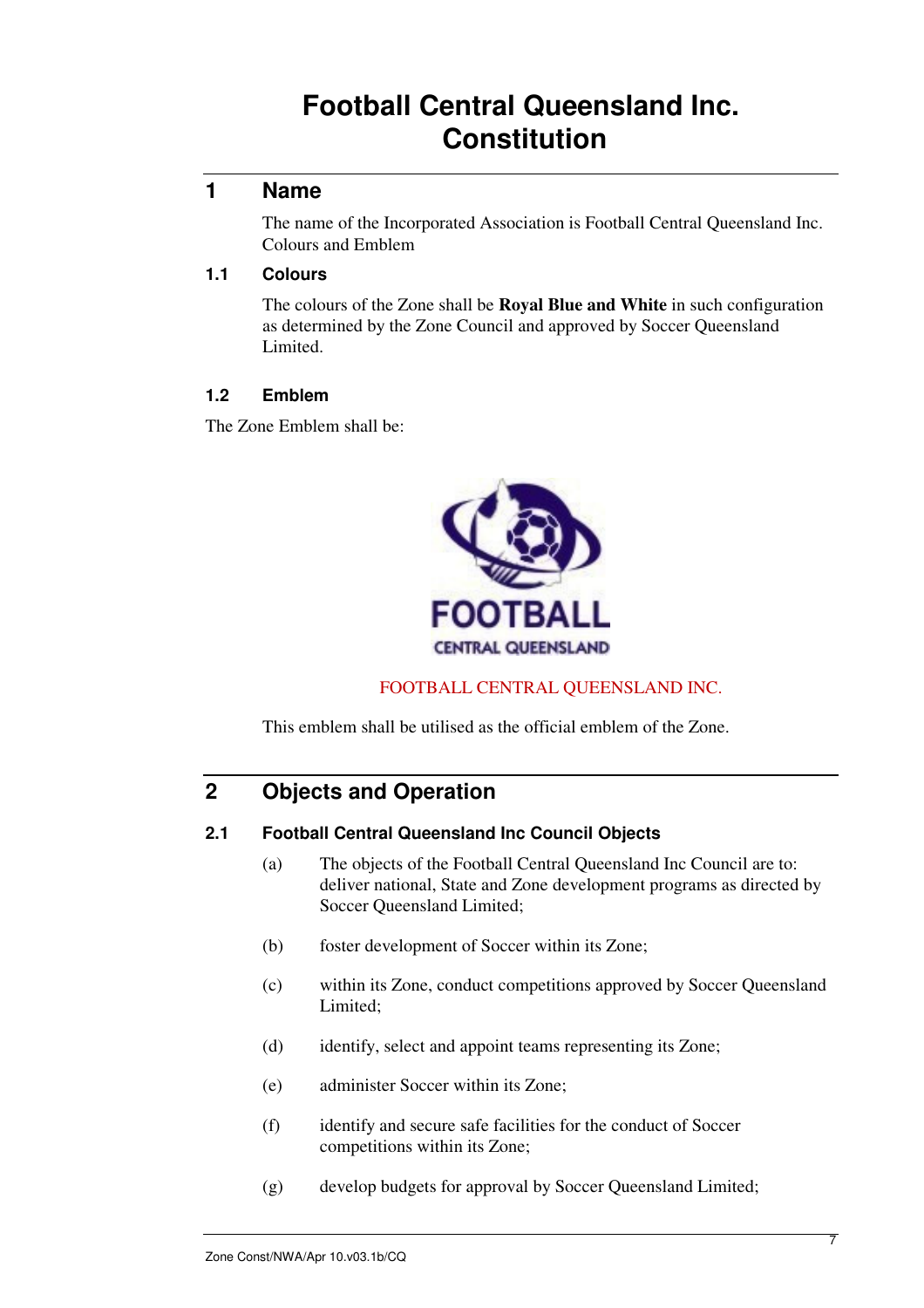# Football Central Queensland Inc. Constitution

## 1 Name

The name of the Incorporated Association is Football Central Queensland Inc. Colours and Emblem

### 1.1 Colours

The colours of the Zone shall be **Royal Blue and White** in such configuration as determined by the Zone Council and approved by Soccer Queensland Limited.

### 1.2 Emblem

The Zone Emblem shall be:

FOOTBALL CENTRAL QUEENSLAND

FOOTBALL CENTRAL QUEENSLAND INC.

This emblem shall be utilised as the official emblem of the Zone.

## 2 Objects and Operation

### 2.1 Football Central Queensland Inc Council Objects

(a) The objects of the Football Central Queensland Inc Council are to: deliver national, State and Zone development programs as directed by Soccer Queensland Limited;

(b) foster development of Soccer within its Zone;

(c) within its Zone, conduct competitions approved by Soccer Queensland Limited;

(d) identify, select and appoint teams representing its Zone;

(e) administer Soccer within its Zone;

(f) identify and secure safe facilities for the conduct of Soccer competitions within its Zone;

(g) develop budgets for approval by Soccer Queensland Limited;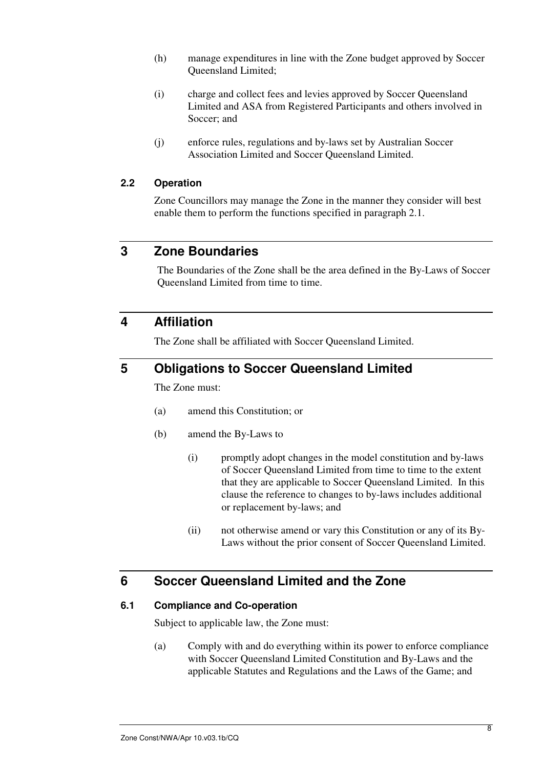(h) manage expenditures in line with the Zone budget approved by Soccer Queensland Limited;

(i) charge and collect fees and levies approved by Soccer Queensland Limited and ASA from Registered Participants and others involved in Soccer; and

(j) enforce rules, regulations and by-laws set by Australian Soccer Association Limited and Soccer Queensland Limited.

### 2.2 Operation

Zone Councillors may manage the Zone in the manner they consider will best enable them to perform the functions specified in paragraph 2.1.

## 3 Zone Boundaries

The Boundaries of the Zone shall be the area defined in the By-Laws of Soccer Queensland Limited from time to time.

## 4 Affiliation

The Zone shall be affiliated with Soccer Queensland Limited.

## 5 Obligations to Soccer Queensland Limited

The Zone must:

(a) amend this Constitution; or

(b) amend the By-Laws to

(i) promptly adopt changes in the model constitution and by-laws of Soccer Queensland Limited from time to time to the extent that they are applicable to Soccer Queensland Limited. In this clause the reference to changes to by-laws includes additional or replacement by-laws; and

(ii) not otherwise amend or vary this Constitution or any of its By-Laws without the prior consent of Soccer Queensland Limited.

## 6 Soccer Queensland Limited and the Zone

### 6.1 Compliance and Co-operation

Subject to applicable law, the Zone must:

(a) Comply with and do everything within its power to enforce compliance with Soccer Queensland Limited Constitution and By-Laws and the applicable Statutes and Regulations and the Laws of the Game; and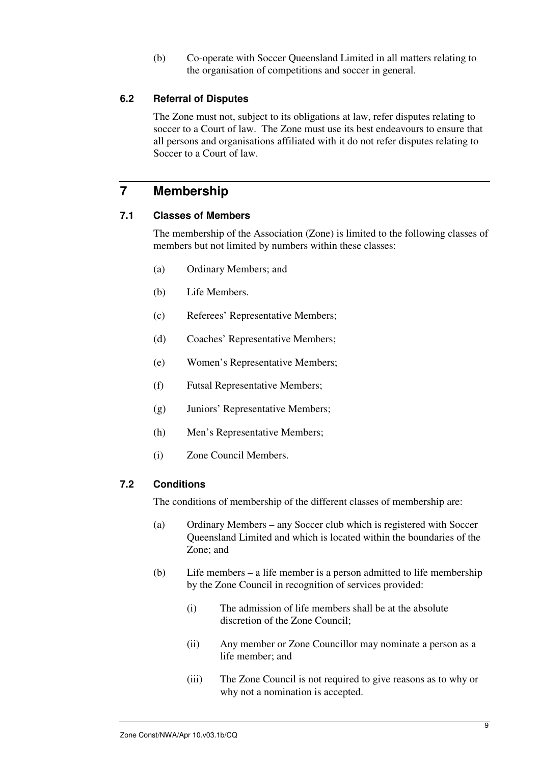(b) Co-operate with Soccer Queensland Limited in all matters relating to the organisation of competitions and soccer in general.

### 6.2 Referral of Disputes

The Zone must not, subject to its obligations at law, refer disputes relating to soccer to a Court of law. The Zone must use its best endeavours to ensure that all persons and organisations affiliated with it do not refer disputes relating to Soccer to a Court of law.

## 7 Membership

### 7.1 Classes of Members

The membership of the Association (Zone) is limited to the following classes of members but not limited by numbers within these classes:

(a) Ordinary Members; and

(b) Life Members.

(c) Referees' Representative Members;

(d) Coaches' Representative Members;

(e) Women's Representative Members;

(f) Futsal Representative Members;

(g) Juniors' Representative Members;

(h) Men's Representative Members;

(i) Zone Council Members.

### 7.2 Conditions

The conditions of membership of the different classes of membership are:

(a) Ordinary Members – any Soccer club which is registered with Soccer Queensland Limited and which is located within the boundaries of the Zone; and

(b) Life members – a life member is a person admitted to life membership by the Zone Council in recognition of services provided:

(i) The admission of life members shall be at the absolute discretion of the Zone Council;

(ii) Any member or Zone Councillor may nominate a person as a life member; and

(iii) The Zone Council is not required to give reasons as to why or why not a nomination is accepted.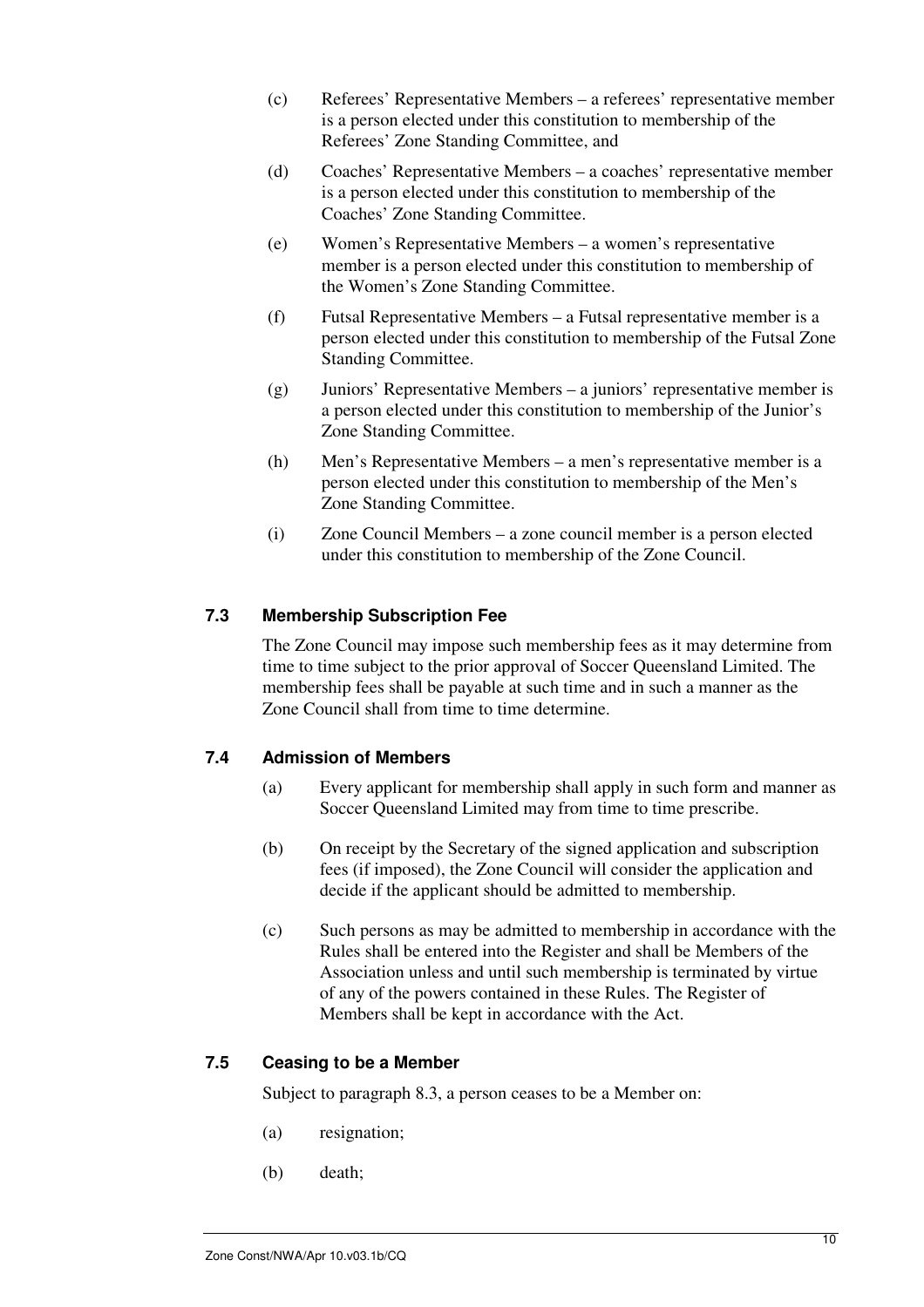(c) Referees' Representative Members – a referees' representative member is a person elected under this constitution to membership of the Referees' Zone Standing Committee, and

(d) Coaches' Representative Members – a coaches' representative member is a person elected under this constitution to membership of the Coaches' Zone Standing Committee.

(e) Women's Representative Members – a women's representative member is a person elected under this constitution to membership of the Women's Zone Standing Committee.

(f) Futsal Representative Members – a Futsal representative member is a person elected under this constitution to membership of the Futsal Zone Standing Committee.

(g) Juniors' Representative Members – a juniors' representative member is a person elected under this constitution to membership of the Junior's Zone Standing Committee.

(h) Men's Representative Members – a men's representative member is a person elected under this constitution to membership of the Men's Zone Standing Committee.

(i) Zone Council Members – a zone council member is a person elected under this constitution to membership of the Zone Council.

### 7.3 Membership Subscription Fee

The Zone Council may impose such membership fees as it may determine from time to time subject to the prior approval of Soccer Queensland Limited. The membership fees shall be payable at such time and in such a manner as the Zone Council shall from time to time determine.

### 7.4 Admission of Members

(a) Every applicant for membership shall apply in such form and manner as Soccer Queensland Limited may from time to time prescribe.

(b) On receipt by the Secretary of the signed application and subscription fees (if imposed), the Zone Council will consider the application and decide if the applicant should be admitted to membership.

(c) Such persons as may be admitted to membership in accordance with the Rules shall be entered into the Register and shall be Members of the Association unless and until such membership is terminated by virtue of any of the powers contained in these Rules. The Register of Members shall be kept in accordance with the Act.

### 7.5 Ceasing to be a Member

Subject to paragraph 8.3, a person ceases to be a Member on:

(a) resignation;

(b) death;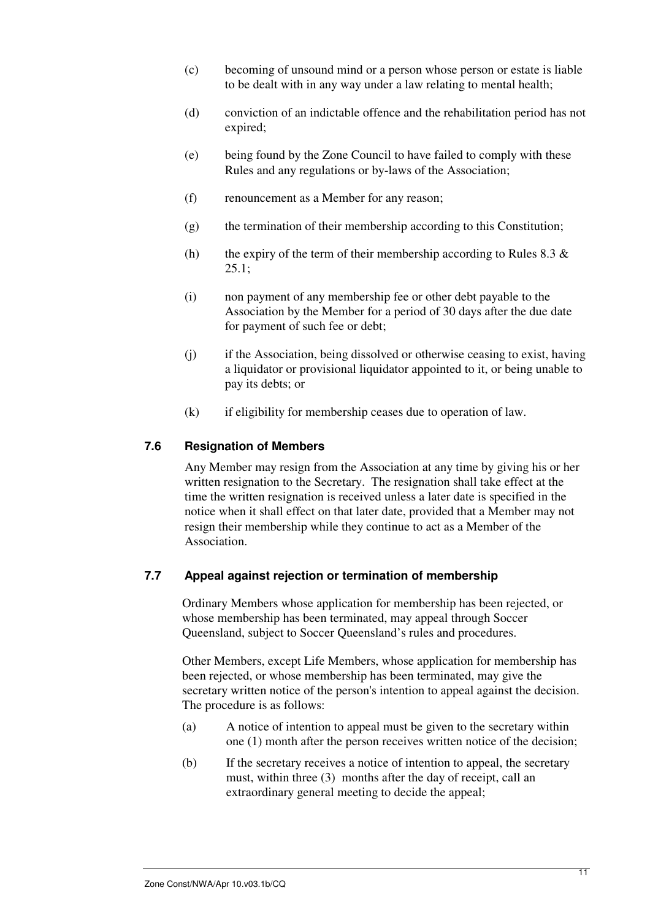(c) becoming of unsound mind or a person whose person or estate is liable to be dealt with in any way under a law relating to mental health;

(d) conviction of an indictable offence and the rehabilitation period has not expired;

(e) being found by the Zone Council to have failed to comply with these Rules and any regulations or by-laws of the Association;

(f) renouncement as a Member for any reason;

(g) the termination of their membership according to this Constitution;

(h) the expiry of the term of their membership according to Rules 8.3 & 25.1;

(i) non payment of any membership fee or other debt payable to the Association by the Member for a period of 30 days after the due date for payment of such fee or debt;

(j) if the Association, being dissolved or otherwise ceasing to exist, having a liquidator or provisional liquidator appointed to it, or being unable to pay its debts; or

(k) if eligibility for membership ceases due to operation of law.

### 7.6 Resignation of Members

Any Member may resign from the Association at any time by giving his or her written resignation to the Secretary. The resignation shall take effect at the time the written resignation is received unless a later date is specified in the notice when it shall effect on that later date, provided that a Member may not resign their membership while they continue to act as a Member of the Association.

### 7.7 Appeal against rejection or termination of membership

Ordinary Members whose application for membership has been rejected, or whose membership has been terminated, may appeal through Soccer Queensland, subject to Soccer Queensland's rules and procedures.

Other Members, except Life Members, whose application for membership has been rejected, or whose membership has been terminated, may give the secretary written notice of the person's intention to appeal against the decision. The procedure is as follows:

(a) A notice of intention to appeal must be given to the secretary within one (1) month after the person receives written notice of the decision;

(b) If the secretary receives a notice of intention to appeal, the secretary must, within three (3) months after the day of receipt, call an extraordinary general meeting to decide the appeal;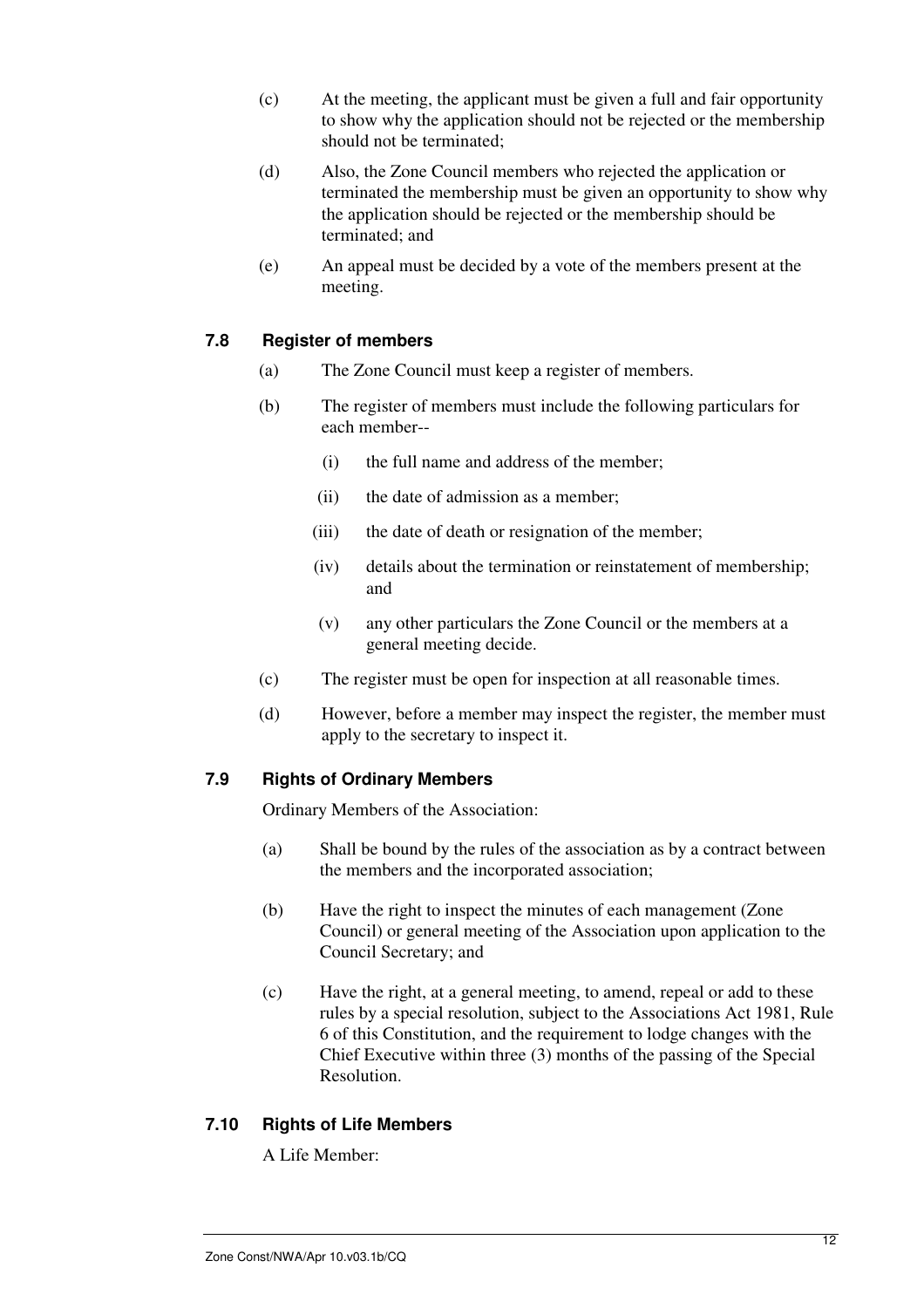(c) At the meeting, the applicant must be given a full and fair opportunity to show why the application should not be rejected or the membership should not be terminated;

(d) Also, the Zone Council members who rejected the application or terminated the membership must be given an opportunity to show why the application should be rejected or the membership should be terminated; and

(e) An appeal must be decided by a vote of the members present at the meeting.

### 7.8 Register of members

(a) The Zone Council must keep a register of members.

(b) The register of members must include the following particulars for each member--

(i) the full name and address of the member;

(ii) the date of admission as a member;

(iii) the date of death or resignation of the member;

(iv) details about the termination or reinstatement of membership; and

(v) any other particulars the Zone Council or the members at a general meeting decide.

(c) The register must be open for inspection at all reasonable times.

(d) However, before a member may inspect the register, the member must apply to the secretary to inspect it.

### 7.9 Rights of Ordinary Members

Ordinary Members of the Association:

(a) Shall be bound by the rules of the association as by a contract between the members and the incorporated association;

(b) Have the right to inspect the minutes of each management (Zone Council) or general meeting of the Association upon application to the Council Secretary; and

(c) Have the right, at a general meeting, to amend, repeal or add to these rules by a special resolution, subject to the Associations Act 1981, Rule 6 of this Constitution, and the requirement to lodge changes with the Chief Executive within three (3) months of the passing of the Special Resolution.

### 7.10 Rights of Life Members

A Life Member: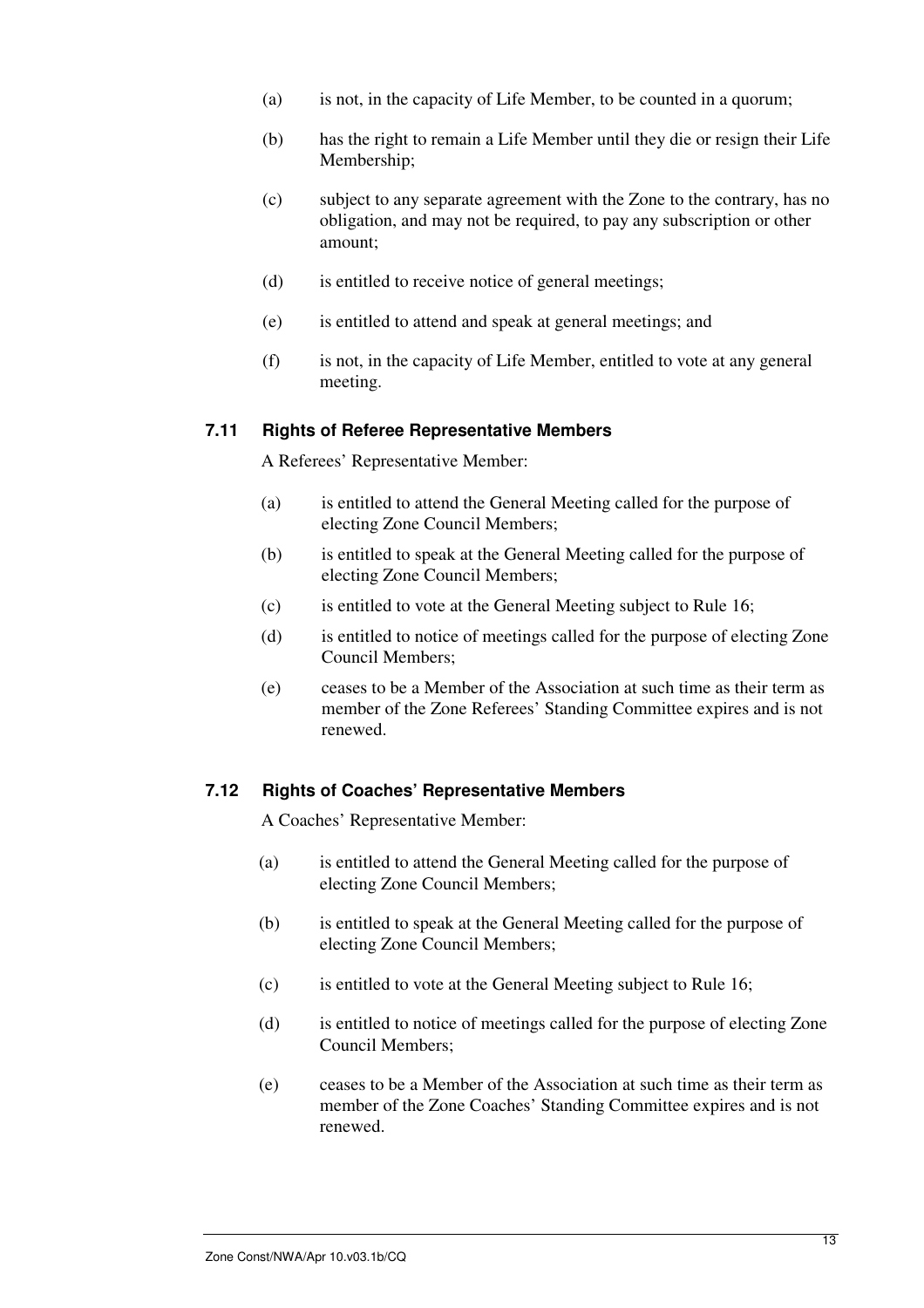(a) is not, in the capacity of Life Member, to be counted in a quorum;

(b) has the right to remain a Life Member until they die or resign their Life Membership;

(c) subject to any separate agreement with the Zone to the contrary, has no obligation, and may not be required, to pay any subscription or other amount;

(d) is entitled to receive notice of general meetings;

(e) is entitled to attend and speak at general meetings; and

(f) is not, in the capacity of Life Member, entitled to vote at any general meeting.

### 7.11 Rights of Referee Representative Members

A Referees' Representative Member:

(a) is entitled to attend the General Meeting called for the purpose of electing Zone Council Members;

(b) is entitled to speak at the General Meeting called for the purpose of electing Zone Council Members;

(c) is entitled to vote at the General Meeting subject to Rule 16;

(d) is entitled to notice of meetings called for the purpose of electing Zone Council Members;

(e) ceases to be a Member of the Association at such time as their term as member of the Zone Referees' Standing Committee expires and is not renewed.

### 7.12 Rights of Coaches' Representative Members

A Coaches' Representative Member:

(a) is entitled to attend the General Meeting called for the purpose of electing Zone Council Members;

(b) is entitled to speak at the General Meeting called for the purpose of electing Zone Council Members;

(c) is entitled to vote at the General Meeting subject to Rule 16;

(d) is entitled to notice of meetings called for the purpose of electing Zone Council Members;

(e) ceases to be a Member of the Association at such time as their term as member of the Zone Coaches' Standing Committee expires and is not renewed.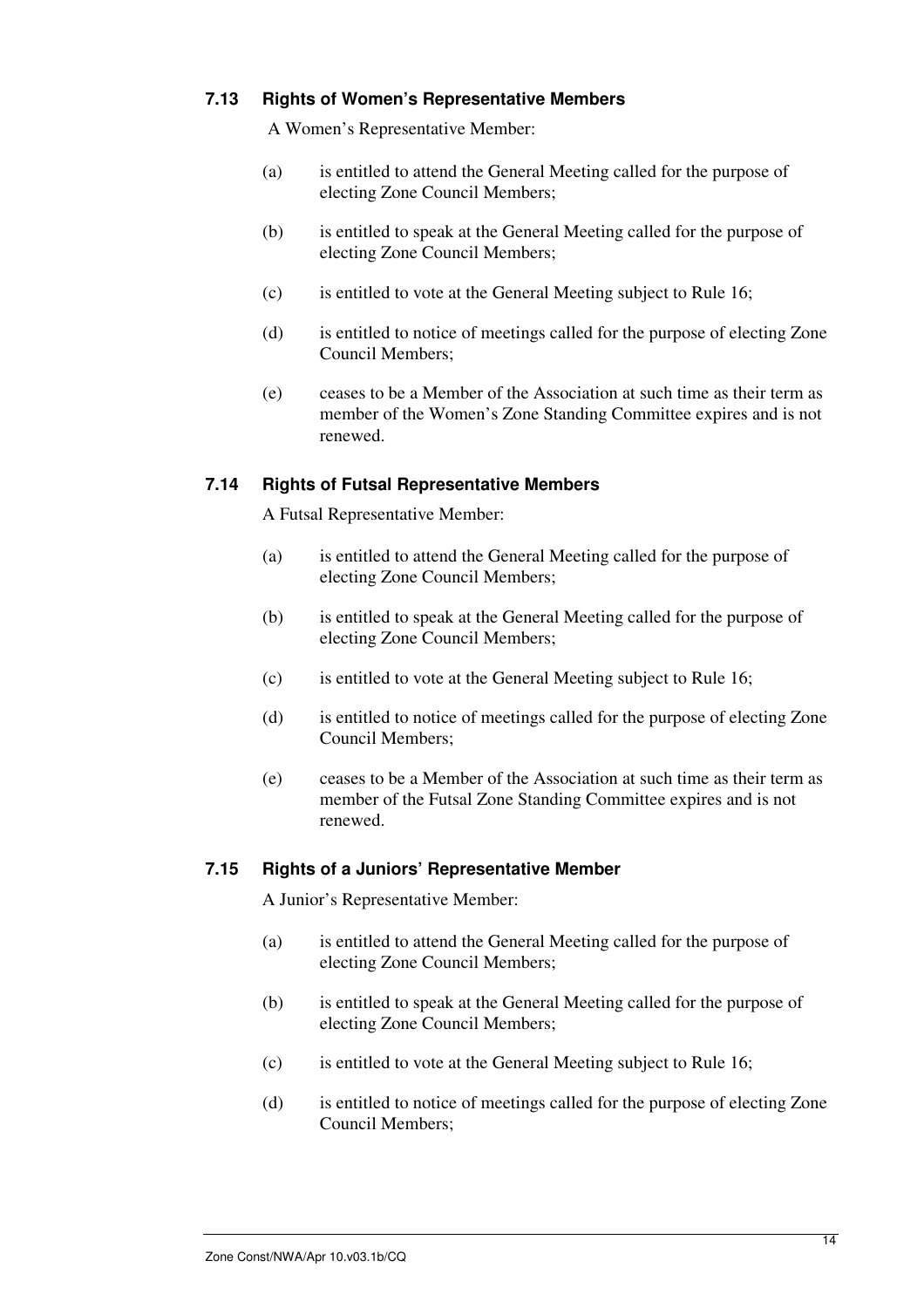### 7.13 Rights of Women's Representative Members

A Women's Representative Member:

(a) is entitled to attend the General Meeting called for the purpose of electing Zone Council Members;

(b) is entitled to speak at the General Meeting called for the purpose of electing Zone Council Members;

(c) is entitled to vote at the General Meeting subject to Rule 16;

(d) is entitled to notice of meetings called for the purpose of electing Zone Council Members;

(e) ceases to be a Member of the Association at such time as their term as member of the Women's Zone Standing Committee expires and is not renewed.

### 7.14 Rights of Futsal Representative Members

A Futsal Representative Member:

(a) is entitled to attend the General Meeting called for the purpose of electing Zone Council Members;

(b) is entitled to speak at the General Meeting called for the purpose of electing Zone Council Members;

(c) is entitled to vote at the General Meeting subject to Rule 16;

(d) is entitled to notice of meetings called for the purpose of electing Zone Council Members;

(e) ceases to be a Member of the Association at such time as their term as member of the Futsal Zone Standing Committee expires and is not renewed.

### 7.15 Rights of a Juniors' Representative Member

A Junior's Representative Member:

(a) is entitled to attend the General Meeting called for the purpose of electing Zone Council Members;

(b) is entitled to speak at the General Meeting called for the purpose of electing Zone Council Members;

(c) is entitled to vote at the General Meeting subject to Rule 16;

(d) is entitled to notice of meetings called for the purpose of electing Zone Council Members;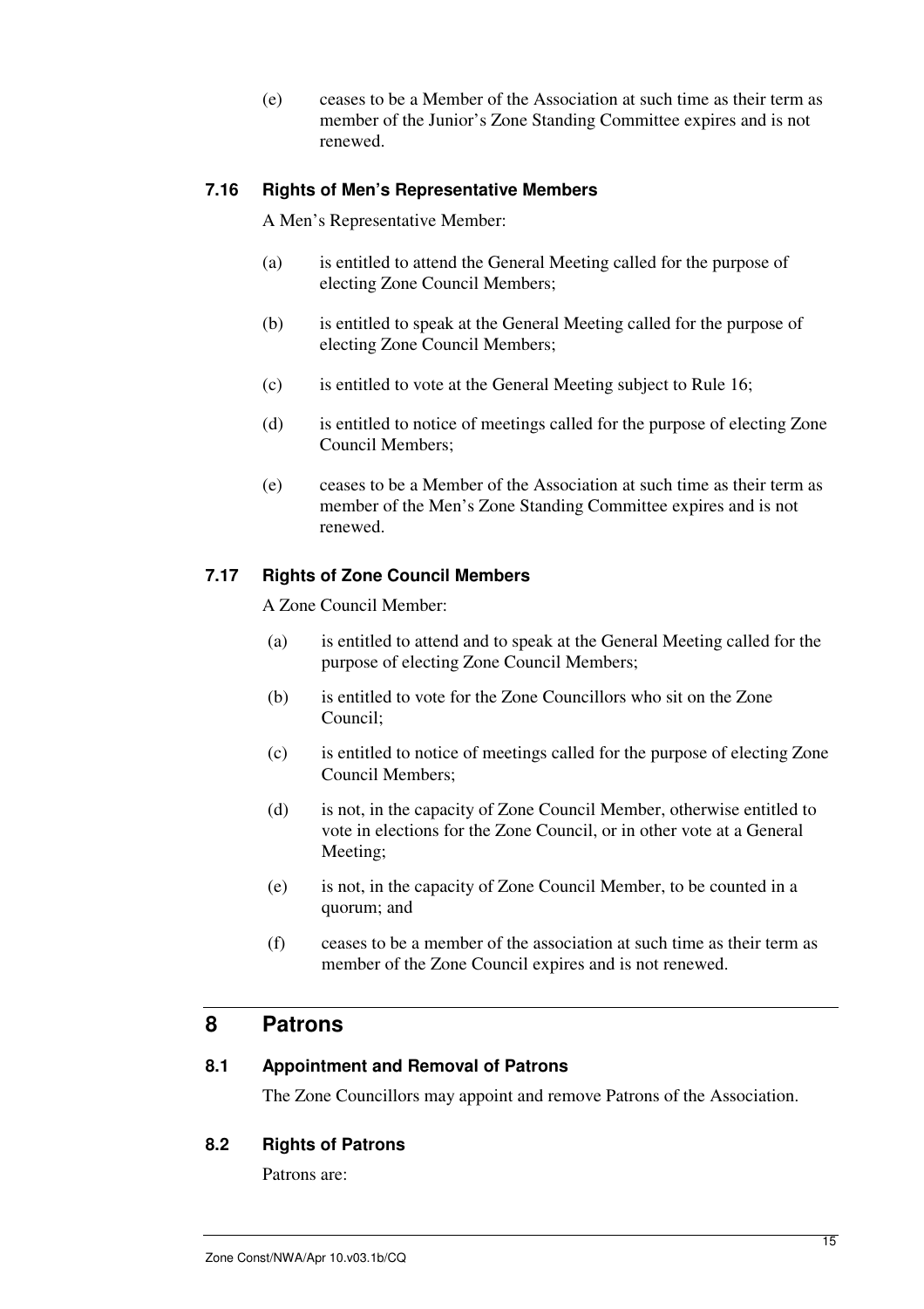(e) ceases to be a Member of the Association at such time as their term as member of the Junior's Zone Standing Committee expires and is not renewed.

### 7.16 Rights of Men's Representative Members

A Men's Representative Member:

(a) is entitled to attend the General Meeting called for the purpose of electing Zone Council Members;

(b) is entitled to speak at the General Meeting called for the purpose of electing Zone Council Members;

(c) is entitled to vote at the General Meeting subject to Rule 16;

(d) is entitled to notice of meetings called for the purpose of electing Zone Council Members;

(e) ceases to be a Member of the Association at such time as their term as member of the Men's Zone Standing Committee expires and is not renewed.

### 7.17 Rights of Zone Council Members

A Zone Council Member:

(a) is entitled to attend and to speak at the General Meeting called for the purpose of electing Zone Council Members;

(b) is entitled to vote for the Zone Councillors who sit on the Zone Council;

(c) is entitled to notice of meetings called for the purpose of electing Zone Council Members;

(d) is not, in the capacity of Zone Council Member, otherwise entitled to vote in elections for the Zone Council, or in other vote at a General Meeting;

(e) is not, in the capacity of Zone Council Member, to be counted in a quorum; and

(f) ceases to be a member of the association at such time as their term as member of the Zone Council expires and is not renewed.

## 8 Patrons

### 8.1 Appointment and Removal of Patrons

The Zone Councillors may appoint and remove Patrons of the Association.

### 8.2 Rights of Patrons

Patrons are: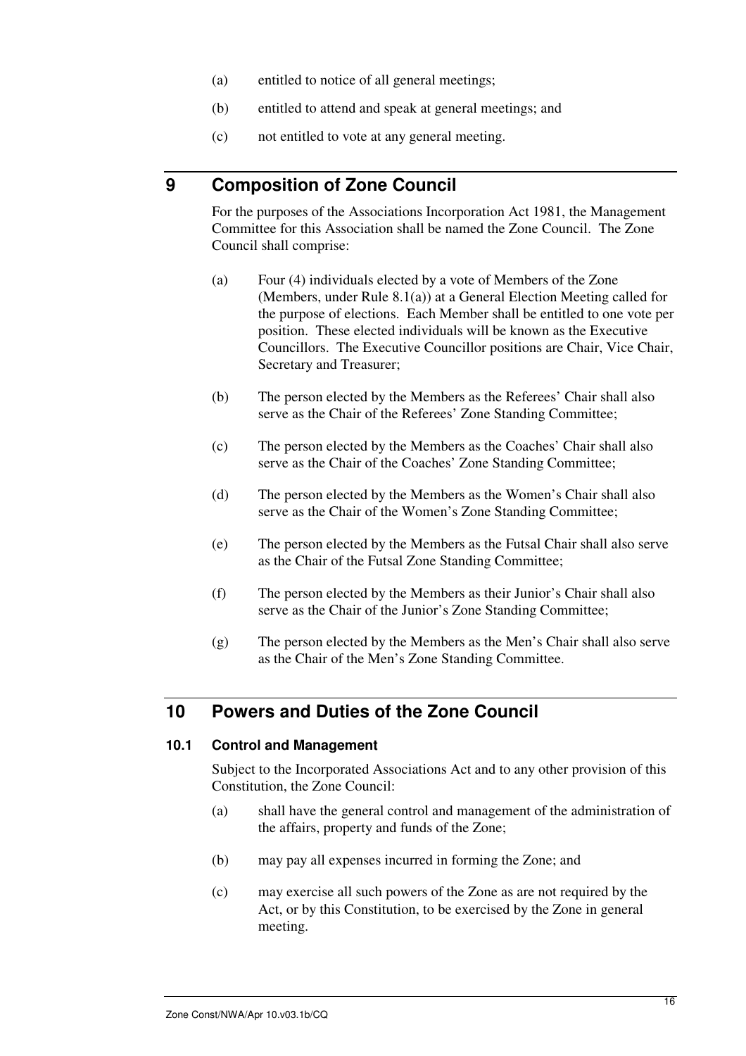(a) entitled to notice of all general meetings;

(b) entitled to attend and speak at general meetings; and

(c) not entitled to vote at any general meeting.

## 9 Composition of Zone Council

For the purposes of the Associations Incorporation Act 1981, the Management Committee for this Association shall be named the Zone Council. The Zone Council shall comprise:

(a) Four (4) individuals elected by a vote of Members of the Zone (Members, under Rule 8.1(a)) at a General Election Meeting called for the purpose of elections. Each Member shall be entitled to one vote per position. These elected individuals will be known as the Executive Councillors. The Executive Councillor positions are Chair, Vice Chair, Secretary and Treasurer;

(b) The person elected by the Members as the Referees' Chair shall also serve as the Chair of the Referees' Zone Standing Committee;

(c) The person elected by the Members as the Coaches' Chair shall also serve as the Chair of the Coaches' Zone Standing Committee;

(d) The person elected by the Members as the Women's Chair shall also serve as the Chair of the Women's Zone Standing Committee;

(e) The person elected by the Members as the Futsal Chair shall also serve as the Chair of the Futsal Zone Standing Committee;

(f) The person elected by the Members as their Junior's Chair shall also serve as the Chair of the Junior's Zone Standing Committee;

(g) The person elected by the Members as the Men's Chair shall also serve as the Chair of the Men's Zone Standing Committee.

## 10 Powers and Duties of the Zone Council

### 10.1 Control and Management

Subject to the Incorporated Associations Act and to any other provision of this Constitution, the Zone Council:

(a) shall have the general control and management of the administration of the affairs, property and funds of the Zone;

(b) may pay all expenses incurred in forming the Zone; and

(c) may exercise all such powers of the Zone as are not required by the Act, or by this Constitution, to be exercised by the Zone in general meeting.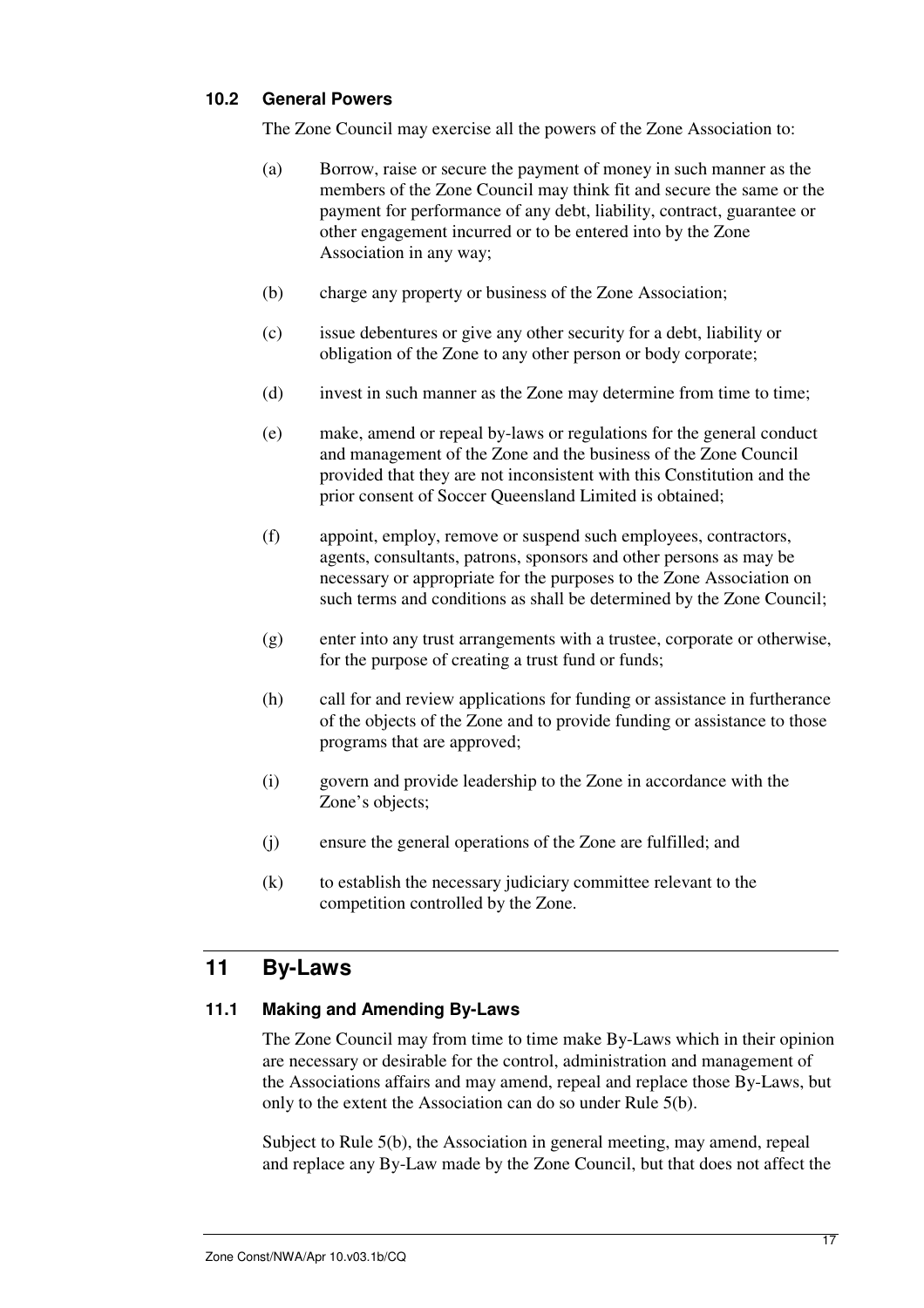### 10.2 General Powers

The Zone Council may exercise all the powers of the Zone Association to:

(a) Borrow, raise or secure the payment of money in such manner as the members of the Zone Council may think fit and secure the same or the payment for performance of any debt, liability, contract, guarantee or other engagement incurred or to be entered into by the Zone Association in any way;

(b) charge any property or business of the Zone Association;

(c) issue debentures or give any other security for a debt, liability or obligation of the Zone to any other person or body corporate;

(d) invest in such manner as the Zone may determine from time to time;

(e) make, amend or repeal by-laws or regulations for the general conduct and management of the Zone and the business of the Zone Council provided that they are not inconsistent with this Constitution and the prior consent of Soccer Queensland Limited is obtained;

(f) appoint, employ, remove or suspend such employees, contractors, agents, consultants, patrons, sponsors and other persons as may be necessary or appropriate for the purposes to the Zone Association on such terms and conditions as shall be determined by the Zone Council;

(g) enter into any trust arrangements with a trustee, corporate or otherwise, for the purpose of creating a trust fund or funds;

(h) call for and review applications for funding or assistance in furtherance of the objects of the Zone and to provide funding or assistance to those programs that are approved;

(i) govern and provide leadership to the Zone in accordance with the Zone's objects;

(j) ensure the general operations of the Zone are fulfilled; and

(k) to establish the necessary judiciary committee relevant to the competition controlled by the Zone.

## 11 By-Laws

### 11.1 Making and Amending By-Laws

The Zone Council may from time to time make By-Laws which in their opinion are necessary or desirable for the control, administration and management of the Associations affairs and may amend, repeal and replace those By-Laws, but only to the extent the Association can do so under Rule 5(b).

Subject to Rule 5(b), the Association in general meeting, may amend, repeal and replace any By-Law made by the Zone Council, but that does not affect the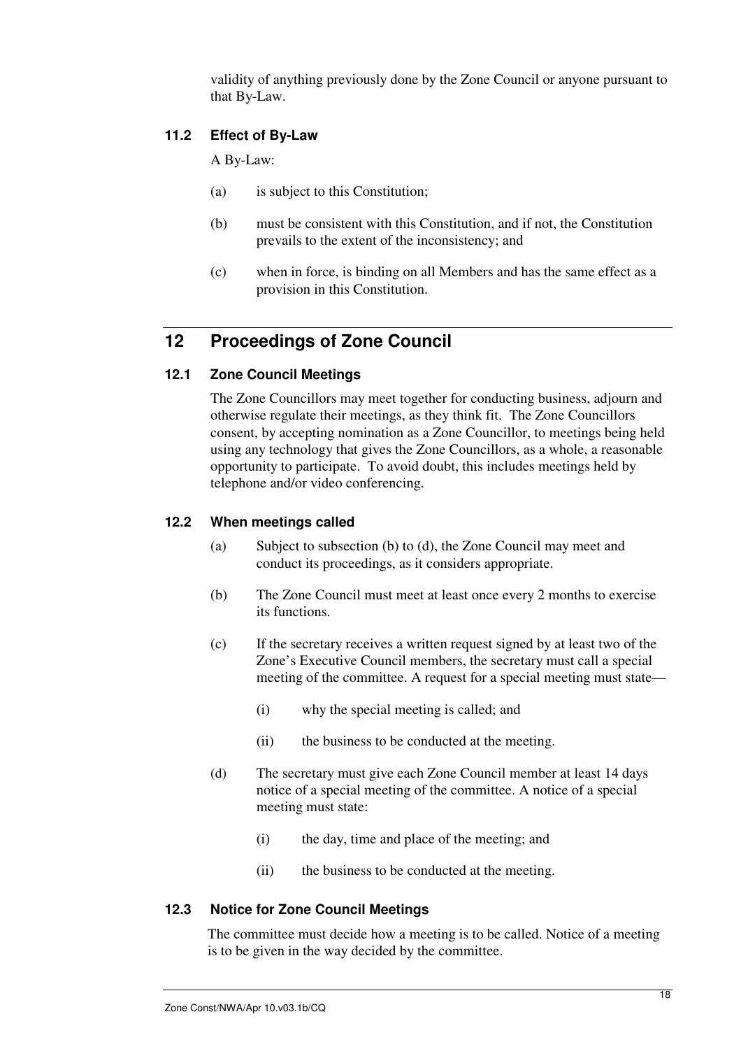validity of anything previously done by the Zone Council or anyone pursuant to that By-Law.

### 11.2 Effect of By-Law

A By-Law:

(a) is subject to this Constitution;

(b) must be consistent with this Constitution, and if not, the Constitution prevails to the extent of the inconsistency; and

(c) when in force, is binding on all Members and has the same effect as a provision in this Constitution.

## 12 Proceedings of Zone Council

### 12.1 Zone Council Meetings

The Zone Councillors may meet together for conducting business, adjourn and otherwise regulate their meetings, as they think fit. The Zone Councillors consent, by accepting nomination as a Zone Councillor, to meetings being held using any technology that gives the Zone Councillors, as a whole, a reasonable opportunity to participate. To avoid doubt, this includes meetings held by telephone and/or video conferencing.

### 12.2 When meetings called

(a) Subject to subsection (b) to (d), the Zone Council may meet and conduct its proceedings, as it considers appropriate.

(b) The Zone Council must meet at least once every 2 months to exercise its functions.

(c) If the secretary receives a written request signed by at least two of the Zone's Executive Council members, the secretary must call a special meeting of the committee. A request for a special meeting must state—

(i) why the special meeting is called; and

(ii) the business to be conducted at the meeting.

(d) The secretary must give each Zone Council member at least 14 days notice of a special meeting of the committee. A notice of a special meeting must state:

(i) the day, time and place of the meeting; and

(ii) the business to be conducted at the meeting.

### 12.3 Notice for Zone Council Meetings

The committee must decide how a meeting is to be called. Notice of a meeting is to be given in the way decided by the committee.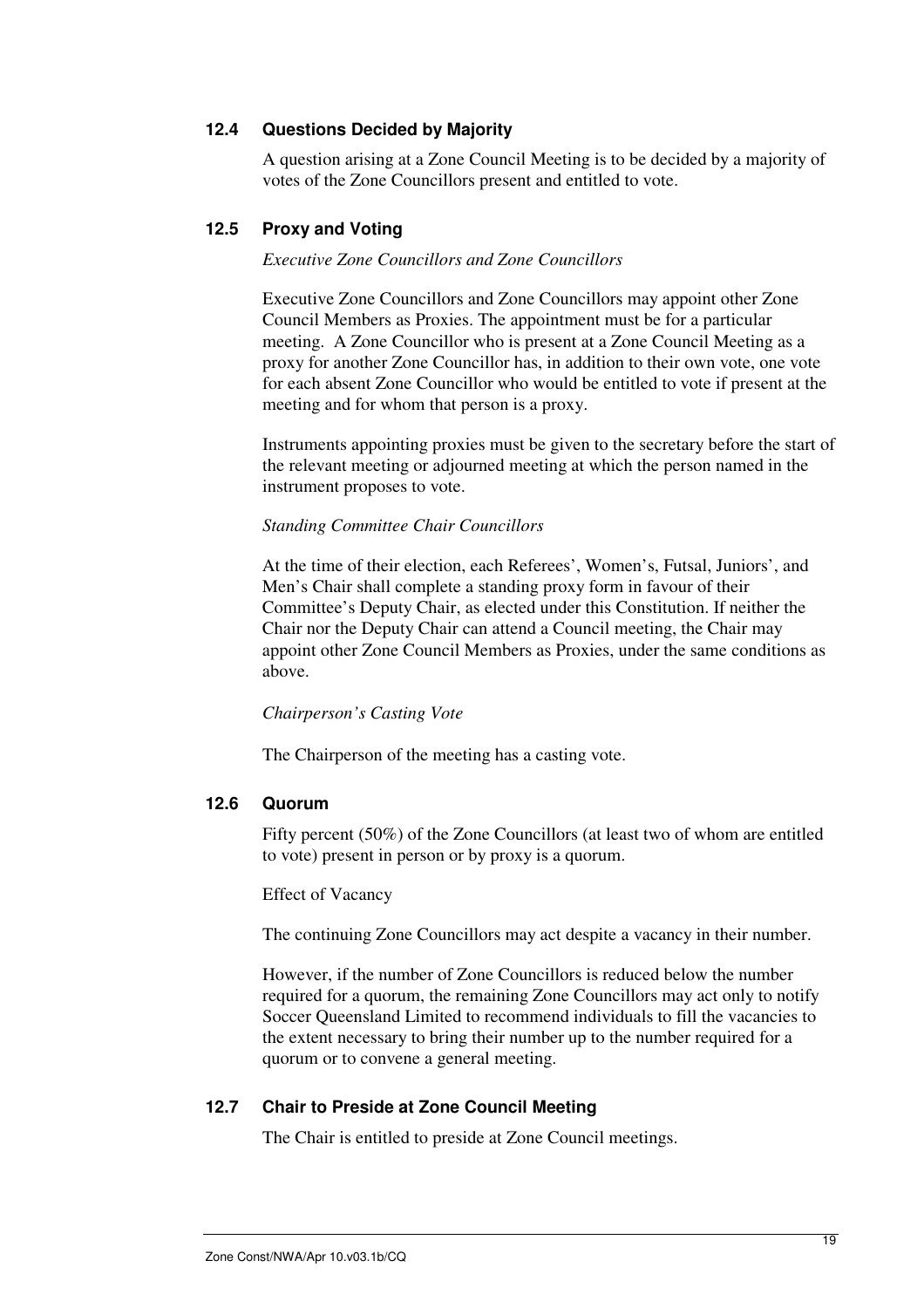### 12.4 Questions Decided by Majority

A question arising at a Zone Council Meeting is to be decided by a majority of votes of the Zone Councillors present and entitled to vote.

### 12.5 Proxy and Voting

*Executive Zone Councillors and Zone Councillors*

Executive Zone Councillors and Zone Councillors may appoint other Zone Council Members as Proxies. The appointment must be for a particular meeting. A Zone Councillor who is present at a Zone Council Meeting as a proxy for another Zone Councillor has, in addition to their own vote, one vote for each absent Zone Councillor who would be entitled to vote if present at the meeting and for whom that person is a proxy.

Instruments appointing proxies must be given to the secretary before the start of the relevant meeting or adjourned meeting at which the person named in the instrument proposes to vote.

*Standing Committee Chair Councillors*

At the time of their election, each Referees', Women's, Futsal, Juniors', and Men's Chair shall complete a standing proxy form in favour of their Committee's Deputy Chair, as elected under this Constitution. If neither the Chair nor the Deputy Chair can attend a Council meeting, the Chair may appoint other Zone Council Members as Proxies, under the same conditions as above.

*Chairperson's Casting Vote*

The Chairperson of the meeting has a casting vote.

### 12.6 Quorum

Fifty percent (50%) of the Zone Councillors (at least two of whom are entitled to vote) present in person or by proxy is a quorum.

Effect of Vacancy

The continuing Zone Councillors may act despite a vacancy in their number.

However, if the number of Zone Councillors is reduced below the number required for a quorum, the remaining Zone Councillors may act only to notify Soccer Queensland Limited to recommend individuals to fill the vacancies to the extent necessary to bring their number up to the number required for a quorum or to convene a general meeting.

### 12.7 Chair to Preside at Zone Council Meeting

The Chair is entitled to preside at Zone Council meetings.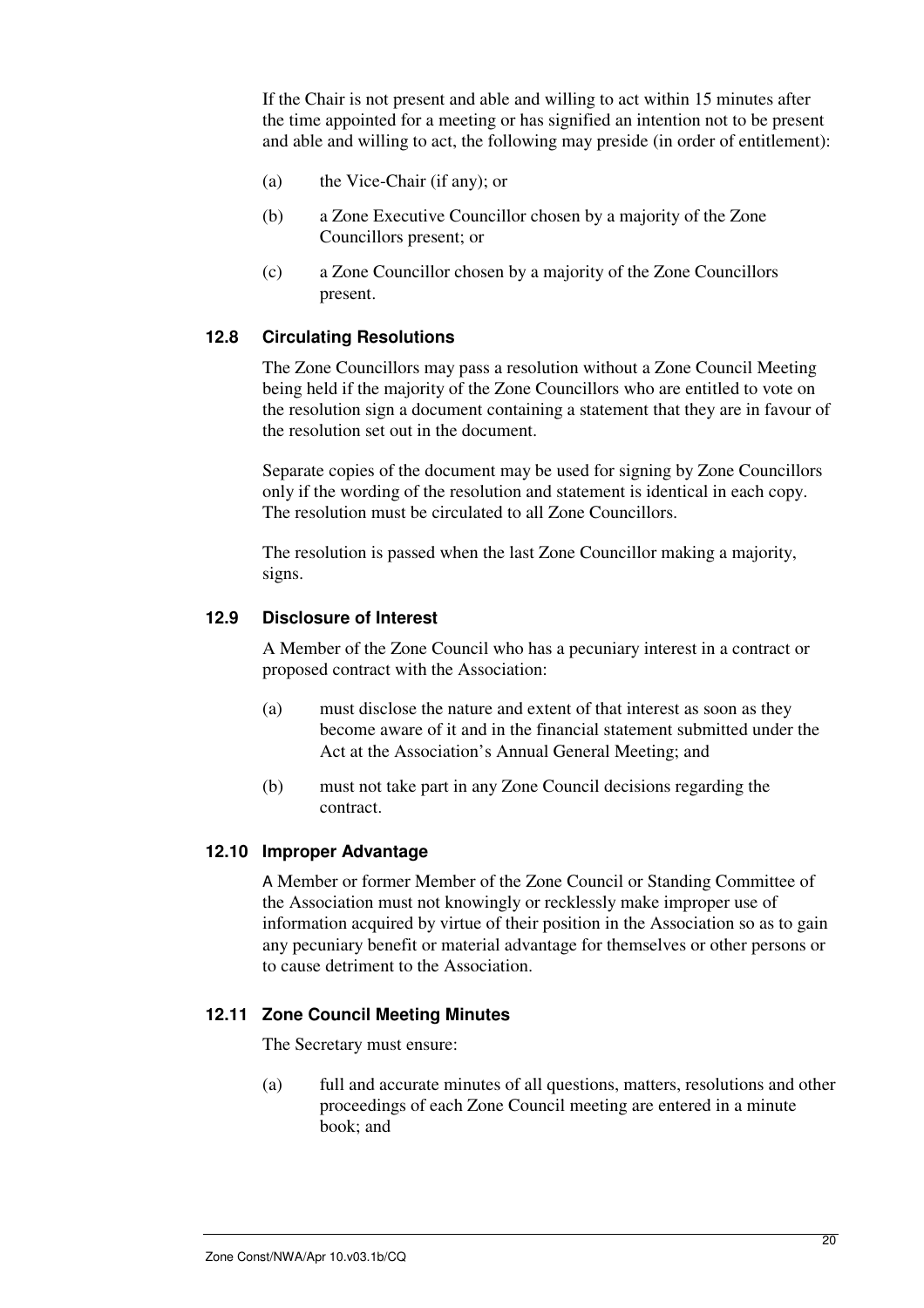If the Chair is not present and able and willing to act within 15 minutes after the time appointed for a meeting or has signified an intention not to be present and able and willing to act, the following may preside (in order of entitlement):

(a) the Vice-Chair (if any); or

(b) a Zone Executive Councillor chosen by a majority of the Zone Councillors present; or

(c) a Zone Councillor chosen by a majority of the Zone Councillors present.

### 12.8 Circulating Resolutions

The Zone Councillors may pass a resolution without a Zone Council Meeting being held if the majority of the Zone Councillors who are entitled to vote on the resolution sign a document containing a statement that they are in favour of the resolution set out in the document.

Separate copies of the document may be used for signing by Zone Councillors only if the wording of the resolution and statement is identical in each copy. The resolution must be circulated to all Zone Councillors.

The resolution is passed when the last Zone Councillor making a majority, signs.

### 12.9 Disclosure of Interest

A Member of the Zone Council who has a pecuniary interest in a contract or proposed contract with the Association:

(a) must disclose the nature and extent of that interest as soon as they become aware of it and in the financial statement submitted under the Act at the Association's Annual General Meeting; and

(b) must not take part in any Zone Council decisions regarding the contract.

### 12.10 Improper Advantage

A Member or former Member of the Zone Council or Standing Committee of the Association must not knowingly or recklessly make improper use of information acquired by virtue of their position in the Association so as to gain any pecuniary benefit or material advantage for themselves or other persons or to cause detriment to the Association.

### 12.11 Zone Council Meeting Minutes

The Secretary must ensure:

(a) full and accurate minutes of all questions, matters, resolutions and other proceedings of each Zone Council meeting are entered in a minute book; and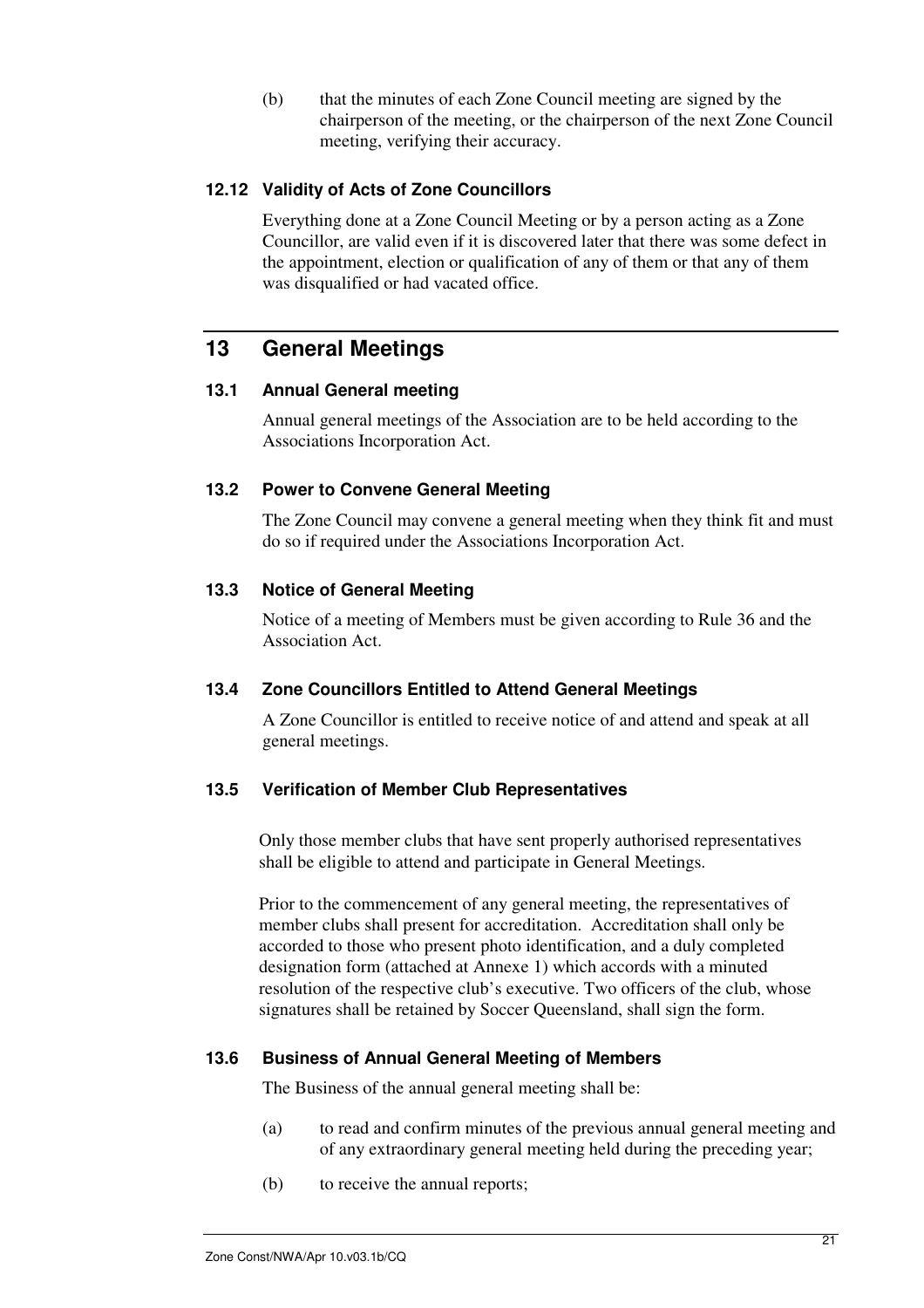(b) that the minutes of each Zone Council meeting are signed by the chairperson of the meeting, or the chairperson of the next Zone Council meeting, verifying their accuracy.

### 12.12 Validity of Acts of Zone Councillors

Everything done at a Zone Council Meeting or by a person acting as a Zone Councillor, are valid even if it is discovered later that there was some defect in the appointment, election or qualification of any of them or that any of them was disqualified or had vacated office.

## 13 General Meetings

### 13.1 Annual General meeting

Annual general meetings of the Association are to be held according to the Associations Incorporation Act.

### 13.2 Power to Convene General Meeting

The Zone Council may convene a general meeting when they think fit and must do so if required under the Associations Incorporation Act.

### 13.3 Notice of General Meeting

Notice of a meeting of Members must be given according to Rule 36 and the Association Act.

### 13.4 Zone Councillors Entitled to Attend General Meetings

A Zone Councillor is entitled to receive notice of and attend and speak at all general meetings.

### 13.5 Verification of Member Club Representatives

Only those member clubs that have sent properly authorised representatives shall be eligible to attend and participate in General Meetings.

Prior to the commencement of any general meeting, the representatives of member clubs shall present for accreditation. Accreditation shall only be accorded to those who present photo identification, and a duly completed designation form (attached at Annexe 1) which accords with a minuted resolution of the respective club's executive. Two officers of the club, whose signatures shall be retained by Soccer Queensland, shall sign the form.

### 13.6 Business of Annual General Meeting of Members

The Business of the annual general meeting shall be:

(a) to read and confirm minutes of the previous annual general meeting and of any extraordinary general meeting held during the preceding year;

(b) to receive the annual reports;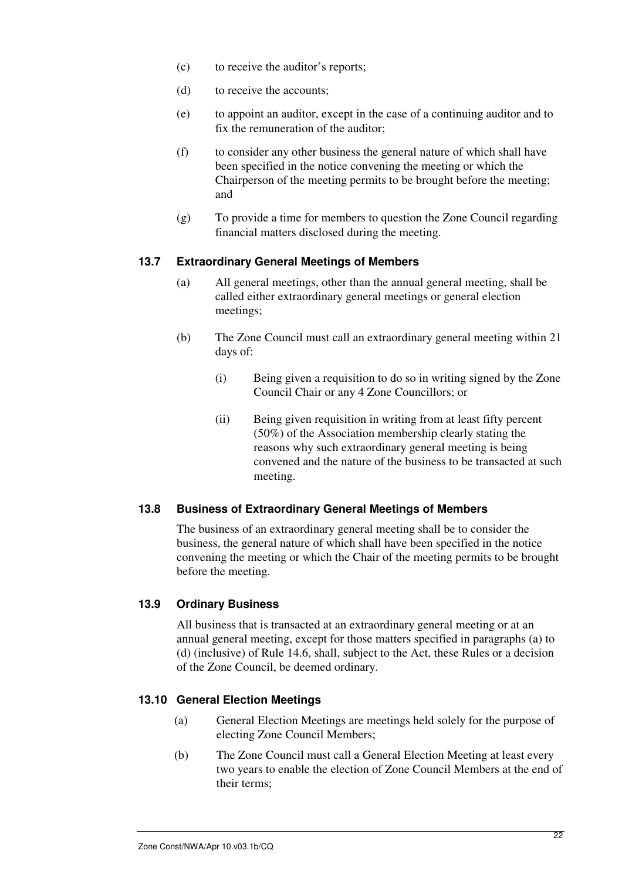(c) to receive the auditor's reports;

(d) to receive the accounts;

(e) to appoint an auditor, except in the case of a continuing auditor and to fix the remuneration of the auditor;

(f) to consider any other business the general nature of which shall have been specified in the notice convening the meeting or which the Chairperson of the meeting permits to be brought before the meeting; and

(g) To provide a time for members to question the Zone Council regarding financial matters disclosed during the meeting.

### 13.7 Extraordinary General Meetings of Members

(a) All general meetings, other than the annual general meeting, shall be called either extraordinary general meetings or general election meetings;

(b) The Zone Council must call an extraordinary general meeting within 21 days of:

(i) Being given a requisition to do so in writing signed by the Zone Council Chair or any 4 Zone Councillors; or

(ii) Being given requisition in writing from at least fifty percent (50%) of the Association membership clearly stating the reasons why such extraordinary general meeting is being convened and the nature of the business to be transacted at such meeting.

### 13.8 Business of Extraordinary General Meetings of Members

The business of an extraordinary general meeting shall be to consider the business, the general nature of which shall have been specified in the notice convening the meeting or which the Chair of the meeting permits to be brought before the meeting.

### 13.9 Ordinary Business

All business that is transacted at an extraordinary general meeting or at an annual general meeting, except for those matters specified in paragraphs (a) to (d) (inclusive) of Rule 14.6, shall, subject to the Act, these Rules or a decision of the Zone Council, be deemed ordinary.

### 13.10 General Election Meetings

(a) General Election Meetings are meetings held solely for the purpose of electing Zone Council Members;

(b) The Zone Council must call a General Election Meeting at least every two years to enable the election of Zone Council Members at the end of their terms;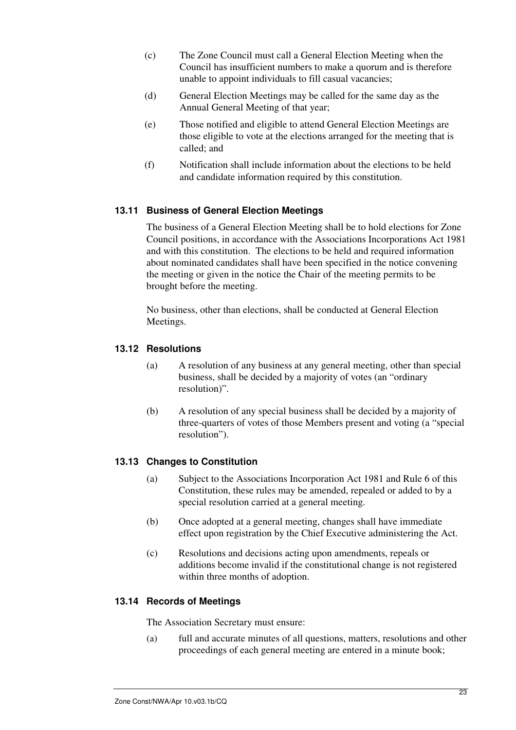(c) The Zone Council must call a General Election Meeting when the Council has insufficient numbers to make a quorum and is therefore unable to appoint individuals to fill casual vacancies;

(d) General Election Meetings may be called for the same day as the Annual General Meeting of that year;

(e) Those notified and eligible to attend General Election Meetings are those eligible to vote at the elections arranged for the meeting that is called; and

(f) Notification shall include information about the elections to be held and candidate information required by this constitution.

### 13.11 Business of General Election Meetings

The business of a General Election Meeting shall be to hold elections for Zone Council positions, in accordance with the Associations Incorporations Act 1981 and with this constitution. The elections to be held and required information about nominated candidates shall have been specified in the notice convening the meeting or given in the notice the Chair of the meeting permits to be brought before the meeting.

No business, other than elections, shall be conducted at General Election Meetings.

### 13.12 Resolutions

(a) A resolution of any business at any general meeting, other than special business, shall be decided by a majority of votes (an "ordinary resolution)".

(b) A resolution of any special business shall be decided by a majority of three-quarters of votes of those Members present and voting (a "special resolution").

### 13.13 Changes to Constitution

(a) Subject to the Associations Incorporation Act 1981 and Rule 6 of this Constitution, these rules may be amended, repealed or added to by a special resolution carried at a general meeting.

(b) Once adopted at a general meeting, changes shall have immediate effect upon registration by the Chief Executive administering the Act.

(c) Resolutions and decisions acting upon amendments, repeals or additions become invalid if the constitutional change is not registered within three months of adoption.

### 13.14 Records of Meetings

The Association Secretary must ensure:

(a) full and accurate minutes of all questions, matters, resolutions and other proceedings of each general meeting are entered in a minute book;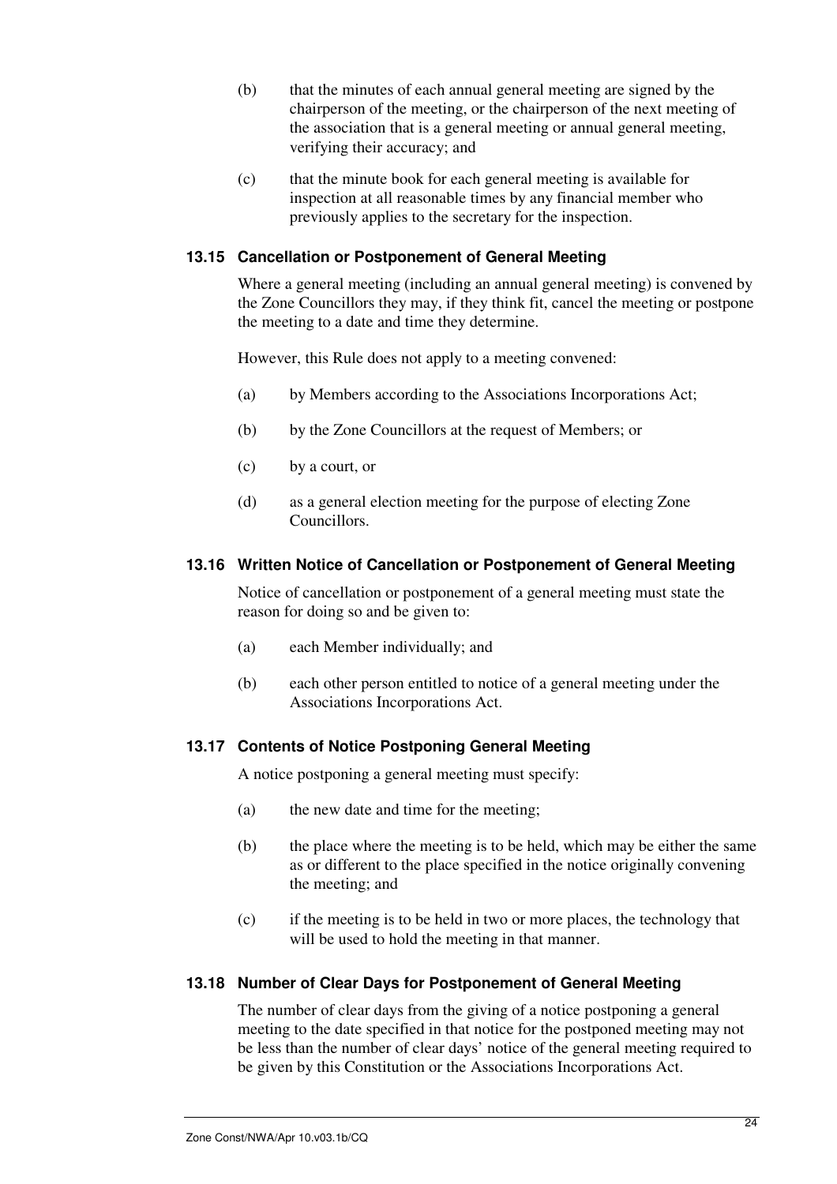(b) that the minutes of each annual general meeting are signed by the chairperson of the meeting, or the chairperson of the next meeting of the association that is a general meeting or annual general meeting, verifying their accuracy; and

(c) that the minute book for each general meeting is available for inspection at all reasonable times by any financial member who previously applies to the secretary for the inspection.

### 13.15 Cancellation or Postponement of General Meeting

Where a general meeting (including an annual general meeting) is convened by the Zone Councillors they may, if they think fit, cancel the meeting or postpone the meeting to a date and time they determine.

However, this Rule does not apply to a meeting convened:

(a) by Members according to the Associations Incorporations Act;

(b) by the Zone Councillors at the request of Members; or

(c) by a court, or

(d) as a general election meeting for the purpose of electing Zone Councillors.

### 13.16 Written Notice of Cancellation or Postponement of General Meeting

Notice of cancellation or postponement of a general meeting must state the reason for doing so and be given to:

(a) each Member individually; and

(b) each other person entitled to notice of a general meeting under the Associations Incorporations Act.

### 13.17 Contents of Notice Postponing General Meeting

A notice postponing a general meeting must specify:

(a) the new date and time for the meeting;

(b) the place where the meeting is to be held, which may be either the same as or different to the place specified in the notice originally convening the meeting; and

(c) if the meeting is to be held in two or more places, the technology that will be used to hold the meeting in that manner.

### 13.18 Number of Clear Days for Postponement of General Meeting

The number of clear days from the giving of a notice postponing a general meeting to the date specified in that notice for the postponed meeting may not be less than the number of clear days' notice of the general meeting required to be given by this Constitution or the Associations Incorporations Act.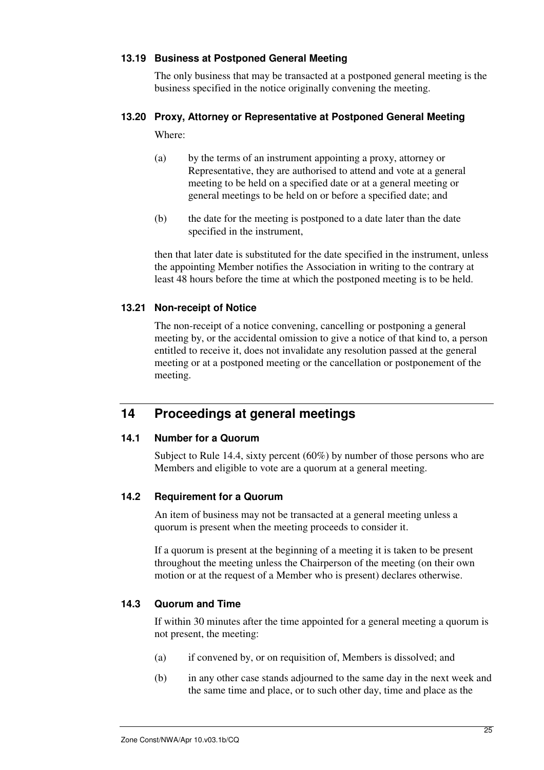### 13.19 Business at Postponed General Meeting

The only business that may be transacted at a postponed general meeting is the business specified in the notice originally convening the meeting.

### 13.20 Proxy, Attorney or Representative at Postponed General Meeting

Where:

(a) by the terms of an instrument appointing a proxy, attorney or Representative, they are authorised to attend and vote at a general meeting to be held on a specified date or at a general meeting or general meetings to be held on or before a specified date; and

(b) the date for the meeting is postponed to a date later than the date specified in the instrument,

then that later date is substituted for the date specified in the instrument, unless the appointing Member notifies the Association in writing to the contrary at least 48 hours before the time at which the postponed meeting is to be held.

### 13.21 Non-receipt of Notice

The non-receipt of a notice convening, cancelling or postponing a general meeting by, or the accidental omission to give a notice of that kind to, a person entitled to receive it, does not invalidate any resolution passed at the general meeting or at a postponed meeting or the cancellation or postponement of the meeting.

## 14 Proceedings at general meetings

### 14.1 Number for a Quorum

Subject to Rule 14.4, sixty percent (60%) by number of those persons who are Members and eligible to vote are a quorum at a general meeting.

### 14.2 Requirement for a Quorum

An item of business may not be transacted at a general meeting unless a quorum is present when the meeting proceeds to consider it.

If a quorum is present at the beginning of a meeting it is taken to be present throughout the meeting unless the Chairperson of the meeting (on their own motion or at the request of a Member who is present) declares otherwise.

### 14.3 Quorum and Time

If within 30 minutes after the time appointed for a general meeting a quorum is not present, the meeting:

(a) if convened by, or on requisition of, Members is dissolved; and

(b) in any other case stands adjourned to the same day in the next week and the same time and place, or to such other day, time and place as the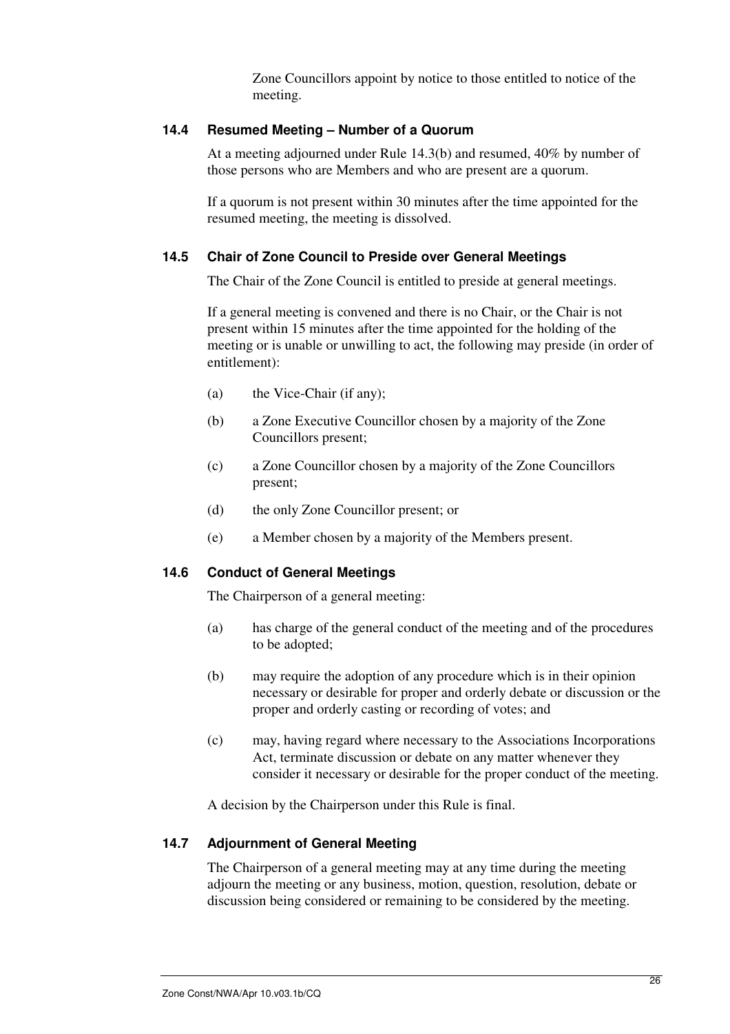Zone Councillors appoint by notice to those entitled to notice of the meeting.

### 14.4 Resumed Meeting – Number of a Quorum

At a meeting adjourned under Rule 14.3(b) and resumed, 40% by number of those persons who are Members and who are present are a quorum.

If a quorum is not present within 30 minutes after the time appointed for the resumed meeting, the meeting is dissolved.

### 14.5 Chair of Zone Council to Preside over General Meetings

The Chair of the Zone Council is entitled to preside at general meetings.

If a general meeting is convened and there is no Chair, or the Chair is not present within 15 minutes after the time appointed for the holding of the meeting or is unable or unwilling to act, the following may preside (in order of entitlement):

(a) the Vice-Chair (if any);

(b) a Zone Executive Councillor chosen by a majority of the Zone Councillors present;

(c) a Zone Councillor chosen by a majority of the Zone Councillors present;

(d) the only Zone Councillor present; or

(e) a Member chosen by a majority of the Members present.

### 14.6 Conduct of General Meetings

The Chairperson of a general meeting:

(a) has charge of the general conduct of the meeting and of the procedures to be adopted;

(b) may require the adoption of any procedure which is in their opinion necessary or desirable for proper and orderly debate or discussion or the proper and orderly casting or recording of votes; and

(c) may, having regard where necessary to the Associations Incorporations Act, terminate discussion or debate on any matter whenever they consider it necessary or desirable for the proper conduct of the meeting.

A decision by the Chairperson under this Rule is final.

### 14.7 Adjournment of General Meeting

The Chairperson of a general meeting may at any time during the meeting adjourn the meeting or any business, motion, question, resolution, debate or discussion being considered or remaining to be considered by the meeting.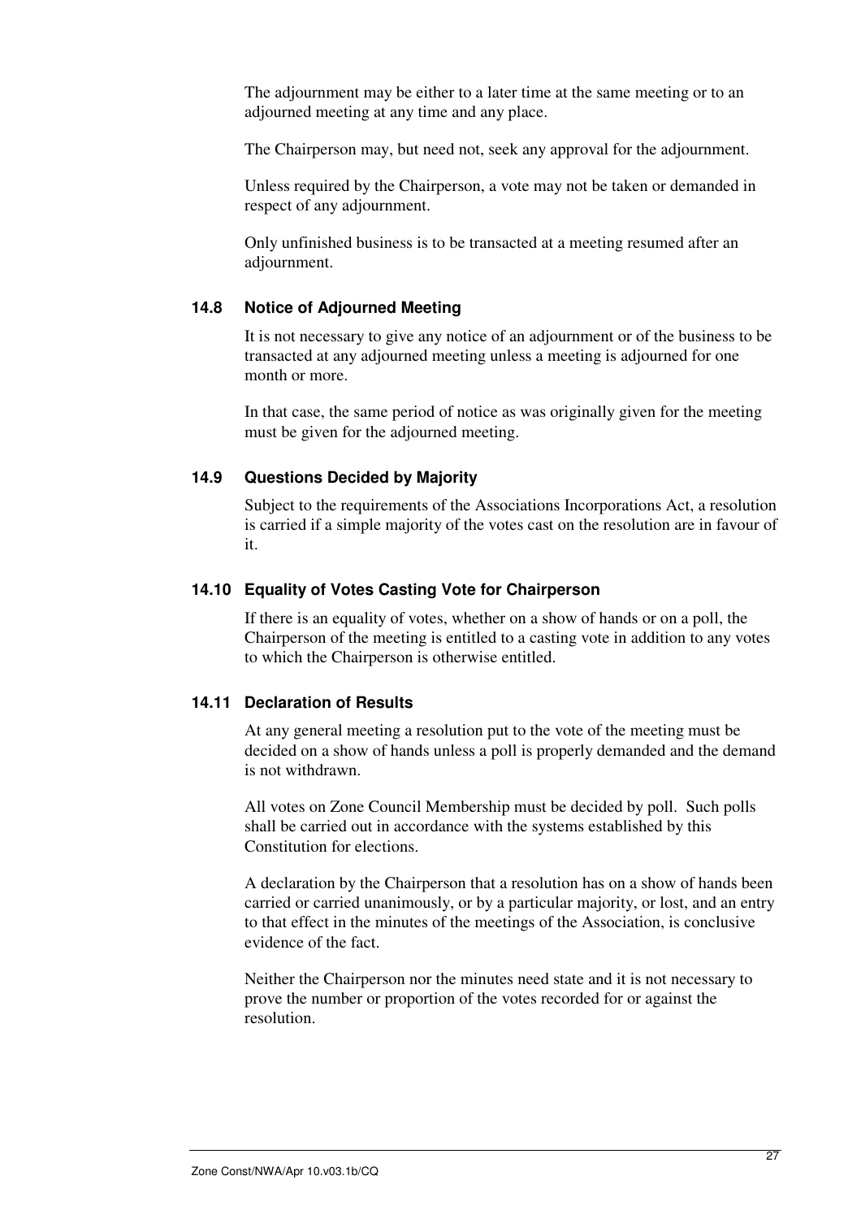The adjournment may be either to a later time at the same meeting or to an adjourned meeting at any time and any place.

The Chairperson may, but need not, seek any approval for the adjournment.

Unless required by the Chairperson, a vote may not be taken or demanded in respect of any adjournment.

Only unfinished business is to be transacted at a meeting resumed after an adjournment.

### 14.8 Notice of Adjourned Meeting

It is not necessary to give any notice of an adjournment or of the business to be transacted at any adjourned meeting unless a meeting is adjourned for one month or more.

In that case, the same period of notice as was originally given for the meeting must be given for the adjourned meeting.

### 14.9 Questions Decided by Majority

Subject to the requirements of the Associations Incorporations Act, a resolution is carried if a simple majority of the votes cast on the resolution are in favour of it.

### 14.10 Equality of Votes Casting Vote for Chairperson

If there is an equality of votes, whether on a show of hands or on a poll, the Chairperson of the meeting is entitled to a casting vote in addition to any votes to which the Chairperson is otherwise entitled.

### 14.11 Declaration of Results

At any general meeting a resolution put to the vote of the meeting must be decided on a show of hands unless a poll is properly demanded and the demand is not withdrawn.

All votes on Zone Council Membership must be decided by poll. Such polls shall be carried out in accordance with the systems established by this Constitution for elections.

A declaration by the Chairperson that a resolution has on a show of hands been carried or carried unanimously, or by a particular majority, or lost, and an entry to that effect in the minutes of the meetings of the Association, is conclusive evidence of the fact.

Neither the Chairperson nor the minutes need state and it is not necessary to prove the number or proportion of the votes recorded for or against the resolution.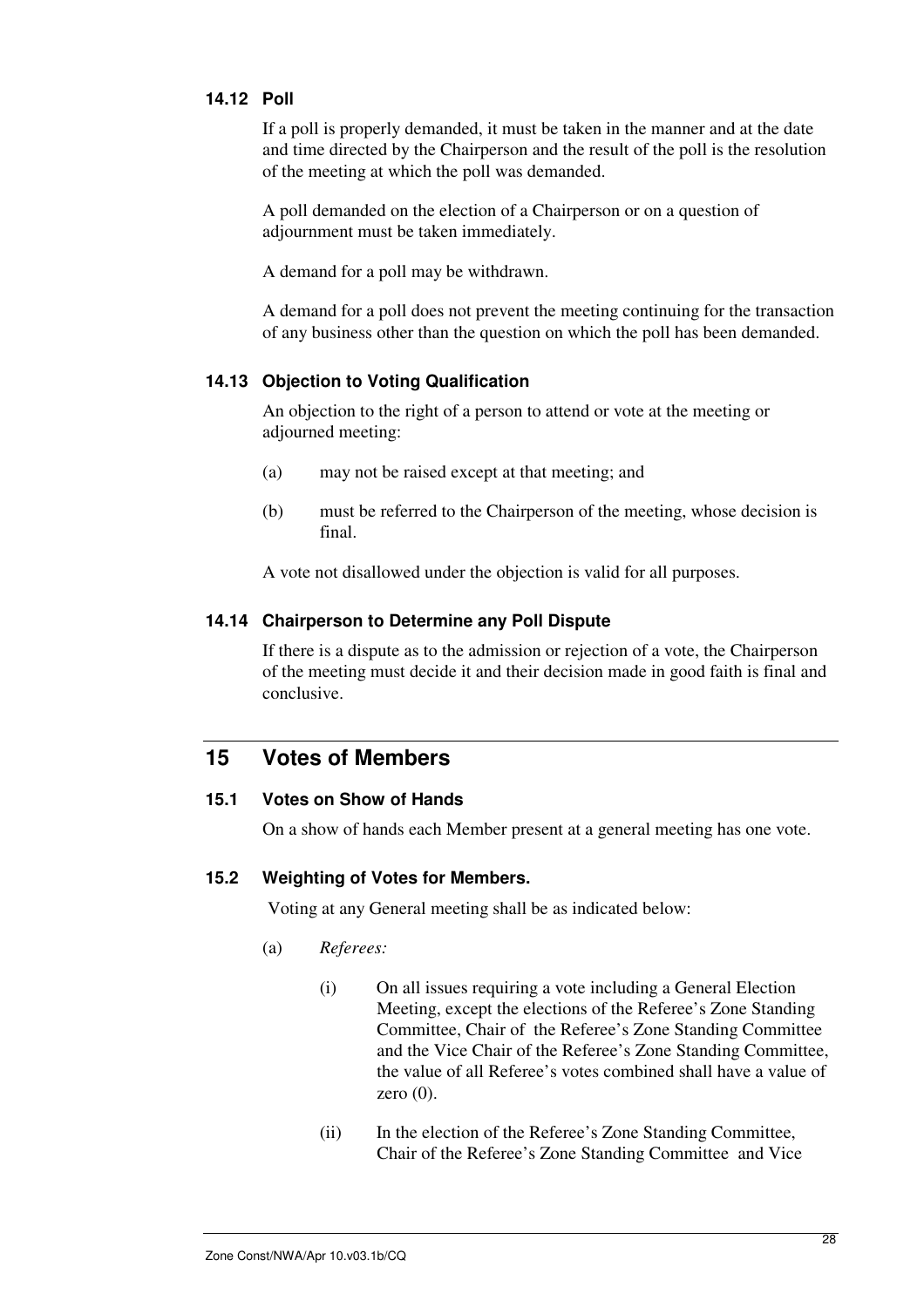### 14.12 Poll

If a poll is properly demanded, it must be taken in the manner and at the date and time directed by the Chairperson and the result of the poll is the resolution of the meeting at which the poll was demanded.

A poll demanded on the election of a Chairperson or on a question of adjournment must be taken immediately.

A demand for a poll may be withdrawn.

A demand for a poll does not prevent the meeting continuing for the transaction of any business other than the question on which the poll has been demanded.

### 14.13 Objection to Voting Qualification

An objection to the right of a person to attend or vote at the meeting or adjourned meeting:

(a) may not be raised except at that meeting; and

(b) must be referred to the Chairperson of the meeting, whose decision is final.

A vote not disallowed under the objection is valid for all purposes.

### 14.14 Chairperson to Determine any Poll Dispute

If there is a dispute as to the admission or rejection of a vote, the Chairperson of the meeting must decide it and their decision made in good faith is final and conclusive.

## 15 Votes of Members

### 15.1 Votes on Show of Hands

On a show of hands each Member present at a general meeting has one vote.

### 15.2 Weighting of Votes for Members.

Voting at any General meeting shall be as indicated below:

(a) *Referees:*

(i) On all issues requiring a vote including a General Election Meeting, except the elections of the Referee's Zone Standing Committee, Chair of the Referee's Zone Standing Committee and the Vice Chair of the Referee's Zone Standing Committee, the value of all Referee's votes combined shall have a value of zero (0).

(ii) In the election of the Referee's Zone Standing Committee, Chair of the Referee's Zone Standing Committee and Vice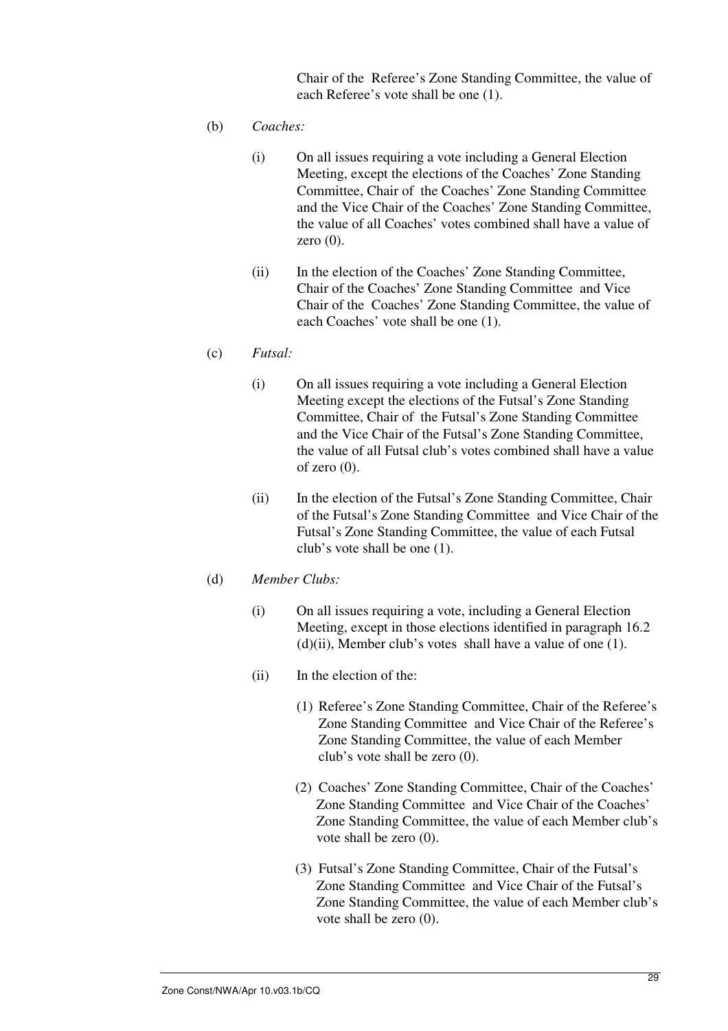Chair of the Referee's Zone Standing Committee, the value of each Referee's vote shall be one (1).

(b) *Coaches:*

(i) On all issues requiring a vote including a General Election Meeting, except the elections of the Coaches' Zone Standing Committee, Chair of the Coaches' Zone Standing Committee and the Vice Chair of the Coaches' Zone Standing Committee, the value of all Coaches' votes combined shall have a value of zero (0).

(ii) In the election of the Coaches' Zone Standing Committee, Chair of the Coaches' Zone Standing Committee and Vice Chair of the Coaches' Zone Standing Committee, the value of each Coaches' vote shall be one (1).

(c) *Futsal:*

(i) On all issues requiring a vote including a General Election Meeting except the elections of the Futsal's Zone Standing Committee, Chair of the Futsal's Zone Standing Committee and the Vice Chair of the Futsal's Zone Standing Committee, the value of all Futsal club's votes combined shall have a value of zero (0).

(ii) In the election of the Futsal's Zone Standing Committee, Chair of the Futsal's Zone Standing Committee and Vice Chair of the Futsal's Zone Standing Committee, the value of each Futsal club's vote shall be one (1).

(d) *Member Clubs:*

(i) On all issues requiring a vote, including a General Election Meeting, except in those elections identified in paragraph 16.2 (d)(ii), Member club's votes shall have a value of one (1).

(ii) In the election of the:

(1) Referee's Zone Standing Committee, Chair of the Referee's Zone Standing Committee and Vice Chair of the Referee's Zone Standing Committee, the value of each Member club's vote shall be zero (0).

(2) Coaches' Zone Standing Committee, Chair of the Coaches' Zone Standing Committee and Vice Chair of the Coaches' Zone Standing Committee, the value of each Member club's vote shall be zero (0).

(3) Futsal's Zone Standing Committee, Chair of the Futsal's Zone Standing Committee and Vice Chair of the Futsal's Zone Standing Committee, the value of each Member club's vote shall be zero (0).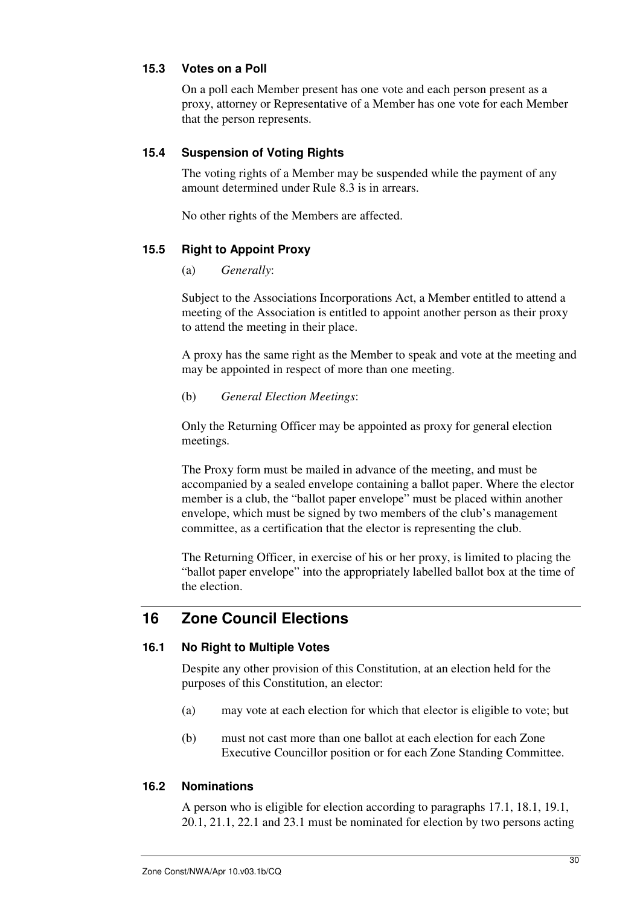### 15.3 Votes on a Poll

On a poll each Member present has one vote and each person present as a proxy, attorney or Representative of a Member has one vote for each Member that the person represents.

### 15.4 Suspension of Voting Rights

The voting rights of a Member may be suspended while the payment of any amount determined under Rule 8.3 is in arrears.

No other rights of the Members are affected.

### 15.5 Right to Appoint Proxy

(a) *Generally*:

Subject to the Associations Incorporations Act, a Member entitled to attend a meeting of the Association is entitled to appoint another person as their proxy to attend the meeting in their place.

A proxy has the same right as the Member to speak and vote at the meeting and may be appointed in respect of more than one meeting.

(b) *General Election Meetings*:

Only the Returning Officer may be appointed as proxy for general election meetings.

The Proxy form must be mailed in advance of the meeting, and must be accompanied by a sealed envelope containing a ballot paper. Where the elector member is a club, the "ballot paper envelope" must be placed within another envelope, which must be signed by two members of the club's management committee, as a certification that the elector is representing the club.

The Returning Officer, in exercise of his or her proxy, is limited to placing the "ballot paper envelope" into the appropriately labelled ballot box at the time of the election.

## 16 Zone Council Elections

### 16.1 No Right to Multiple Votes

Despite any other provision of this Constitution, at an election held for the purposes of this Constitution, an elector:

(a) may vote at each election for which that elector is eligible to vote; but

(b) must not cast more than one ballot at each election for each Zone Executive Councillor position or for each Zone Standing Committee.

### 16.2 Nominations

A person who is eligible for election according to paragraphs 17.1, 18.1, 19.1, 20.1, 21.1, 22.1 and 23.1 must be nominated for election by two persons acting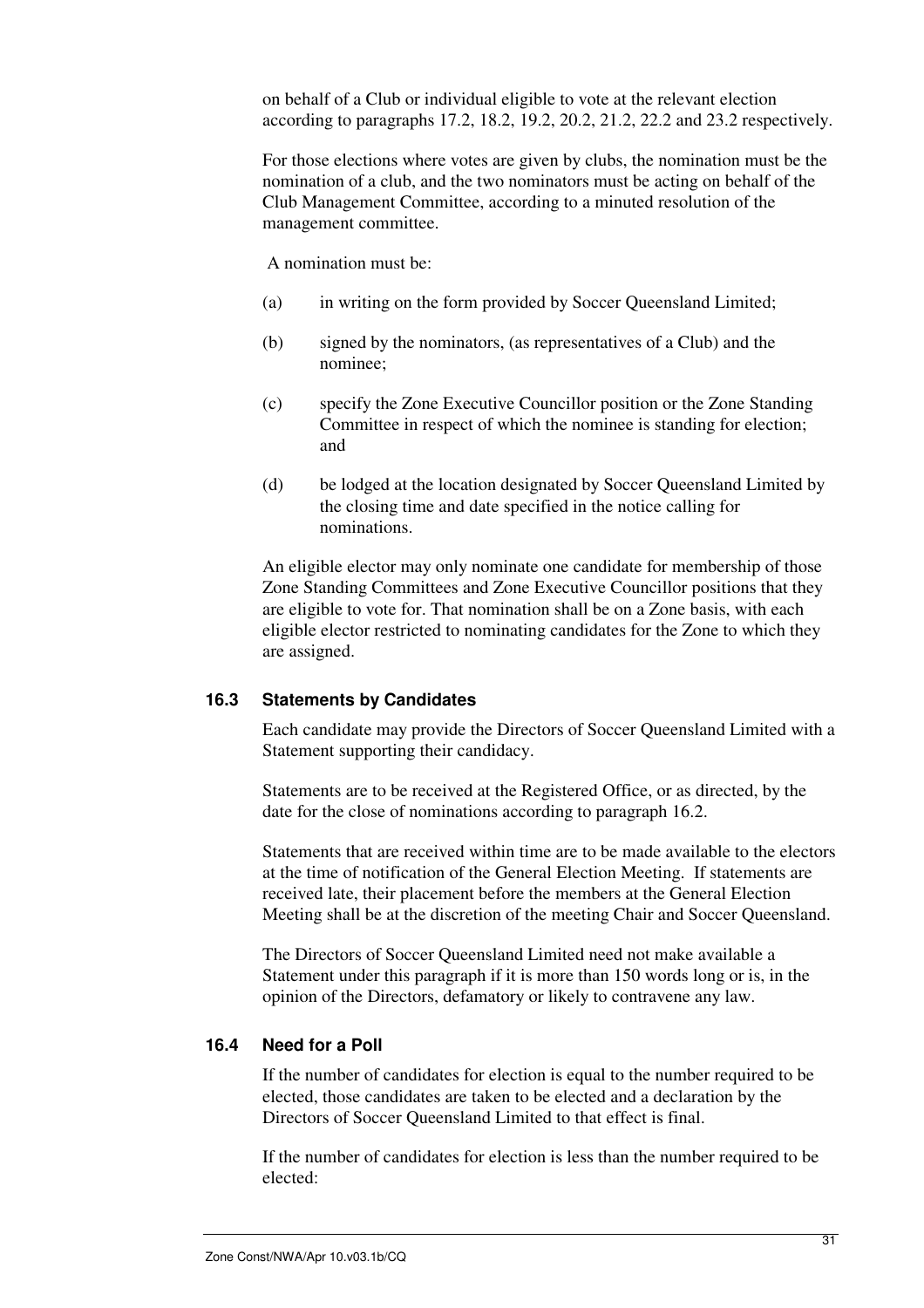on behalf of a Club or individual eligible to vote at the relevant election according to paragraphs 17.2, 18.2, 19.2, 20.2, 21.2, 22.2 and 23.2 respectively.

For those elections where votes are given by clubs, the nomination must be the nomination of a club, and the two nominators must be acting on behalf of the Club Management Committee, according to a minuted resolution of the management committee.

A nomination must be:

(a) in writing on the form provided by Soccer Queensland Limited;

(b) signed by the nominators, (as representatives of a Club) and the nominee;

(c) specify the Zone Executive Councillor position or the Zone Standing Committee in respect of which the nominee is standing for election; and

(d) be lodged at the location designated by Soccer Queensland Limited by the closing time and date specified in the notice calling for nominations.

An eligible elector may only nominate one candidate for membership of those Zone Standing Committees and Zone Executive Councillor positions that they are eligible to vote for. That nomination shall be on a Zone basis, with each eligible elector restricted to nominating candidates for the Zone to which they are assigned.

### 16.3 Statements by Candidates

Each candidate may provide the Directors of Soccer Queensland Limited with a Statement supporting their candidacy.

Statements are to be received at the Registered Office, or as directed, by the date for the close of nominations according to paragraph 16.2.

Statements that are received within time are to be made available to the electors at the time of notification of the General Election Meeting. If statements are received late, their placement before the members at the General Election Meeting shall be at the discretion of the meeting Chair and Soccer Queensland.

The Directors of Soccer Queensland Limited need not make available a Statement under this paragraph if it is more than 150 words long or is, in the opinion of the Directors, defamatory or likely to contravene any law.

### 16.4 Need for a Poll

If the number of candidates for election is equal to the number required to be elected, those candidates are taken to be elected and a declaration by the Directors of Soccer Queensland Limited to that effect is final.

If the number of candidates for election is less than the number required to be elected: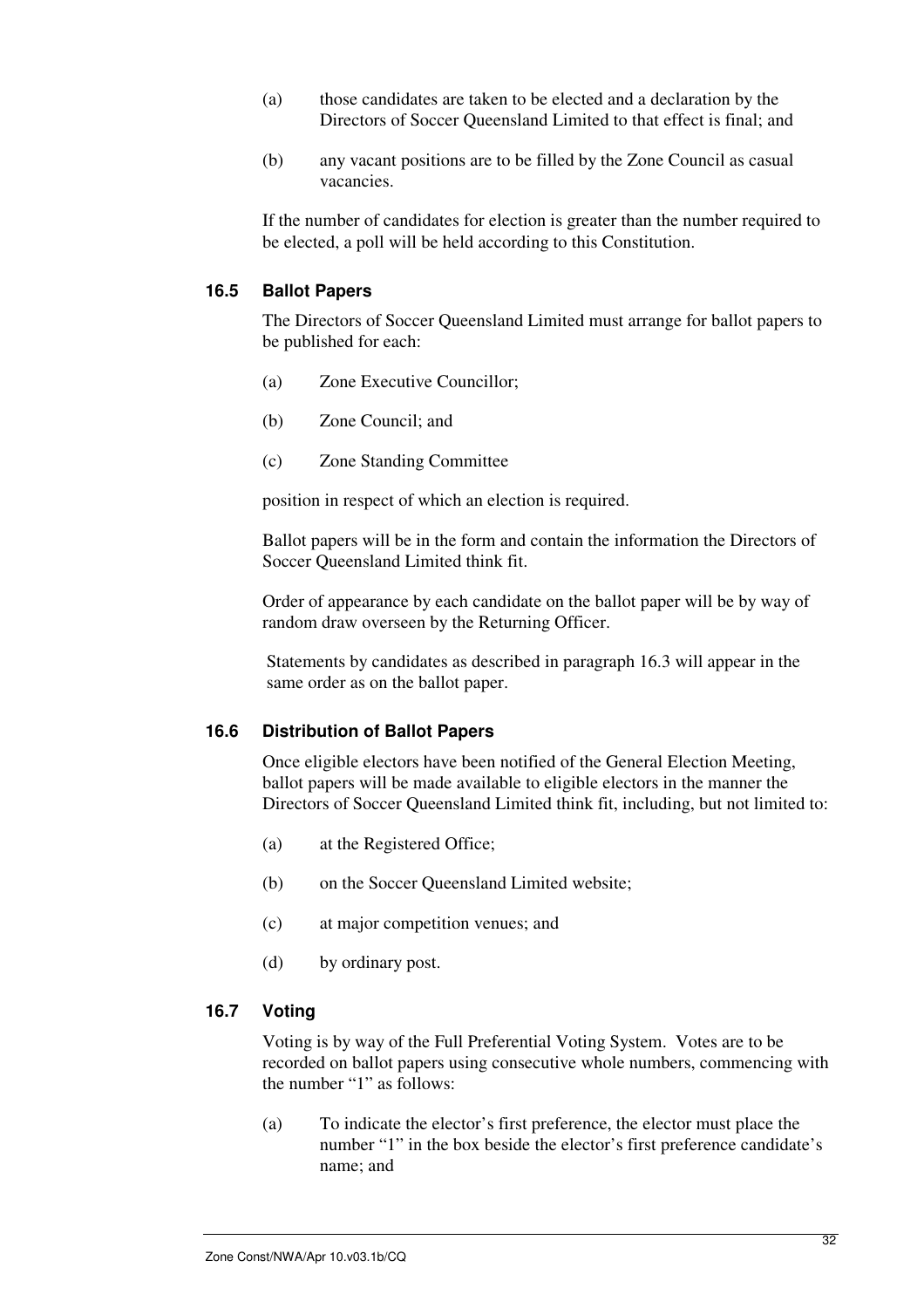(a) those candidates are taken to be elected and a declaration by the Directors of Soccer Queensland Limited to that effect is final; and

(b) any vacant positions are to be filled by the Zone Council as casual vacancies.

If the number of candidates for election is greater than the number required to be elected, a poll will be held according to this Constitution.

### 16.5 Ballot Papers

The Directors of Soccer Queensland Limited must arrange for ballot papers to be published for each:

(a) Zone Executive Councillor;

(b) Zone Council; and

(c) Zone Standing Committee

position in respect of which an election is required.

Ballot papers will be in the form and contain the information the Directors of Soccer Queensland Limited think fit.

Order of appearance by each candidate on the ballot paper will be by way of random draw overseen by the Returning Officer.

Statements by candidates as described in paragraph 16.3 will appear in the same order as on the ballot paper.

### 16.6 Distribution of Ballot Papers

Once eligible electors have been notified of the General Election Meeting, ballot papers will be made available to eligible electors in the manner the Directors of Soccer Queensland Limited think fit, including, but not limited to:

(a) at the Registered Office;

(b) on the Soccer Queensland Limited website;

(c) at major competition venues; and

(d) by ordinary post.

### 16.7 Voting

Voting is by way of the Full Preferential Voting System. Votes are to be recorded on ballot papers using consecutive whole numbers, commencing with the number "1" as follows:

(a) To indicate the elector's first preference, the elector must place the number "1" in the box beside the elector's first preference candidate's name; and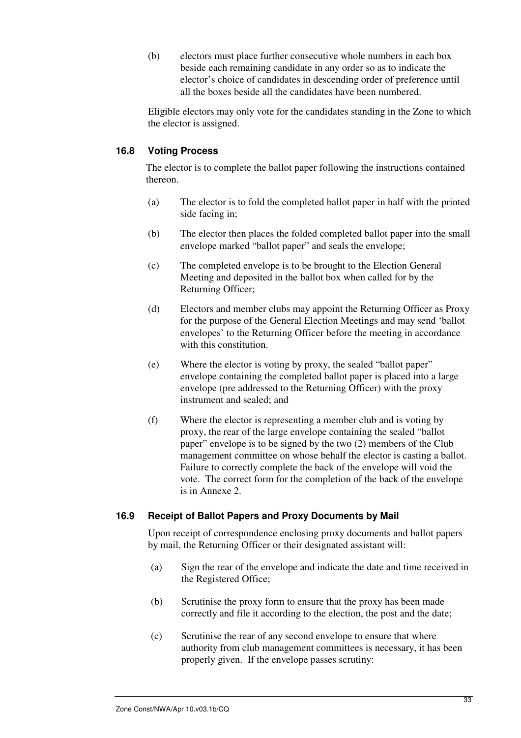(b) electors must place further consecutive whole numbers in each box beside each remaining candidate in any order so as to indicate the elector's choice of candidates in descending order of preference until all the boxes beside all the candidates have been numbered.

Eligible electors may only vote for the candidates standing in the Zone to which the elector is assigned.

### 16.8 Voting Process

The elector is to complete the ballot paper following the instructions contained thereon.

(a) The elector is to fold the completed ballot paper in half with the printed side facing in;

(b) The elector then places the folded completed ballot paper into the small envelope marked "ballot paper" and seals the envelope;

(c) The completed envelope is to be brought to the Election General Meeting and deposited in the ballot box when called for by the Returning Officer;

(d) Electors and member clubs may appoint the Returning Officer as Proxy for the purpose of the General Election Meetings and may send 'ballot envelopes' to the Returning Officer before the meeting in accordance with this constitution.

(e) Where the elector is voting by proxy, the sealed "ballot paper" envelope containing the completed ballot paper is placed into a large envelope (pre addressed to the Returning Officer) with the proxy instrument and sealed; and

(f) Where the elector is representing a member club and is voting by proxy, the rear of the large envelope containing the sealed "ballot paper" envelope is to be signed by the two (2) members of the Club management committee on whose behalf the elector is casting a ballot. Failure to correctly complete the back of the envelope will void the vote. The correct form for the completion of the back of the envelope is in Annexe 2.

### 16.9 Receipt of Ballot Papers and Proxy Documents by Mail

Upon receipt of correspondence enclosing proxy documents and ballot papers by mail, the Returning Officer or their designated assistant will:

(a) Sign the rear of the envelope and indicate the date and time received in the Registered Office;

(b) Scrutinise the proxy form to ensure that the proxy has been made correctly and file it according to the election, the post and the date;

(c) Scrutinise the rear of any second envelope to ensure that where authority from club management committees is necessary, it has been properly given. If the envelope passes scrutiny: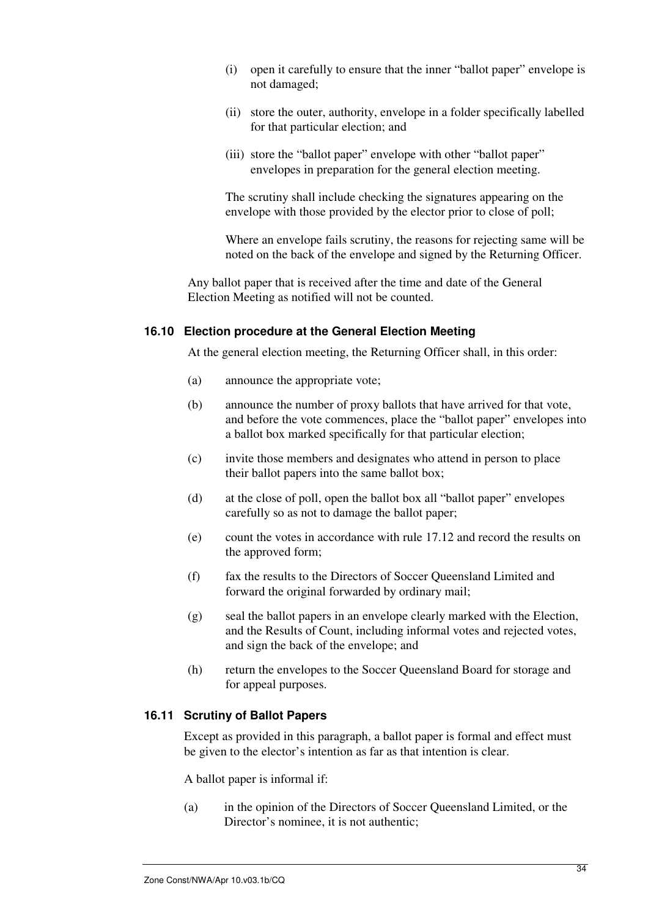(i) open it carefully to ensure that the inner "ballot paper" envelope is not damaged;

(ii) store the outer, authority, envelope in a folder specifically labelled for that particular election; and

(iii) store the "ballot paper" envelope with other "ballot paper" envelopes in preparation for the general election meeting.

The scrutiny shall include checking the signatures appearing on the envelope with those provided by the elector prior to close of poll;

Where an envelope fails scrutiny, the reasons for rejecting same will be noted on the back of the envelope and signed by the Returning Officer.

Any ballot paper that is received after the time and date of the General Election Meeting as notified will not be counted.

### 16.10 Election procedure at the General Election Meeting

At the general election meeting, the Returning Officer shall, in this order:

(a) announce the appropriate vote;

(b) announce the number of proxy ballots that have arrived for that vote, and before the vote commences, place the "ballot paper" envelopes into a ballot box marked specifically for that particular election;

(c) invite those members and designates who attend in person to place their ballot papers into the same ballot box;

(d) at the close of poll, open the ballot box all "ballot paper" envelopes carefully so as not to damage the ballot paper;

(e) count the votes in accordance with rule 17.12 and record the results on the approved form;

(f) fax the results to the Directors of Soccer Queensland Limited and forward the original forwarded by ordinary mail;

(g) seal the ballot papers in an envelope clearly marked with the Election, and the Results of Count, including informal votes and rejected votes, and sign the back of the envelope; and

(h) return the envelopes to the Soccer Queensland Board for storage and for appeal purposes.

### 16.11 Scrutiny of Ballot Papers

Except as provided in this paragraph, a ballot paper is formal and effect must be given to the elector's intention as far as that intention is clear.

A ballot paper is informal if:

(a) in the opinion of the Directors of Soccer Queensland Limited, or the Director's nominee, it is not authentic;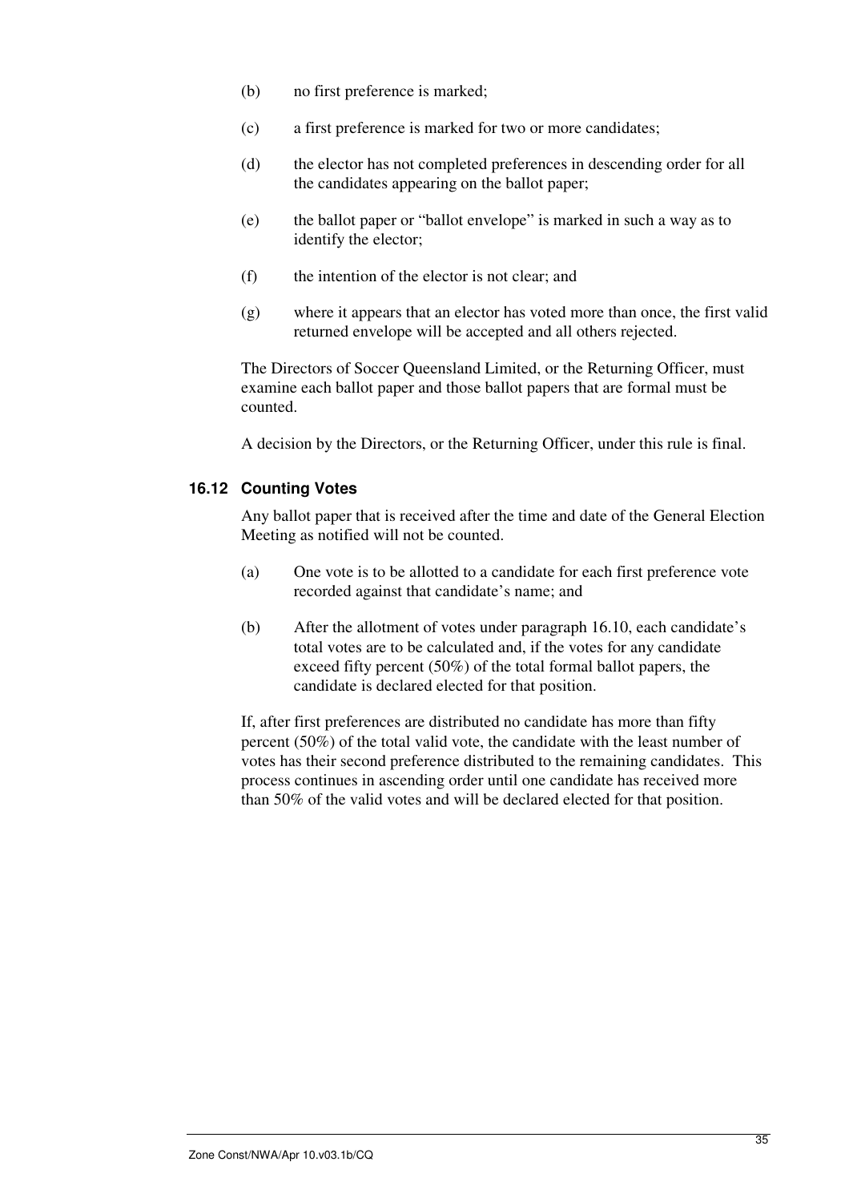(b) no first preference is marked;

(c) a first preference is marked for two or more candidates;

(d) the elector has not completed preferences in descending order for all the candidates appearing on the ballot paper;

(e) the ballot paper or "ballot envelope" is marked in such a way as to identify the elector;

(f) the intention of the elector is not clear; and

(g) where it appears that an elector has voted more than once, the first valid returned envelope will be accepted and all others rejected.

The Directors of Soccer Queensland Limited, or the Returning Officer, must examine each ballot paper and those ballot papers that are formal must be counted.

A decision by the Directors, or the Returning Officer, under this rule is final.

### 16.12 Counting Votes

Any ballot paper that is received after the time and date of the General Election Meeting as notified will not be counted.

(a) One vote is to be allotted to a candidate for each first preference vote recorded against that candidate's name; and

(b) After the allotment of votes under paragraph 16.10, each candidate's total votes are to be calculated and, if the votes for any candidate exceed fifty percent (50%) of the total formal ballot papers, the candidate is declared elected for that position.

If, after first preferences are distributed no candidate has more than fifty percent (50%) of the total valid vote, the candidate with the least number of votes has their second preference distributed to the remaining candidates. This process continues in ascending order until one candidate has received more than 50% of the valid votes and will be declared elected for that position.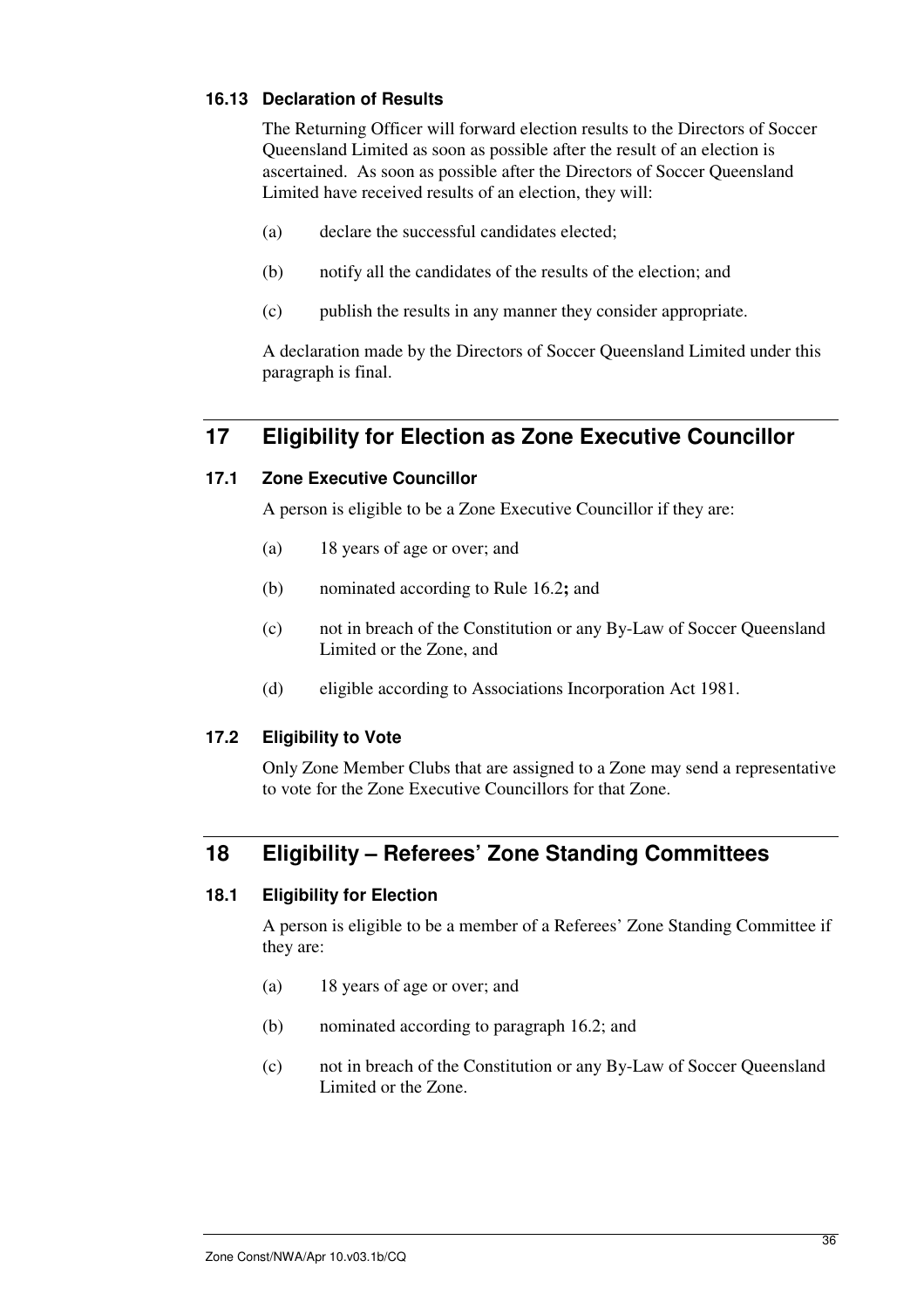### 16.13 Declaration of Results

The Returning Officer will forward election results to the Directors of Soccer Queensland Limited as soon as possible after the result of an election is ascertained. As soon as possible after the Directors of Soccer Queensland Limited have received results of an election, they will:

(a) declare the successful candidates elected;

(b) notify all the candidates of the results of the election; and

(c) publish the results in any manner they consider appropriate.

A declaration made by the Directors of Soccer Queensland Limited under this paragraph is final.

## 17 Eligibility for Election as Zone Executive Councillor

### 17.1 Zone Executive Councillor

A person is eligible to be a Zone Executive Councillor if they are:

(a) 18 years of age or over; and

(b) nominated according to Rule 16.2**;** and

(c) not in breach of the Constitution or any By-Law of Soccer Queensland Limited or the Zone, and

(d) eligible according to Associations Incorporation Act 1981.

### 17.2 Eligibility to Vote

Only Zone Member Clubs that are assigned to a Zone may send a representative to vote for the Zone Executive Councillors for that Zone.

## 18 Eligibility – Referees' Zone Standing Committees

### 18.1 Eligibility for Election

A person is eligible to be a member of a Referees' Zone Standing Committee if they are:

(a) 18 years of age or over; and

(b) nominated according to paragraph 16.2; and

(c) not in breach of the Constitution or any By-Law of Soccer Queensland Limited or the Zone.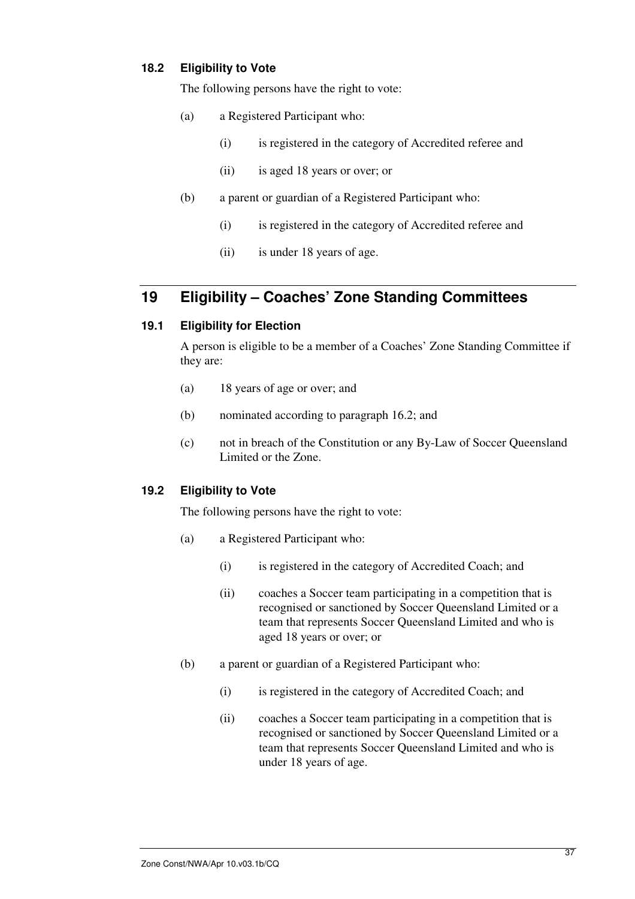### 18.2 Eligibility to Vote

The following persons have the right to vote:

(a) a Registered Participant who:

  (i) is registered in the category of Accredited referee and

  (ii) is aged 18 years or over; or

(b) a parent or guardian of a Registered Participant who:

  (i) is registered in the category of Accredited referee and

  (ii) is under 18 years of age.

## 19 Eligibility – Coaches' Zone Standing Committees

### 19.1 Eligibility for Election

A person is eligible to be a member of a Coaches' Zone Standing Committee if they are:

(a) 18 years of age or over; and

(b) nominated according to paragraph 16.2; and

(c) not in breach of the Constitution or any By-Law of Soccer Queensland Limited or the Zone.

### 19.2 Eligibility to Vote

The following persons have the right to vote:

(a) a Registered Participant who:

  (i) is registered in the category of Accredited Coach; and

  (ii) coaches a Soccer team participating in a competition that is recognised or sanctioned by Soccer Queensland Limited or a team that represents Soccer Queensland Limited and who is aged 18 years or over; or

(b) a parent or guardian of a Registered Participant who:

  (i) is registered in the category of Accredited Coach; and

  (ii) coaches a Soccer team participating in a competition that is recognised or sanctioned by Soccer Queensland Limited or a team that represents Soccer Queensland Limited and who is under 18 years of age.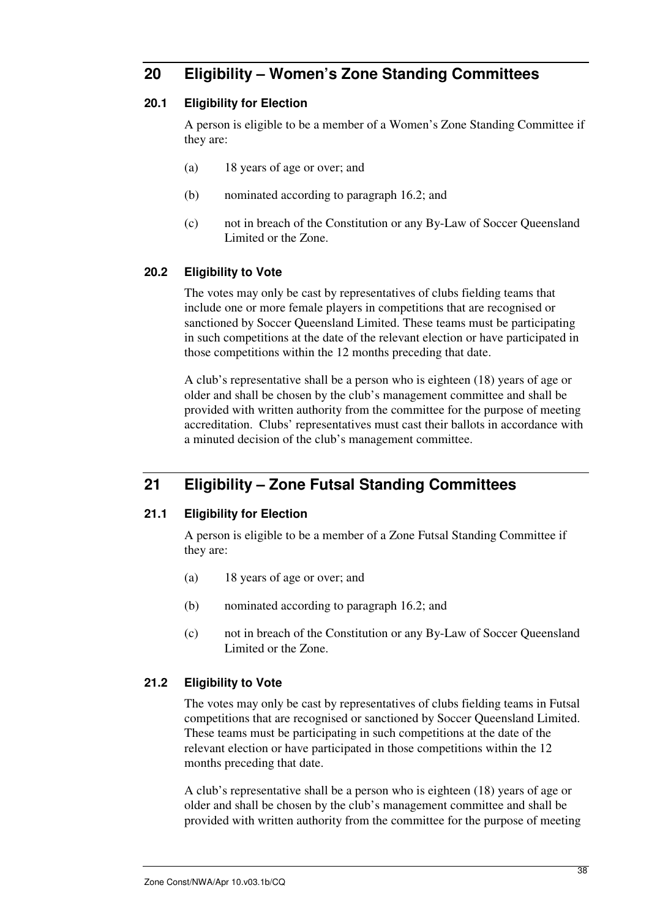## 20 Eligibility – Women's Zone Standing Committees

### 20.1 Eligibility for Election

A person is eligible to be a member of a Women's Zone Standing Committee if they are:

(a) 18 years of age or over; and

(b) nominated according to paragraph 16.2; and

(c) not in breach of the Constitution or any By-Law of Soccer Queensland Limited or the Zone.

### 20.2 Eligibility to Vote

The votes may only be cast by representatives of clubs fielding teams that include one or more female players in competitions that are recognised or sanctioned by Soccer Queensland Limited. These teams must be participating in such competitions at the date of the relevant election or have participated in those competitions within the 12 months preceding that date.

A club's representative shall be a person who is eighteen (18) years of age or older and shall be chosen by the club's management committee and shall be provided with written authority from the committee for the purpose of meeting accreditation. Clubs' representatives must cast their ballots in accordance with a minuted decision of the club's management committee.

## 21 Eligibility – Zone Futsal Standing Committees

### 21.1 Eligibility for Election

A person is eligible to be a member of a Zone Futsal Standing Committee if they are:

(a) 18 years of age or over; and

(b) nominated according to paragraph 16.2; and

(c) not in breach of the Constitution or any By-Law of Soccer Queensland Limited or the Zone.

### 21.2 Eligibility to Vote

The votes may only be cast by representatives of clubs fielding teams in Futsal competitions that are recognised or sanctioned by Soccer Queensland Limited. These teams must be participating in such competitions at the date of the relevant election or have participated in those competitions within the 12 months preceding that date.

A club's representative shall be a person who is eighteen (18) years of age or older and shall be chosen by the club's management committee and shall be provided with written authority from the committee for the purpose of meeting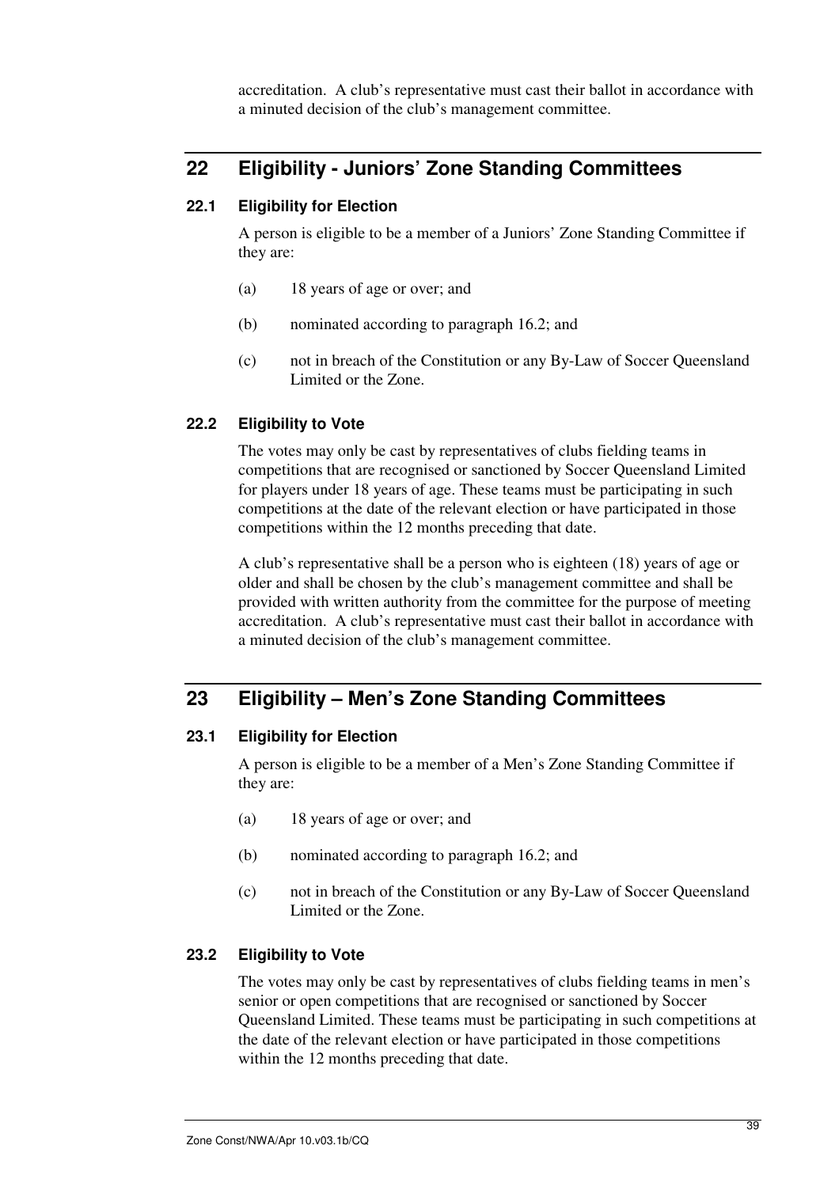accreditation. A club's representative must cast their ballot in accordance with a minuted decision of the club's management committee.

## 22 Eligibility - Juniors' Zone Standing Committees

### 22.1 Eligibility for Election

A person is eligible to be a member of a Juniors' Zone Standing Committee if they are:

(a) 18 years of age or over; and

(b) nominated according to paragraph 16.2; and

(c) not in breach of the Constitution or any By-Law of Soccer Queensland Limited or the Zone.

### 22.2 Eligibility to Vote

The votes may only be cast by representatives of clubs fielding teams in competitions that are recognised or sanctioned by Soccer Queensland Limited for players under 18 years of age. These teams must be participating in such competitions at the date of the relevant election or have participated in those competitions within the 12 months preceding that date.

A club's representative shall be a person who is eighteen (18) years of age or older and shall be chosen by the club's management committee and shall be provided with written authority from the committee for the purpose of meeting accreditation. A club's representative must cast their ballot in accordance with a minuted decision of the club's management committee.

## 23 Eligibility – Men's Zone Standing Committees

### 23.1 Eligibility for Election

A person is eligible to be a member of a Men's Zone Standing Committee if they are:

(a) 18 years of age or over; and

(b) nominated according to paragraph 16.2; and

(c) not in breach of the Constitution or any By-Law of Soccer Queensland Limited or the Zone.

### 23.2 Eligibility to Vote

The votes may only be cast by representatives of clubs fielding teams in men's senior or open competitions that are recognised or sanctioned by Soccer Queensland Limited. These teams must be participating in such competitions at the date of the relevant election or have participated in those competitions within the 12 months preceding that date.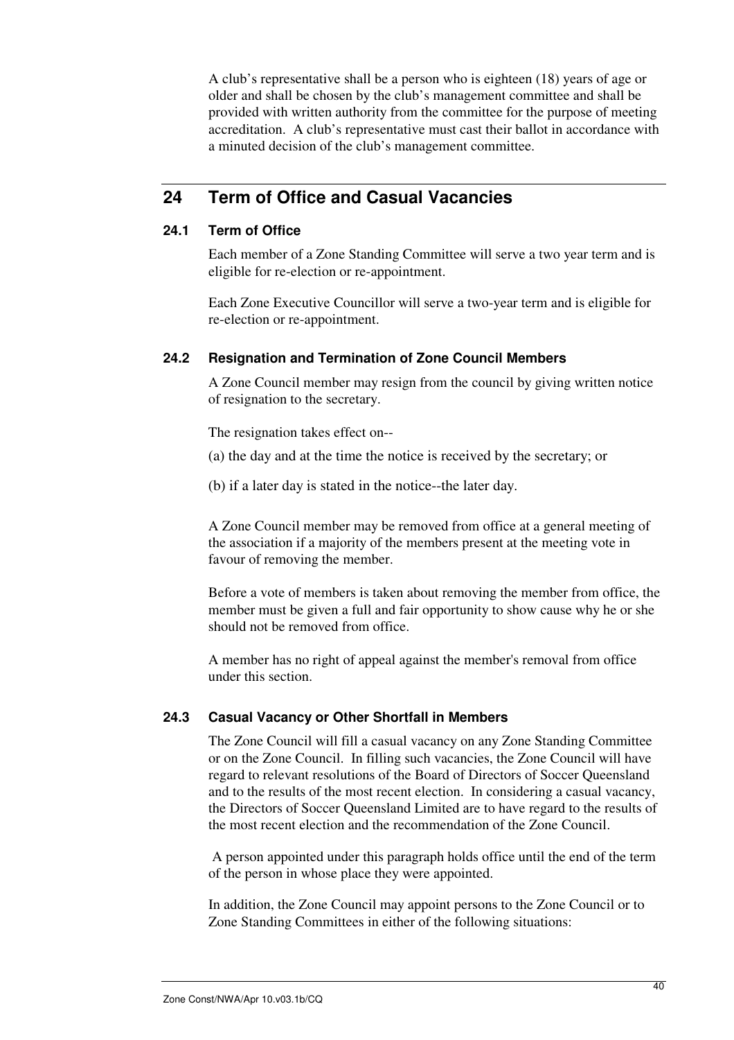A club's representative shall be a person who is eighteen (18) years of age or older and shall be chosen by the club's management committee and shall be provided with written authority from the committee for the purpose of meeting accreditation. A club's representative must cast their ballot in accordance with a minuted decision of the club's management committee.

## 24 Term of Office and Casual Vacancies

### 24.1 Term of Office

Each member of a Zone Standing Committee will serve a two year term and is eligible for re-election or re-appointment.

Each Zone Executive Councillor will serve a two-year term and is eligible for re-election or re-appointment.

### 24.2 Resignation and Termination of Zone Council Members

A Zone Council member may resign from the council by giving written notice of resignation to the secretary.

The resignation takes effect on--

(a) the day and at the time the notice is received by the secretary; or

(b) if a later day is stated in the notice--the later day.

A Zone Council member may be removed from office at a general meeting of the association if a majority of the members present at the meeting vote in favour of removing the member.

Before a vote of members is taken about removing the member from office, the member must be given a full and fair opportunity to show cause why he or she should not be removed from office.

A member has no right of appeal against the member's removal from office under this section.

### 24.3 Casual Vacancy or Other Shortfall in Members

The Zone Council will fill a casual vacancy on any Zone Standing Committee or on the Zone Council. In filling such vacancies, the Zone Council will have regard to relevant resolutions of the Board of Directors of Soccer Queensland and to the results of the most recent election. In considering a casual vacancy, the Directors of Soccer Queensland Limited are to have regard to the results of the most recent election and the recommendation of the Zone Council.

A person appointed under this paragraph holds office until the end of the term of the person in whose place they were appointed.

In addition, the Zone Council may appoint persons to the Zone Council or to Zone Standing Committees in either of the following situations: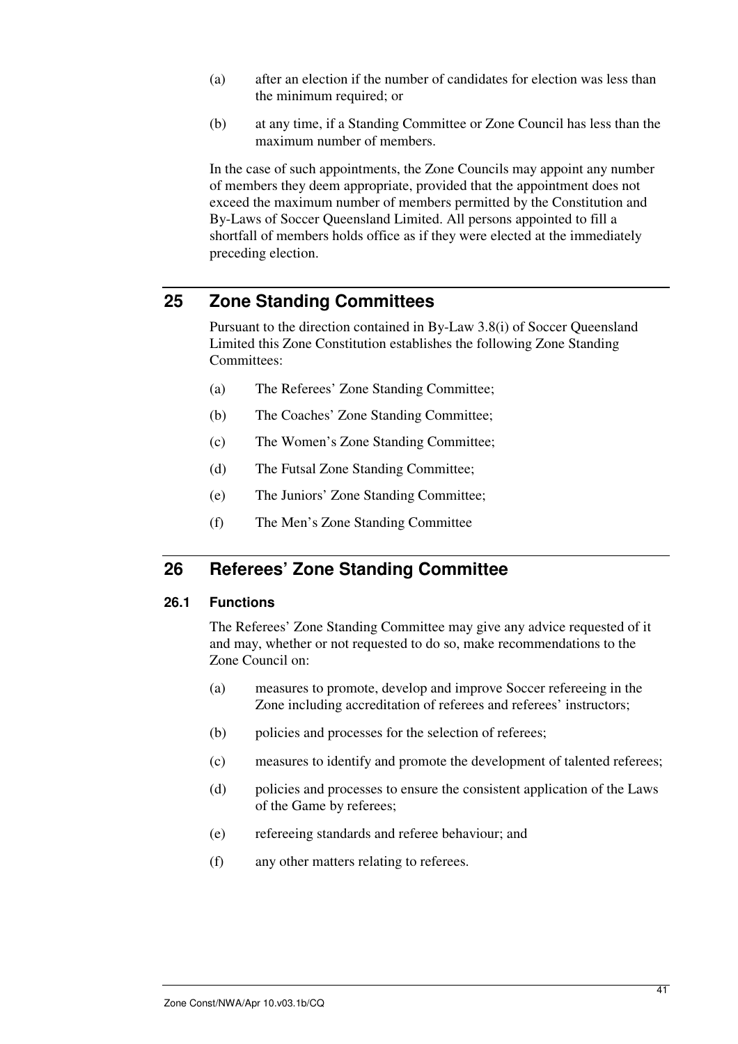(a) after an election if the number of candidates for election was less than the minimum required; or

(b) at any time, if a Standing Committee or Zone Council has less than the maximum number of members.

In the case of such appointments, the Zone Councils may appoint any number of members they deem appropriate, provided that the appointment does not exceed the maximum number of members permitted by the Constitution and By-Laws of Soccer Queensland Limited. All persons appointed to fill a shortfall of members holds office as if they were elected at the immediately preceding election.

## 25 Zone Standing Committees

Pursuant to the direction contained in By-Law 3.8(i) of Soccer Queensland Limited this Zone Constitution establishes the following Zone Standing Committees:

(a) The Referees' Zone Standing Committee;

(b) The Coaches' Zone Standing Committee;

(c) The Women's Zone Standing Committee;

(d) The Futsal Zone Standing Committee;

(e) The Juniors' Zone Standing Committee;

(f) The Men's Zone Standing Committee

## 26 Referees' Zone Standing Committee

### 26.1 Functions

The Referees' Zone Standing Committee may give any advice requested of it and may, whether or not requested to do so, make recommendations to the Zone Council on:

(a) measures to promote, develop and improve Soccer refereeing in the Zone including accreditation of referees and referees' instructors;

(b) policies and processes for the selection of referees;

(c) measures to identify and promote the development of talented referees;

(d) policies and processes to ensure the consistent application of the Laws of the Game by referees;

(e) refereeing standards and referee behaviour; and

(f) any other matters relating to referees.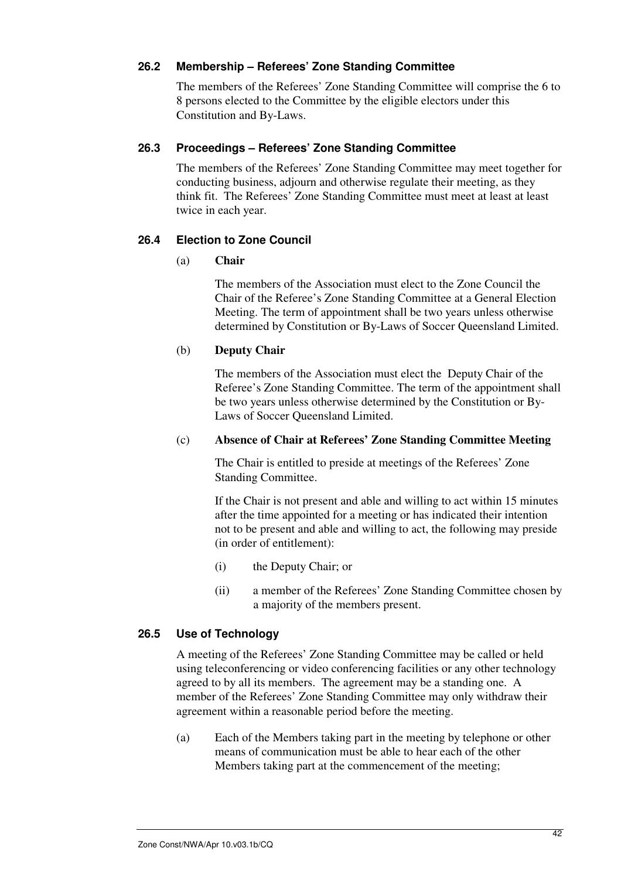### 26.2 Membership – Referees' Zone Standing Committee

The members of the Referees' Zone Standing Committee will comprise the 6 to 8 persons elected to the Committee by the eligible electors under this Constitution and By-Laws.

### 26.3 Proceedings – Referees' Zone Standing Committee

The members of the Referees' Zone Standing Committee may meet together for conducting business, adjourn and otherwise regulate their meeting, as they think fit. The Referees' Zone Standing Committee must meet at least at least twice in each year.

### 26.4 Election to Zone Council

(a) **Chair**

The members of the Association must elect to the Zone Council the Chair of the Referee's Zone Standing Committee at a General Election Meeting. The term of appointment shall be two years unless otherwise determined by Constitution or By-Laws of Soccer Queensland Limited.

(b) **Deputy Chair**

The members of the Association must elect the Deputy Chair of the Referee's Zone Standing Committee. The term of the appointment shall be two years unless otherwise determined by the Constitution or By-Laws of Soccer Queensland Limited.

(c) **Absence of Chair at Referees' Zone Standing Committee Meeting**

The Chair is entitled to preside at meetings of the Referees' Zone Standing Committee.

If the Chair is not present and able and willing to act within 15 minutes after the time appointed for a meeting or has indicated their intention not to be present and able and willing to act, the following may preside (in order of entitlement):

(i) the Deputy Chair; or

(ii) a member of the Referees' Zone Standing Committee chosen by a majority of the members present.

### 26.5 Use of Technology

A meeting of the Referees' Zone Standing Committee may be called or held using teleconferencing or video conferencing facilities or any other technology agreed to by all its members. The agreement may be a standing one. A member of the Referees' Zone Standing Committee may only withdraw their agreement within a reasonable period before the meeting.

(a) Each of the Members taking part in the meeting by telephone or other means of communication must be able to hear each of the other Members taking part at the commencement of the meeting;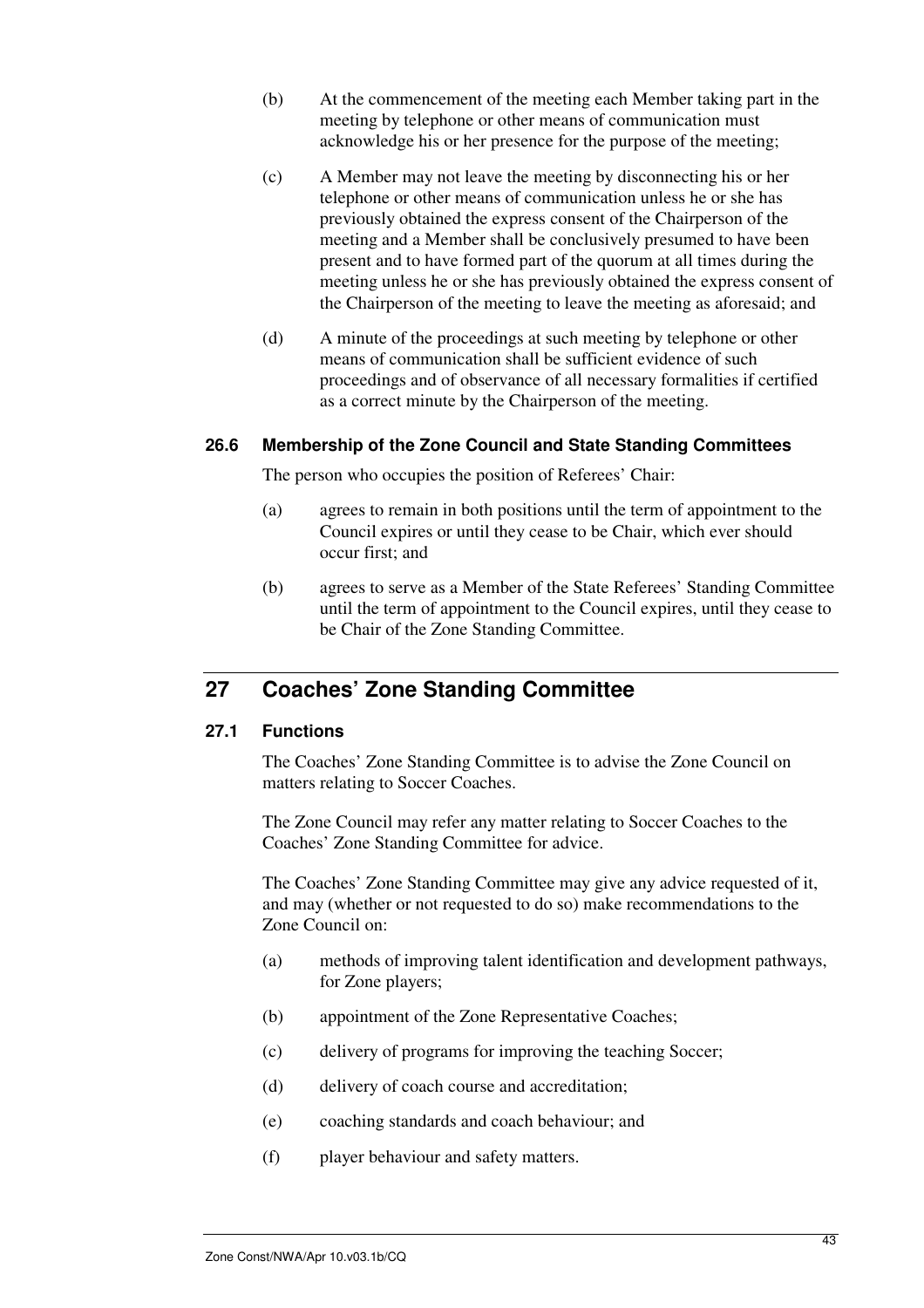(b) At the commencement of the meeting each Member taking part in the meeting by telephone or other means of communication must acknowledge his or her presence for the purpose of the meeting;

(c) A Member may not leave the meeting by disconnecting his or her telephone or other means of communication unless he or she has previously obtained the express consent of the Chairperson of the meeting and a Member shall be conclusively presumed to have been present and to have formed part of the quorum at all times during the meeting unless he or she has previously obtained the express consent of the Chairperson of the meeting to leave the meeting as aforesaid; and

(d) A minute of the proceedings at such meeting by telephone or other means of communication shall be sufficient evidence of such proceedings and of observance of all necessary formalities if certified as a correct minute by the Chairperson of the meeting.

### 26.6 Membership of the Zone Council and State Standing Committees

The person who occupies the position of Referees' Chair:

(a) agrees to remain in both positions until the term of appointment to the Council expires or until they cease to be Chair, which ever should occur first; and

(b) agrees to serve as a Member of the State Referees' Standing Committee until the term of appointment to the Council expires, until they cease to be Chair of the Zone Standing Committee.

## 27 Coaches' Zone Standing Committee

### 27.1 Functions

The Coaches' Zone Standing Committee is to advise the Zone Council on matters relating to Soccer Coaches.

The Zone Council may refer any matter relating to Soccer Coaches to the Coaches' Zone Standing Committee for advice.

The Coaches' Zone Standing Committee may give any advice requested of it, and may (whether or not requested to do so) make recommendations to the Zone Council on:

(a) methods of improving talent identification and development pathways, for Zone players;

(b) appointment of the Zone Representative Coaches;

(c) delivery of programs for improving the teaching Soccer;

(d) delivery of coach course and accreditation;

(e) coaching standards and coach behaviour; and

(f) player behaviour and safety matters.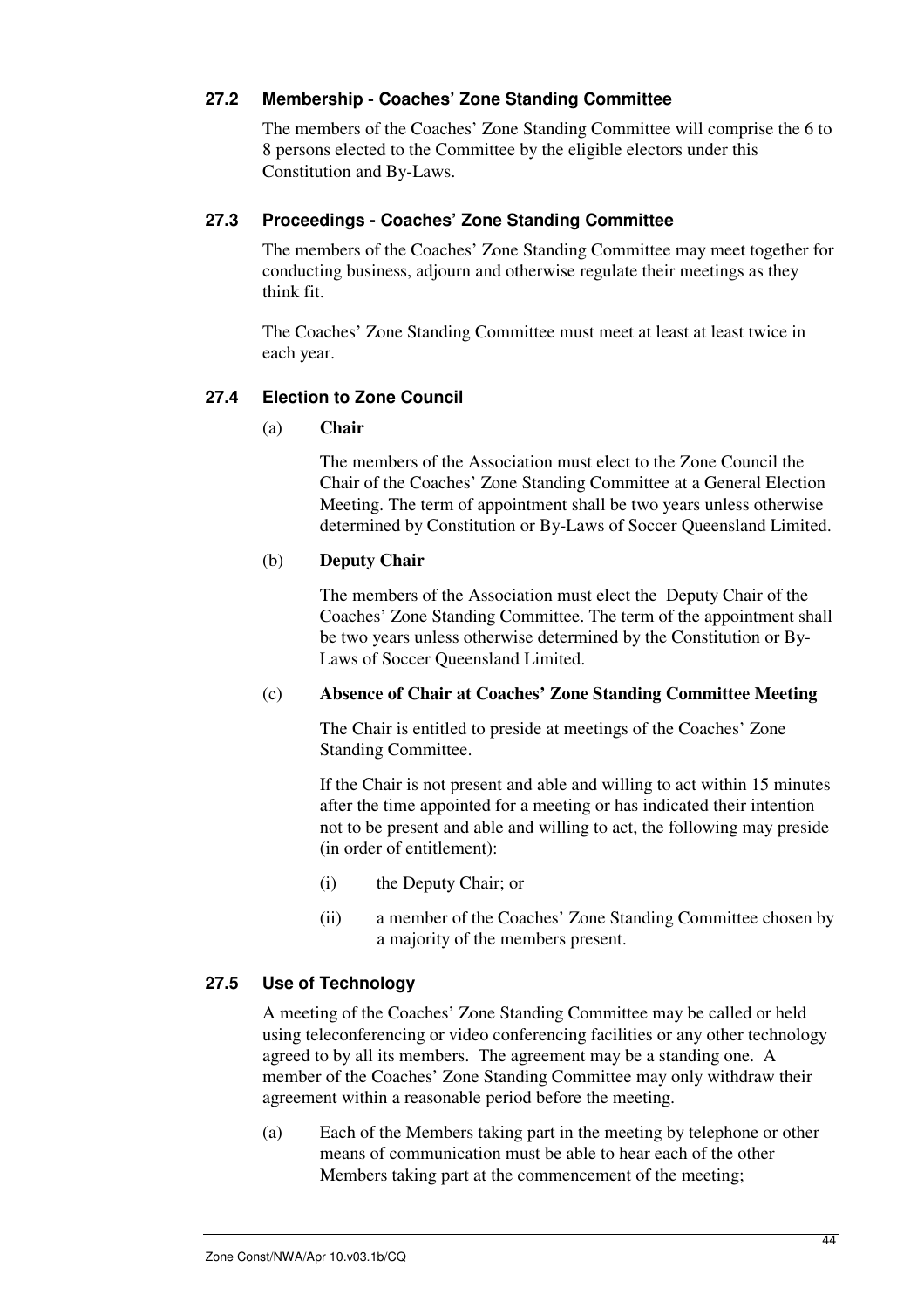### 27.2 Membership - Coaches' Zone Standing Committee

The members of the Coaches' Zone Standing Committee will comprise the 6 to 8 persons elected to the Committee by the eligible electors under this Constitution and By-Laws.

### 27.3 Proceedings - Coaches' Zone Standing Committee

The members of the Coaches' Zone Standing Committee may meet together for conducting business, adjourn and otherwise regulate their meetings as they think fit.

The Coaches' Zone Standing Committee must meet at least at least twice in each year.

### 27.4 Election to Zone Council

(a) **Chair**

The members of the Association must elect to the Zone Council the Chair of the Coaches' Zone Standing Committee at a General Election Meeting. The term of appointment shall be two years unless otherwise determined by Constitution or By-Laws of Soccer Queensland Limited.

(b) **Deputy Chair**

The members of the Association must elect the  Deputy Chair of the Coaches' Zone Standing Committee. The term of the appointment shall be two years unless otherwise determined by the Constitution or By-Laws of Soccer Queensland Limited.

(c) **Absence of Chair at Coaches' Zone Standing Committee Meeting**

The Chair is entitled to preside at meetings of the Coaches' Zone Standing Committee.

If the Chair is not present and able and willing to act within 15 minutes after the time appointed for a meeting or has indicated their intention not to be present and able and willing to act, the following may preside (in order of entitlement):

(i) the Deputy Chair; or

(ii) a member of the Coaches' Zone Standing Committee chosen by a majority of the members present.

### 27.5 Use of Technology

A meeting of the Coaches' Zone Standing Committee may be called or held using teleconferencing or video conferencing facilities or any other technology agreed to by all its members.  The agreement may be a standing one.  A member of the Coaches' Zone Standing Committee may only withdraw their agreement within a reasonable period before the meeting.

(a) Each of the Members taking part in the meeting by telephone or other means of communication must be able to hear each of the other Members taking part at the commencement of the meeting;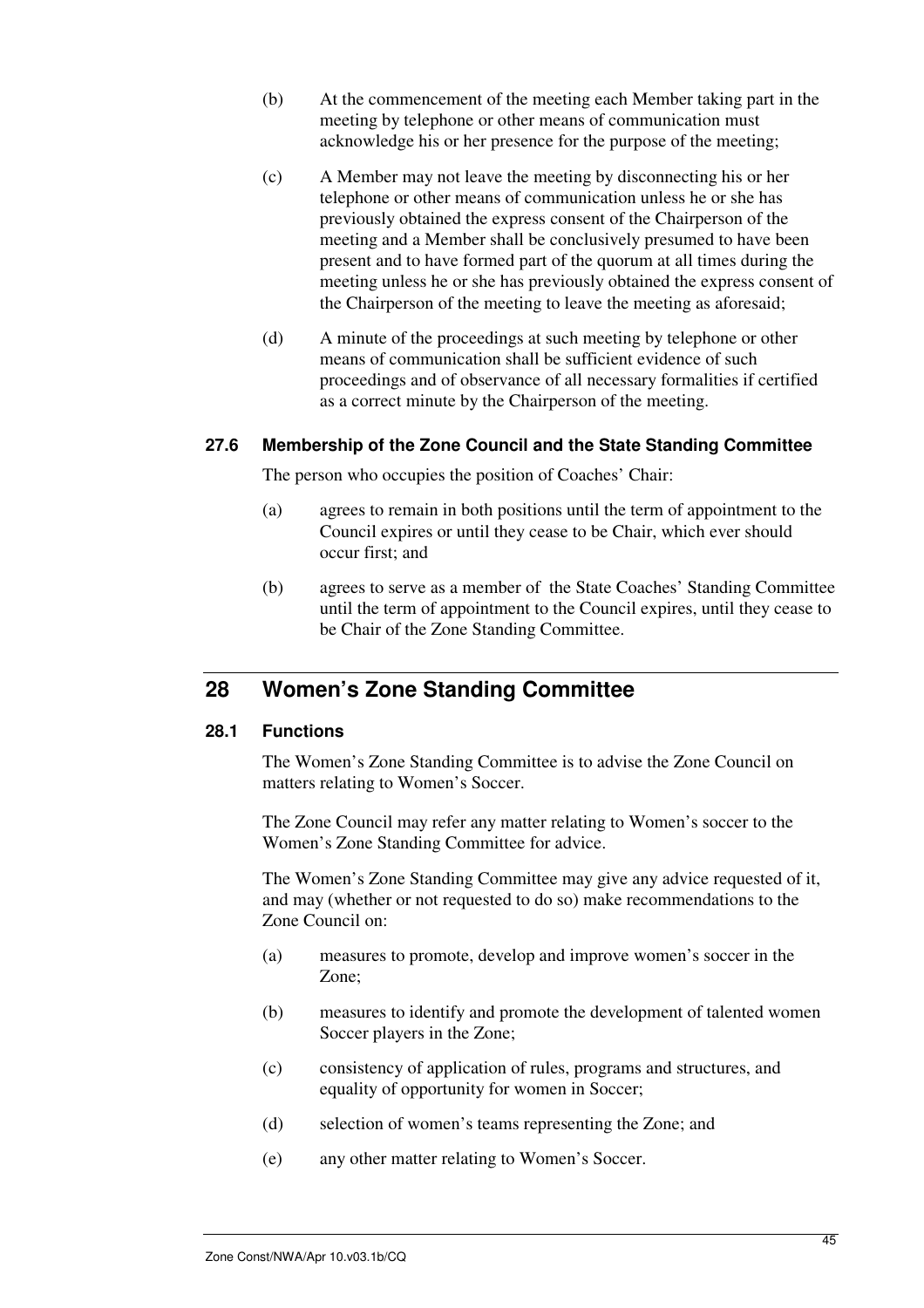(b) At the commencement of the meeting each Member taking part in the meeting by telephone or other means of communication must acknowledge his or her presence for the purpose of the meeting;

(c) A Member may not leave the meeting by disconnecting his or her telephone or other means of communication unless he or she has previously obtained the express consent of the Chairperson of the meeting and a Member shall be conclusively presumed to have been present and to have formed part of the quorum at all times during the meeting unless he or she has previously obtained the express consent of the Chairperson of the meeting to leave the meeting as aforesaid;

(d) A minute of the proceedings at such meeting by telephone or other means of communication shall be sufficient evidence of such proceedings and of observance of all necessary formalities if certified as a correct minute by the Chairperson of the meeting.

### 27.6 Membership of the Zone Council and the State Standing Committee

The person who occupies the position of Coaches' Chair:

(a) agrees to remain in both positions until the term of appointment to the Council expires or until they cease to be Chair, which ever should occur first; and

(b) agrees to serve as a member of the State Coaches' Standing Committee until the term of appointment to the Council expires, until they cease to be Chair of the Zone Standing Committee.

## 28 Women's Zone Standing Committee

### 28.1 Functions

The Women's Zone Standing Committee is to advise the Zone Council on matters relating to Women's Soccer.

The Zone Council may refer any matter relating to Women's soccer to the Women's Zone Standing Committee for advice.

The Women's Zone Standing Committee may give any advice requested of it, and may (whether or not requested to do so) make recommendations to the Zone Council on:

(a) measures to promote, develop and improve women's soccer in the Zone;

(b) measures to identify and promote the development of talented women Soccer players in the Zone;

(c) consistency of application of rules, programs and structures, and equality of opportunity for women in Soccer;

(d) selection of women's teams representing the Zone; and

(e) any other matter relating to Women's Soccer.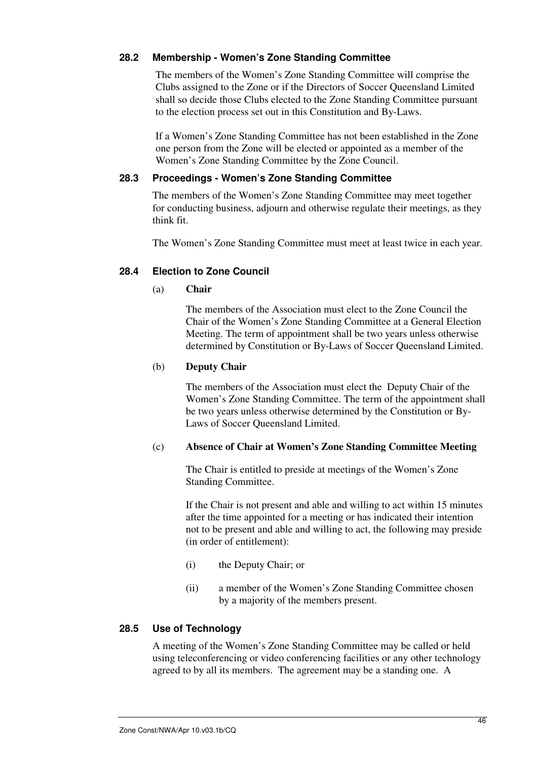### 28.2 Membership - Women's Zone Standing Committee

The members of the Women's Zone Standing Committee will comprise the Clubs assigned to the Zone or if the Directors of Soccer Queensland Limited shall so decide those Clubs elected to the Zone Standing Committee pursuant to the election process set out in this Constitution and By-Laws.

If a Women's Zone Standing Committee has not been established in the Zone one person from the Zone will be elected or appointed as a member of the Women's Zone Standing Committee by the Zone Council.

### 28.3 Proceedings - Women's Zone Standing Committee

The members of the Women's Zone Standing Committee may meet together for conducting business, adjourn and otherwise regulate their meetings, as they think fit.

The Women's Zone Standing Committee must meet at least twice in each year.

### 28.4 Election to Zone Council

(a) **Chair**

The members of the Association must elect to the Zone Council the Chair of the Women's Zone Standing Committee at a General Election Meeting. The term of appointment shall be two years unless otherwise determined by Constitution or By-Laws of Soccer Queensland Limited.

(b) **Deputy Chair**

The members of the Association must elect the Deputy Chair of the Women's Zone Standing Committee. The term of the appointment shall be two years unless otherwise determined by the Constitution or By-Laws of Soccer Queensland Limited.

(c) **Absence of Chair at Women's Zone Standing Committee Meeting**

The Chair is entitled to preside at meetings of the Women's Zone Standing Committee.

If the Chair is not present and able and willing to act within 15 minutes after the time appointed for a meeting or has indicated their intention not to be present and able and willing to act, the following may preside (in order of entitlement):

(i) the Deputy Chair; or

(ii) a member of the Women's Zone Standing Committee chosen by a majority of the members present.

### 28.5 Use of Technology

A meeting of the Women's Zone Standing Committee may be called or held using teleconferencing or video conferencing facilities or any other technology agreed to by all its members. The agreement may be a standing one. A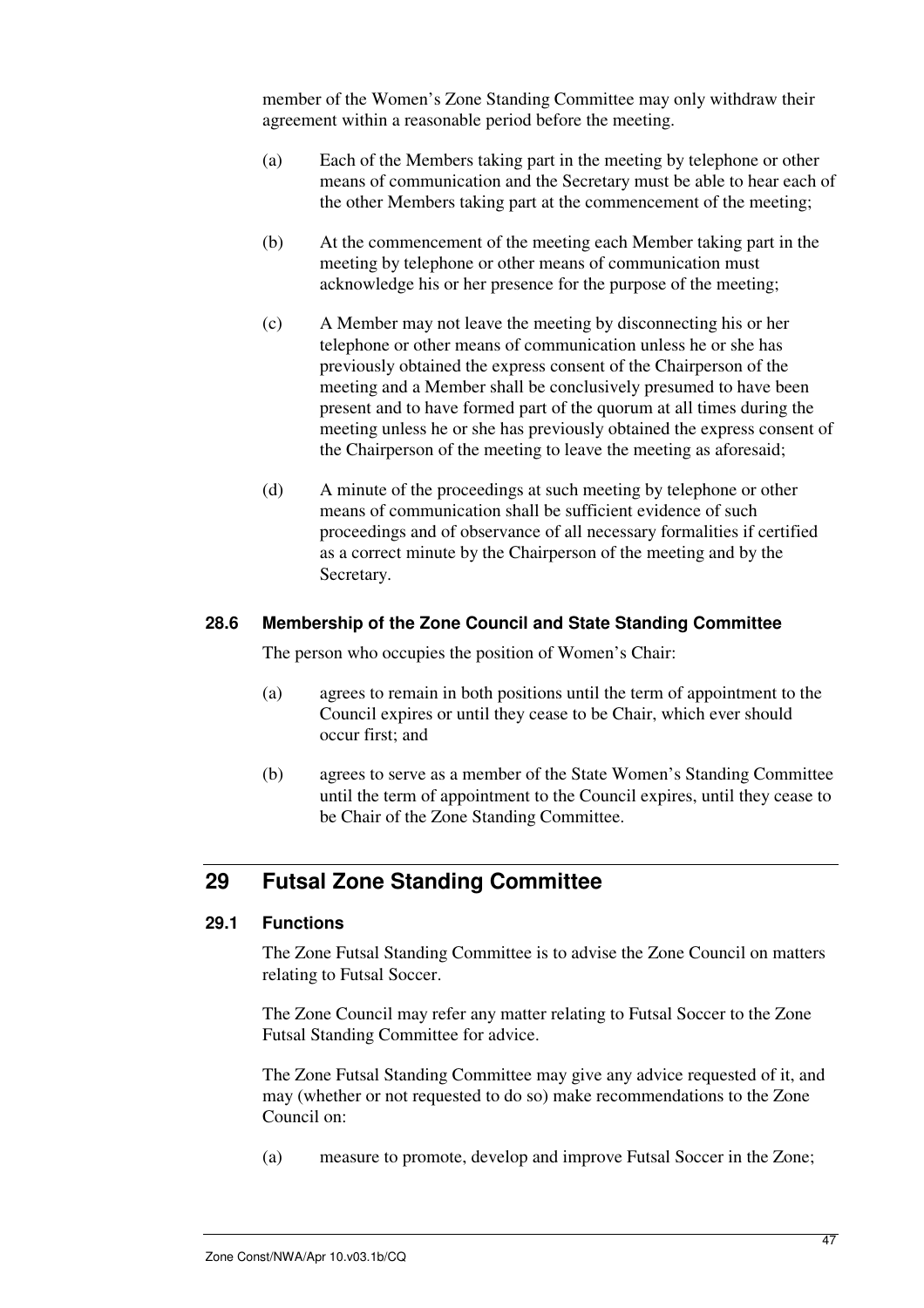member of the Women's Zone Standing Committee may only withdraw their agreement within a reasonable period before the meeting.

(a) Each of the Members taking part in the meeting by telephone or other means of communication and the Secretary must be able to hear each of the other Members taking part at the commencement of the meeting;

(b) At the commencement of the meeting each Member taking part in the meeting by telephone or other means of communication must acknowledge his or her presence for the purpose of the meeting;

(c) A Member may not leave the meeting by disconnecting his or her telephone or other means of communication unless he or she has previously obtained the express consent of the Chairperson of the meeting and a Member shall be conclusively presumed to have been present and to have formed part of the quorum at all times during the meeting unless he or she has previously obtained the express consent of the Chairperson of the meeting to leave the meeting as aforesaid;

(d) A minute of the proceedings at such meeting by telephone or other means of communication shall be sufficient evidence of such proceedings and of observance of all necessary formalities if certified as a correct minute by the Chairperson of the meeting and by the Secretary.

### 28.6 Membership of the Zone Council and State Standing Committee

The person who occupies the position of Women's Chair:

(a) agrees to remain in both positions until the term of appointment to the Council expires or until they cease to be Chair, which ever should occur first; and

(b) agrees to serve as a member of the State Women's Standing Committee until the term of appointment to the Council expires, until they cease to be Chair of the Zone Standing Committee.

## 29 Futsal Zone Standing Committee

### 29.1 Functions

The Zone Futsal Standing Committee is to advise the Zone Council on matters relating to Futsal Soccer.

The Zone Council may refer any matter relating to Futsal Soccer to the Zone Futsal Standing Committee for advice.

The Zone Futsal Standing Committee may give any advice requested of it, and may (whether or not requested to do so) make recommendations to the Zone Council on:

(a) measure to promote, develop and improve Futsal Soccer in the Zone;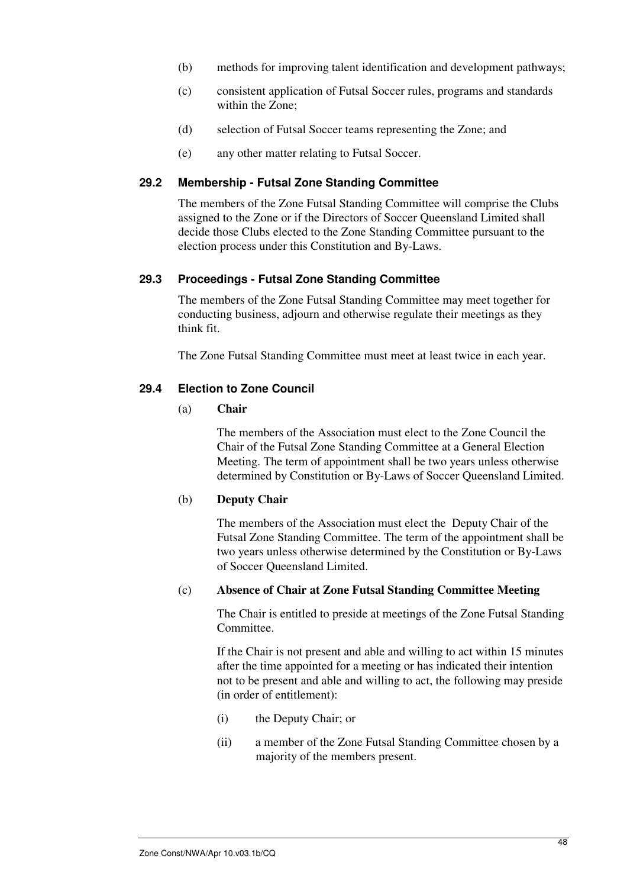(b) methods for improving talent identification and development pathways;

(c) consistent application of Futsal Soccer rules, programs and standards within the Zone;

(d) selection of Futsal Soccer teams representing the Zone; and

(e) any other matter relating to Futsal Soccer.

### 29.2 Membership - Futsal Zone Standing Committee

The members of the Zone Futsal Standing Committee will comprise the Clubs assigned to the Zone or if the Directors of Soccer Queensland Limited shall decide those Clubs elected to the Zone Standing Committee pursuant to the election process under this Constitution and By-Laws.

### 29.3 Proceedings - Futsal Zone Standing Committee

The members of the Zone Futsal Standing Committee may meet together for conducting business, adjourn and otherwise regulate their meetings as they think fit.

The Zone Futsal Standing Committee must meet at least twice in each year.

### 29.4 Election to Zone Council

(a) **Chair**

The members of the Association must elect to the Zone Council the Chair of the Futsal Zone Standing Committee at a General Election Meeting. The term of appointment shall be two years unless otherwise determined by Constitution or By-Laws of Soccer Queensland Limited.

(b) **Deputy Chair**

The members of the Association must elect the Deputy Chair of the Futsal Zone Standing Committee. The term of the appointment shall be two years unless otherwise determined by the Constitution or By-Laws of Soccer Queensland Limited.

(c) **Absence of Chair at Zone Futsal Standing Committee Meeting**

The Chair is entitled to preside at meetings of the Zone Futsal Standing Committee.

If the Chair is not present and able and willing to act within 15 minutes after the time appointed for a meeting or has indicated their intention not to be present and able and willing to act, the following may preside (in order of entitlement):

(i) the Deputy Chair; or

(ii) a member of the Zone Futsal Standing Committee chosen by a majority of the members present.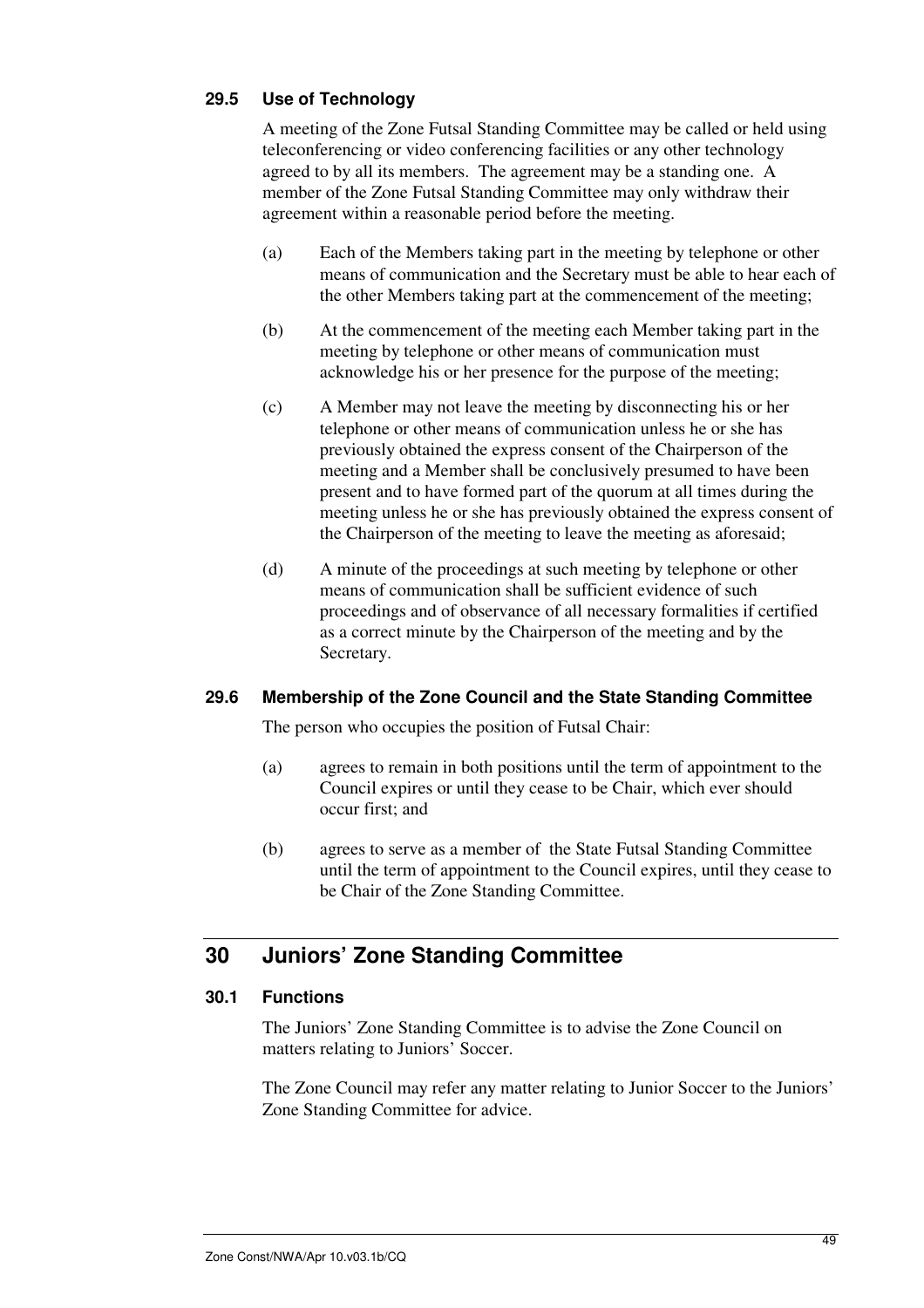### 29.5 Use of Technology

A meeting of the Zone Futsal Standing Committee may be called or held using teleconferencing or video conferencing facilities or any other technology agreed to by all its members. The agreement may be a standing one. A member of the Zone Futsal Standing Committee may only withdraw their agreement within a reasonable period before the meeting.

(a) Each of the Members taking part in the meeting by telephone or other means of communication and the Secretary must be able to hear each of the other Members taking part at the commencement of the meeting;

(b) At the commencement of the meeting each Member taking part in the meeting by telephone or other means of communication must acknowledge his or her presence for the purpose of the meeting;

(c) A Member may not leave the meeting by disconnecting his or her telephone or other means of communication unless he or she has previously obtained the express consent of the Chairperson of the meeting and a Member shall be conclusively presumed to have been present and to have formed part of the quorum at all times during the meeting unless he or she has previously obtained the express consent of the Chairperson of the meeting to leave the meeting as aforesaid;

(d) A minute of the proceedings at such meeting by telephone or other means of communication shall be sufficient evidence of such proceedings and of observance of all necessary formalities if certified as a correct minute by the Chairperson of the meeting and by the Secretary.

### 29.6 Membership of the Zone Council and the State Standing Committee

The person who occupies the position of Futsal Chair:

(a) agrees to remain in both positions until the term of appointment to the Council expires or until they cease to be Chair, which ever should occur first; and

(b) agrees to serve as a member of the State Futsal Standing Committee until the term of appointment to the Council expires, until they cease to be Chair of the Zone Standing Committee.

## 30 Juniors' Zone Standing Committee

### 30.1 Functions

The Juniors' Zone Standing Committee is to advise the Zone Council on matters relating to Juniors' Soccer.

The Zone Council may refer any matter relating to Junior Soccer to the Juniors' Zone Standing Committee for advice.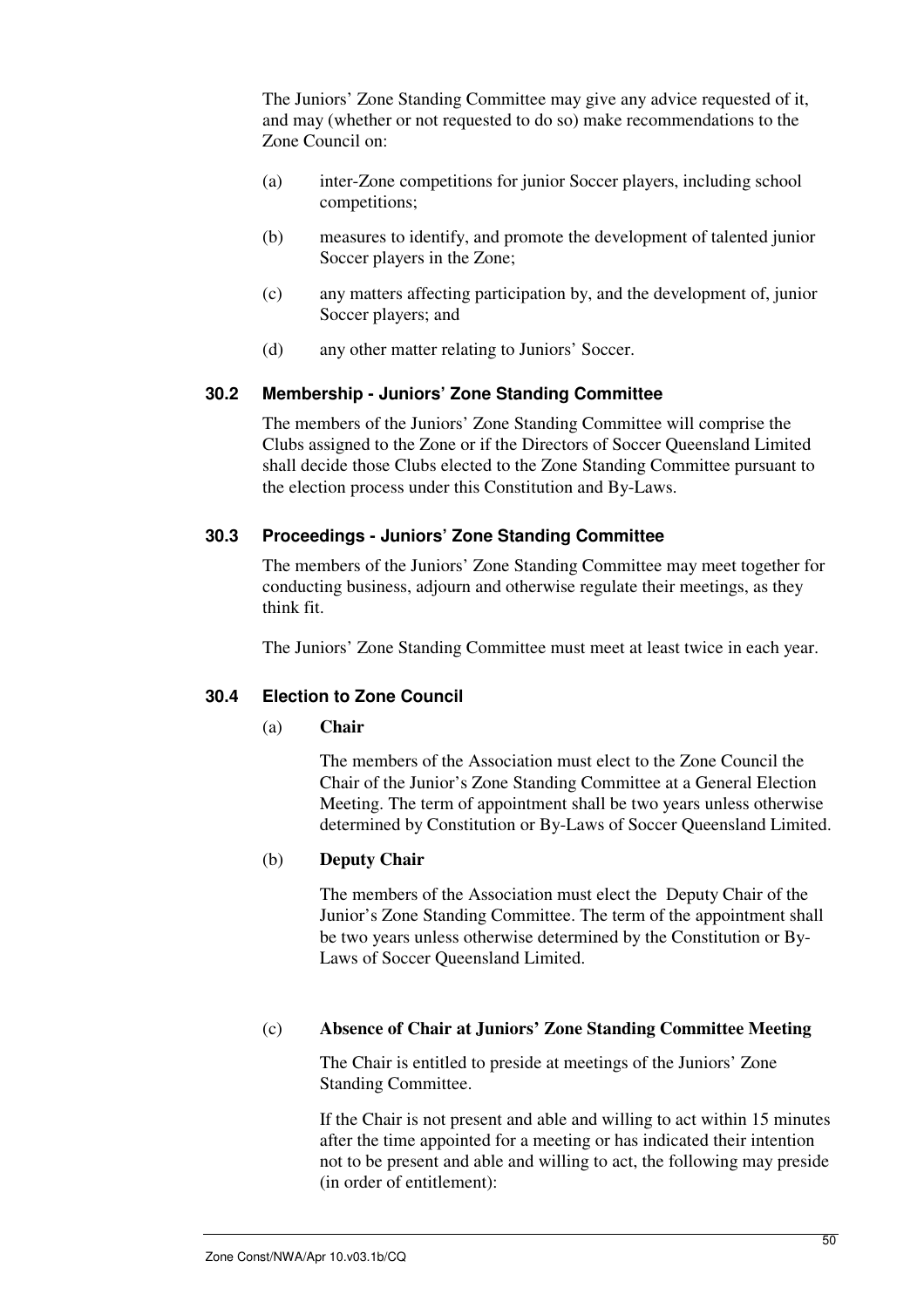The Juniors' Zone Standing Committee may give any advice requested of it, and may (whether or not requested to do so) make recommendations to the Zone Council on:

(a) inter-Zone competitions for junior Soccer players, including school competitions;

(b) measures to identify, and promote the development of talented junior Soccer players in the Zone;

(c) any matters affecting participation by, and the development of, junior Soccer players; and

(d) any other matter relating to Juniors' Soccer.

### 30.2 Membership - Juniors' Zone Standing Committee

The members of the Juniors' Zone Standing Committee will comprise the Clubs assigned to the Zone or if the Directors of Soccer Queensland Limited shall decide those Clubs elected to the Zone Standing Committee pursuant to the election process under this Constitution and By-Laws.

### 30.3 Proceedings - Juniors' Zone Standing Committee

The members of the Juniors' Zone Standing Committee may meet together for conducting business, adjourn and otherwise regulate their meetings, as they think fit.

The Juniors' Zone Standing Committee must meet at least twice in each year.

### 30.4 Election to Zone Council

(a) **Chair**

The members of the Association must elect to the Zone Council the Chair of the Junior's Zone Standing Committee at a General Election Meeting. The term of appointment shall be two years unless otherwise determined by Constitution or By-Laws of Soccer Queensland Limited.

(b) **Deputy Chair**

The members of the Association must elect the Deputy Chair of the Junior's Zone Standing Committee. The term of the appointment shall be two years unless otherwise determined by the Constitution or By-Laws of Soccer Queensland Limited.

(c) **Absence of Chair at Juniors' Zone Standing Committee Meeting**

The Chair is entitled to preside at meetings of the Juniors' Zone Standing Committee.

If the Chair is not present and able and willing to act within 15 minutes after the time appointed for a meeting or has indicated their intention not to be present and able and willing to act, the following may preside (in order of entitlement):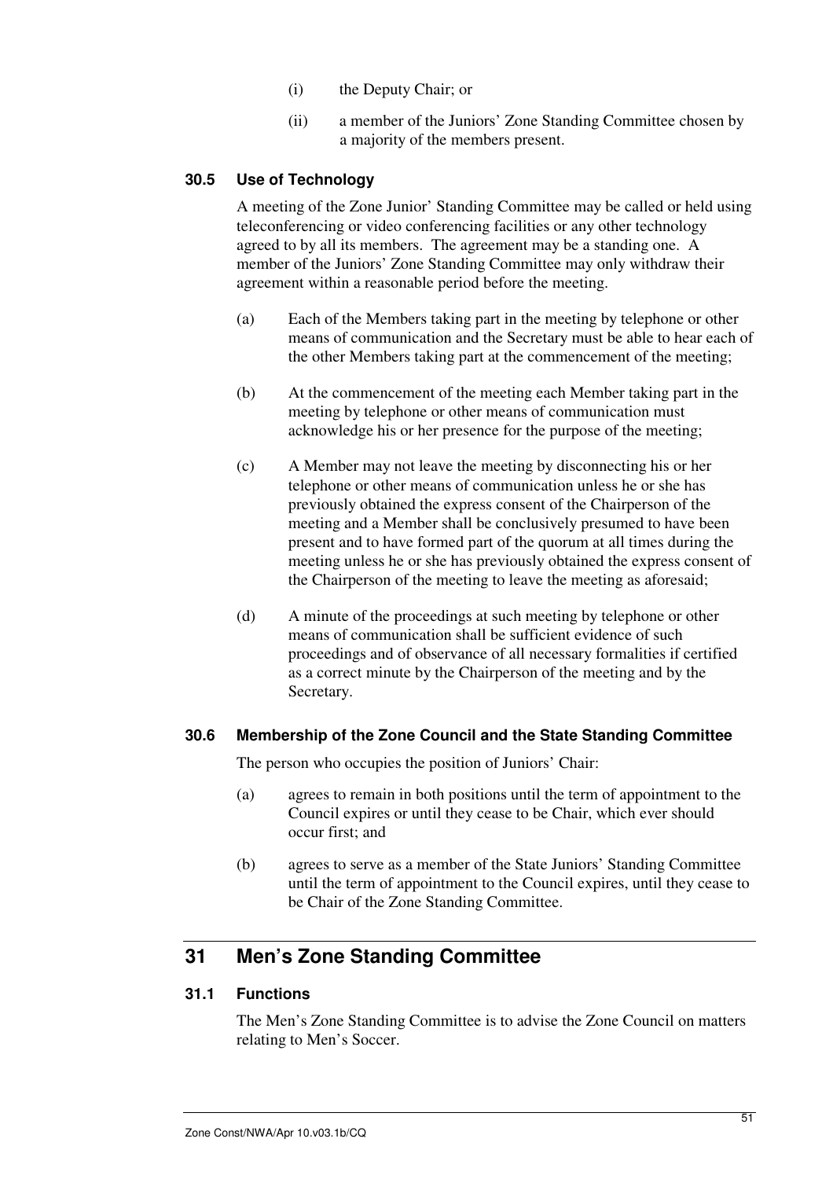(i) the Deputy Chair; or

(ii) a member of the Juniors' Zone Standing Committee chosen by a majority of the members present.

### 30.5 Use of Technology

A meeting of the Zone Junior' Standing Committee may be called or held using teleconferencing or video conferencing facilities or any other technology agreed to by all its members. The agreement may be a standing one. A member of the Juniors' Zone Standing Committee may only withdraw their agreement within a reasonable period before the meeting.

(a) Each of the Members taking part in the meeting by telephone or other means of communication and the Secretary must be able to hear each of the other Members taking part at the commencement of the meeting;

(b) At the commencement of the meeting each Member taking part in the meeting by telephone or other means of communication must acknowledge his or her presence for the purpose of the meeting;

(c) A Member may not leave the meeting by disconnecting his or her telephone or other means of communication unless he or she has previously obtained the express consent of the Chairperson of the meeting and a Member shall be conclusively presumed to have been present and to have formed part of the quorum at all times during the meeting unless he or she has previously obtained the express consent of the Chairperson of the meeting to leave the meeting as aforesaid;

(d) A minute of the proceedings at such meeting by telephone or other means of communication shall be sufficient evidence of such proceedings and of observance of all necessary formalities if certified as a correct minute by the Chairperson of the meeting and by the Secretary.

### 30.6 Membership of the Zone Council and the State Standing Committee

The person who occupies the position of Juniors' Chair:

(a) agrees to remain in both positions until the term of appointment to the Council expires or until they cease to be Chair, which ever should occur first; and

(b) agrees to serve as a member of the State Juniors' Standing Committee until the term of appointment to the Council expires, until they cease to be Chair of the Zone Standing Committee.

## 31 Men's Zone Standing Committee

### 31.1 Functions

The Men's Zone Standing Committee is to advise the Zone Council on matters relating to Men's Soccer.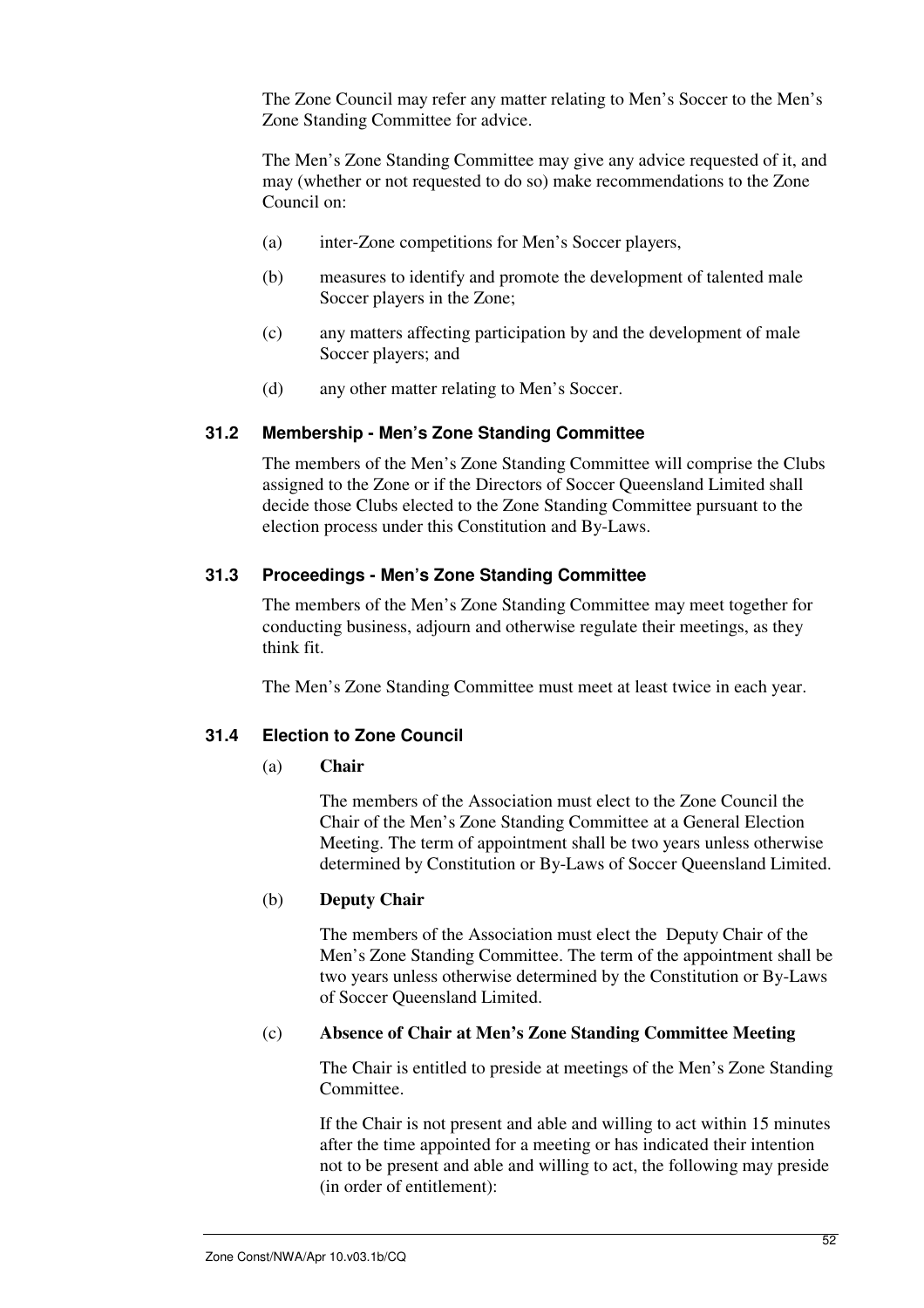The Zone Council may refer any matter relating to Men's Soccer to the Men's Zone Standing Committee for advice.

The Men's Zone Standing Committee may give any advice requested of it, and may (whether or not requested to do so) make recommendations to the Zone Council on:

(a) inter-Zone competitions for Men's Soccer players,

(b) measures to identify and promote the development of talented male Soccer players in the Zone;

(c) any matters affecting participation by and the development of male Soccer players; and

(d) any other matter relating to Men's Soccer.

### 31.2 Membership - Men's Zone Standing Committee

The members of the Men's Zone Standing Committee will comprise the Clubs assigned to the Zone or if the Directors of Soccer Queensland Limited shall decide those Clubs elected to the Zone Standing Committee pursuant to the election process under this Constitution and By-Laws.

### 31.3 Proceedings - Men's Zone Standing Committee

The members of the Men's Zone Standing Committee may meet together for conducting business, adjourn and otherwise regulate their meetings, as they think fit.

The Men's Zone Standing Committee must meet at least twice in each year.

### 31.4 Election to Zone Council

(a) **Chair**

The members of the Association must elect to the Zone Council the Chair of the Men's Zone Standing Committee at a General Election Meeting. The term of appointment shall be two years unless otherwise determined by Constitution or By-Laws of Soccer Queensland Limited.

(b) **Deputy Chair**

The members of the Association must elect the Deputy Chair of the Men's Zone Standing Committee. The term of the appointment shall be two years unless otherwise determined by the Constitution or By-Laws of Soccer Queensland Limited.

(c) **Absence of Chair at Men's Zone Standing Committee Meeting**

The Chair is entitled to preside at meetings of the Men's Zone Standing Committee.

If the Chair is not present and able and willing to act within 15 minutes after the time appointed for a meeting or has indicated their intention not to be present and able and willing to act, the following may preside (in order of entitlement):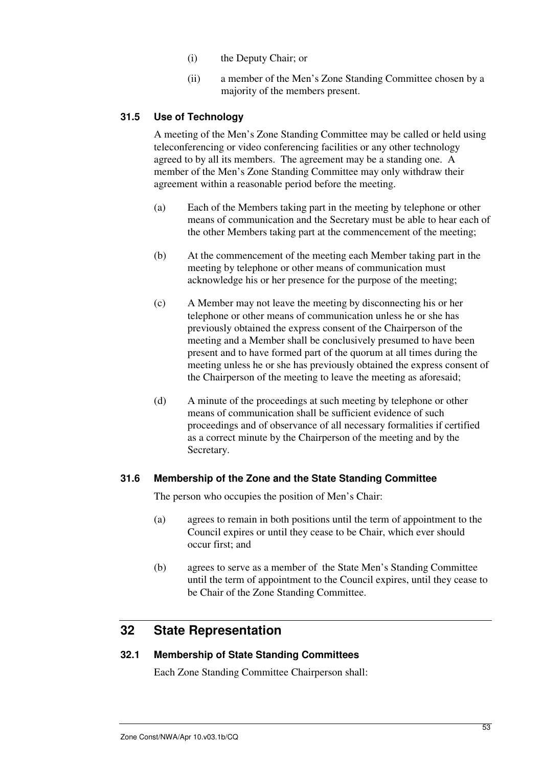(i) the Deputy Chair; or

(ii) a member of the Men's Zone Standing Committee chosen by a majority of the members present.

### 31.5 Use of Technology

A meeting of the Men's Zone Standing Committee may be called or held using teleconferencing or video conferencing facilities or any other technology agreed to by all its members. The agreement may be a standing one. A member of the Men's Zone Standing Committee may only withdraw their agreement within a reasonable period before the meeting.

(a) Each of the Members taking part in the meeting by telephone or other means of communication and the Secretary must be able to hear each of the other Members taking part at the commencement of the meeting;

(b) At the commencement of the meeting each Member taking part in the meeting by telephone or other means of communication must acknowledge his or her presence for the purpose of the meeting;

(c) A Member may not leave the meeting by disconnecting his or her telephone or other means of communication unless he or she has previously obtained the express consent of the Chairperson of the meeting and a Member shall be conclusively presumed to have been present and to have formed part of the quorum at all times during the meeting unless he or she has previously obtained the express consent of the Chairperson of the meeting to leave the meeting as aforesaid;

(d) A minute of the proceedings at such meeting by telephone or other means of communication shall be sufficient evidence of such proceedings and of observance of all necessary formalities if certified as a correct minute by the Chairperson of the meeting and by the Secretary.

### 31.6 Membership of the Zone and the State Standing Committee

The person who occupies the position of Men's Chair:

(a) agrees to remain in both positions until the term of appointment to the Council expires or until they cease to be Chair, which ever should occur first; and

(b) agrees to serve as a member of the State Men's Standing Committee until the term of appointment to the Council expires, until they cease to be Chair of the Zone Standing Committee.

## 32 State Representation

### 32.1 Membership of State Standing Committees

Each Zone Standing Committee Chairperson shall: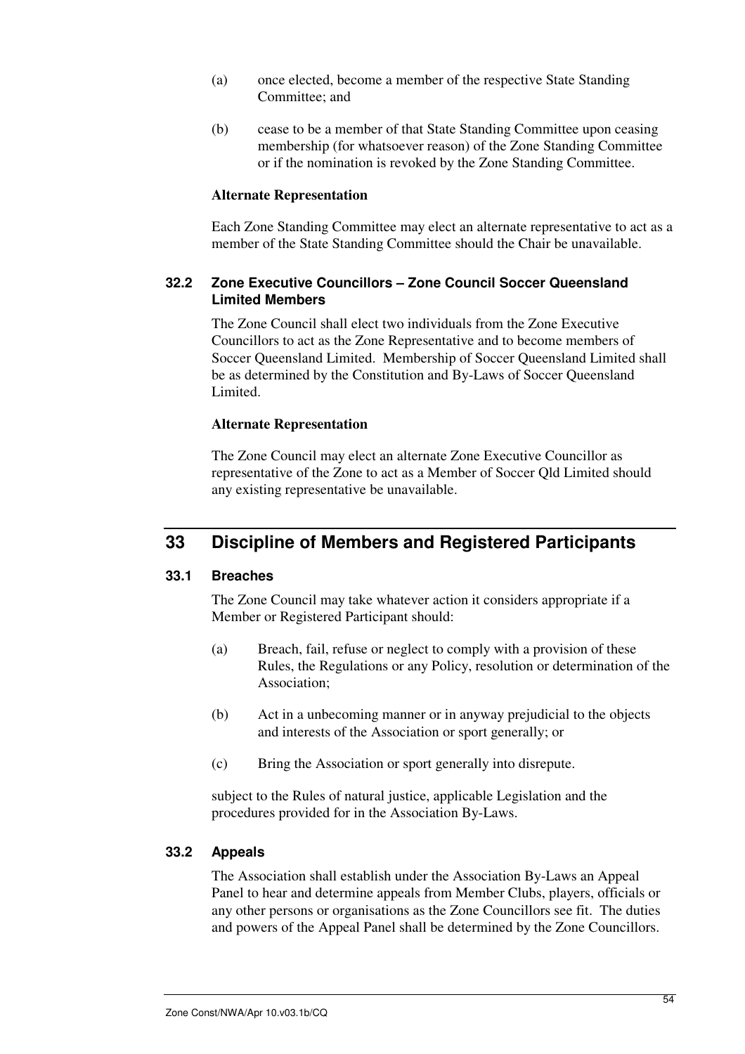(a) once elected, become a member of the respective State Standing Committee; and

(b) cease to be a member of that State Standing Committee upon ceasing membership (for whatsoever reason) of the Zone Standing Committee or if the nomination is revoked by the Zone Standing Committee.

**Alternate Representation**

Each Zone Standing Committee may elect an alternate representative to act as a member of the State Standing Committee should the Chair be unavailable.

### 32.2 Zone Executive Councillors – Zone Council Soccer Queensland Limited Members

The Zone Council shall elect two individuals from the Zone Executive Councillors to act as the Zone Representative and to become members of Soccer Queensland Limited. Membership of Soccer Queensland Limited shall be as determined by the Constitution and By-Laws of Soccer Queensland Limited.

**Alternate Representation**

The Zone Council may elect an alternate Zone Executive Councillor as representative of the Zone to act as a Member of Soccer Qld Limited should any existing representative be unavailable.

## 33 Discipline of Members and Registered Participants

### 33.1 Breaches

The Zone Council may take whatever action it considers appropriate if a Member or Registered Participant should:

(a) Breach, fail, refuse or neglect to comply with a provision of these Rules, the Regulations or any Policy, resolution or determination of the Association;

(b) Act in a unbecoming manner or in anyway prejudicial to the objects and interests of the Association or sport generally; or

(c) Bring the Association or sport generally into disrepute.

subject to the Rules of natural justice, applicable Legislation and the procedures provided for in the Association By-Laws.

### 33.2 Appeals

The Association shall establish under the Association By-Laws an Appeal Panel to hear and determine appeals from Member Clubs, players, officials or any other persons or organisations as the Zone Councillors see fit. The duties and powers of the Appeal Panel shall be determined by the Zone Councillors.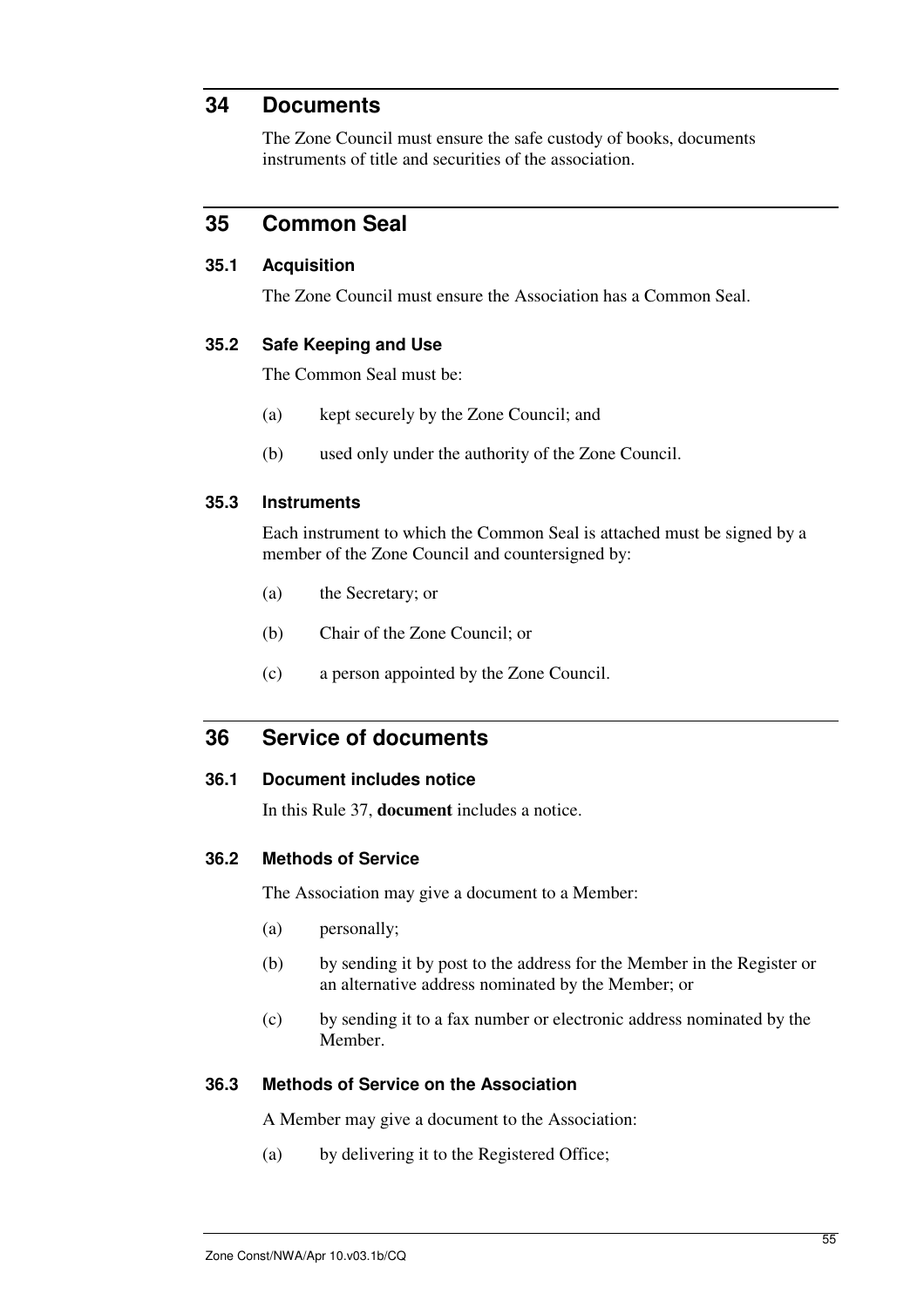## 34 Documents

The Zone Council must ensure the safe custody of books, documents instruments of title and securities of the association.

## 35 Common Seal

### 35.1 Acquisition

The Zone Council must ensure the Association has a Common Seal.

### 35.2 Safe Keeping and Use

The Common Seal must be:

(a) kept securely by the Zone Council; and

(b) used only under the authority of the Zone Council.

### 35.3 Instruments

Each instrument to which the Common Seal is attached must be signed by a member of the Zone Council and countersigned by:

(a) the Secretary; or

(b) Chair of the Zone Council; or

(c) a person appointed by the Zone Council.

## 36 Service of documents

### 36.1 Document includes notice

In this Rule 37, **document** includes a notice.

### 36.2 Methods of Service

The Association may give a document to a Member:

(a) personally;

(b) by sending it by post to the address for the Member in the Register or an alternative address nominated by the Member; or

(c) by sending it to a fax number or electronic address nominated by the Member.

### 36.3 Methods of Service on the Association

A Member may give a document to the Association:

(a) by delivering it to the Registered Office;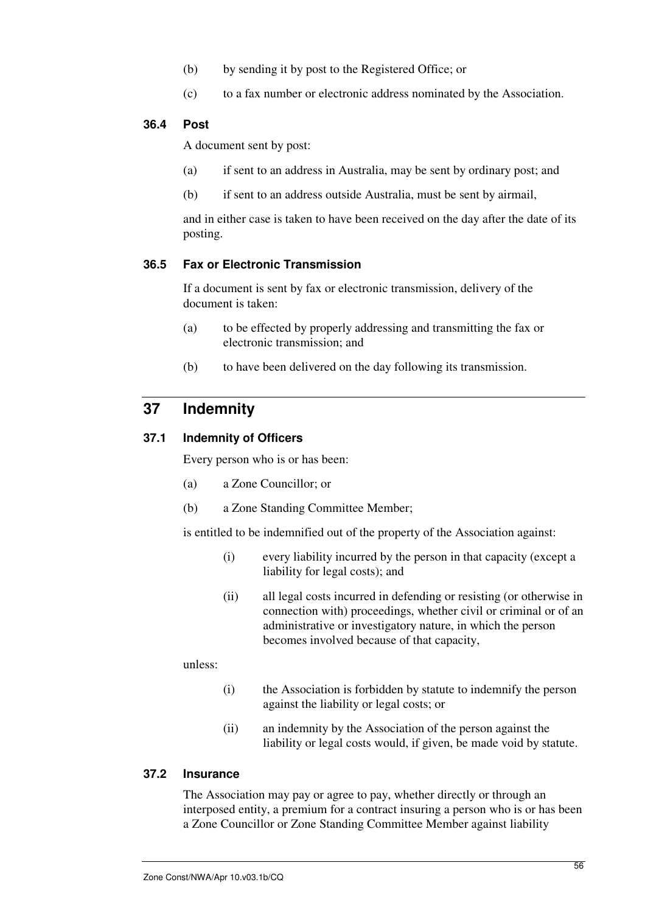(b) by sending it by post to the Registered Office; or

(c) to a fax number or electronic address nominated by the Association.

### 36.4 Post

A document sent by post:

(a) if sent to an address in Australia, may be sent by ordinary post; and

(b) if sent to an address outside Australia, must be sent by airmail,

and in either case is taken to have been received on the day after the date of its posting.

### 36.5 Fax or Electronic Transmission

If a document is sent by fax or electronic transmission, delivery of the document is taken:

(a) to be effected by properly addressing and transmitting the fax or electronic transmission; and

(b) to have been delivered on the day following its transmission.

## 37 Indemnity

### 37.1 Indemnity of Officers

Every person who is or has been:

(a) a Zone Councillor; or

(b) a Zone Standing Committee Member;

is entitled to be indemnified out of the property of the Association against:

(i) every liability incurred by the person in that capacity (except a liability for legal costs); and

(ii) all legal costs incurred in defending or resisting (or otherwise in connection with) proceedings, whether civil or criminal or of an administrative or investigatory nature, in which the person becomes involved because of that capacity,

unless:

(i) the Association is forbidden by statute to indemnify the person against the liability or legal costs; or

(ii) an indemnity by the Association of the person against the liability or legal costs would, if given, be made void by statute.

### 37.2 Insurance

The Association may pay or agree to pay, whether directly or through an interposed entity, a premium for a contract insuring a person who is or has been a Zone Councillor or Zone Standing Committee Member against liability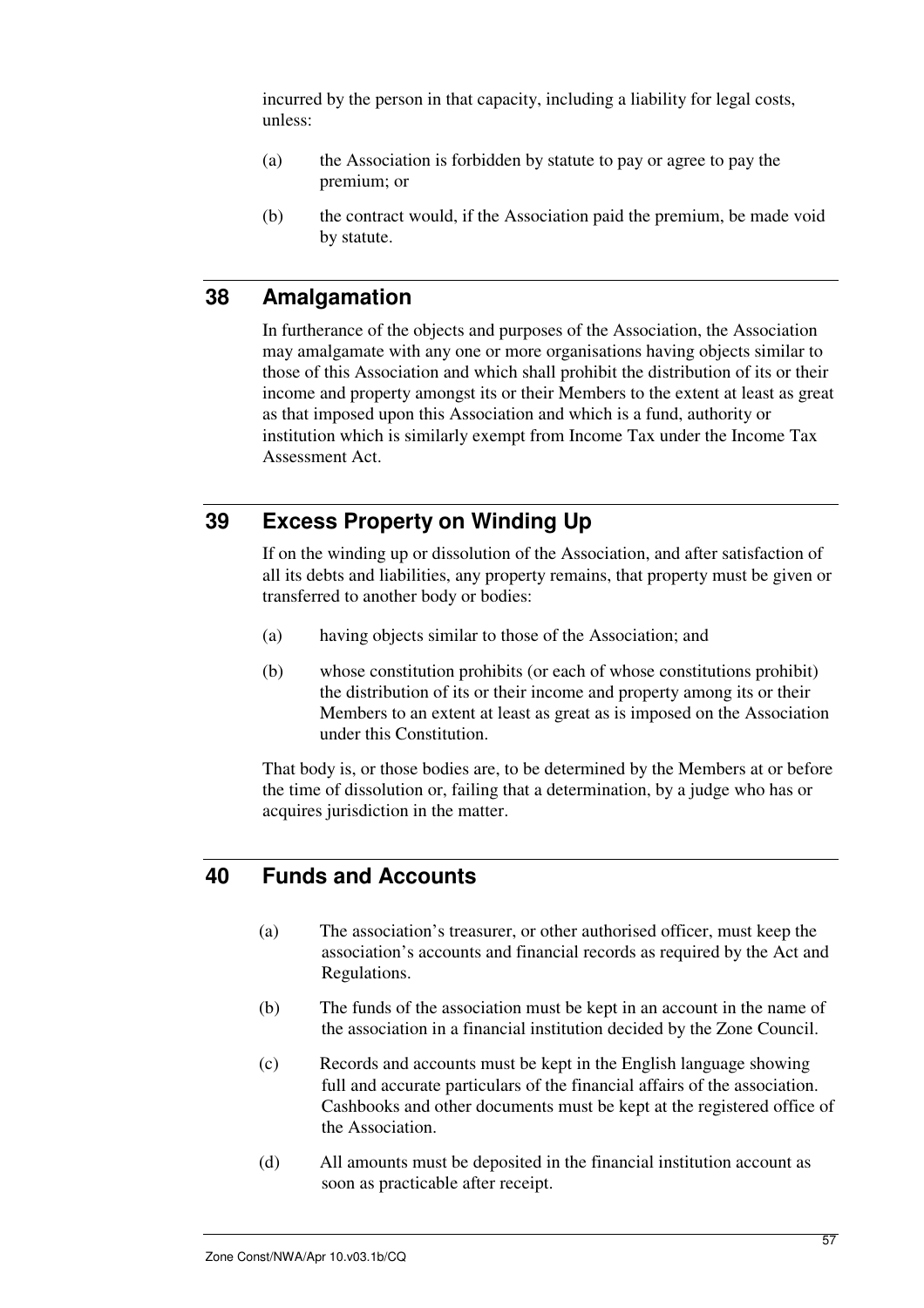incurred by the person in that capacity, including a liability for legal costs, unless:

(a) the Association is forbidden by statute to pay or agree to pay the premium; or

(b) the contract would, if the Association paid the premium, be made void by statute.

## 38 Amalgamation

In furtherance of the objects and purposes of the Association, the Association may amalgamate with any one or more organisations having objects similar to those of this Association and which shall prohibit the distribution of its or their income and property amongst its or their Members to the extent at least as great as that imposed upon this Association and which is a fund, authority or institution which is similarly exempt from Income Tax under the Income Tax Assessment Act.

## 39 Excess Property on Winding Up

If on the winding up or dissolution of the Association, and after satisfaction of all its debts and liabilities, any property remains, that property must be given or transferred to another body or bodies:

(a) having objects similar to those of the Association; and

(b) whose constitution prohibits (or each of whose constitutions prohibit) the distribution of its or their income and property among its or their Members to an extent at least as great as is imposed on the Association under this Constitution.

That body is, or those bodies are, to be determined by the Members at or before the time of dissolution or, failing that a determination, by a judge who has or acquires jurisdiction in the matter.

## 40 Funds and Accounts

(a) The association's treasurer, or other authorised officer, must keep the association's accounts and financial records as required by the Act and Regulations.

(b) The funds of the association must be kept in an account in the name of the association in a financial institution decided by the Zone Council.

(c) Records and accounts must be kept in the English language showing full and accurate particulars of the financial affairs of the association. Cashbooks and other documents must be kept at the registered office of the Association.

(d) All amounts must be deposited in the financial institution account as soon as practicable after receipt.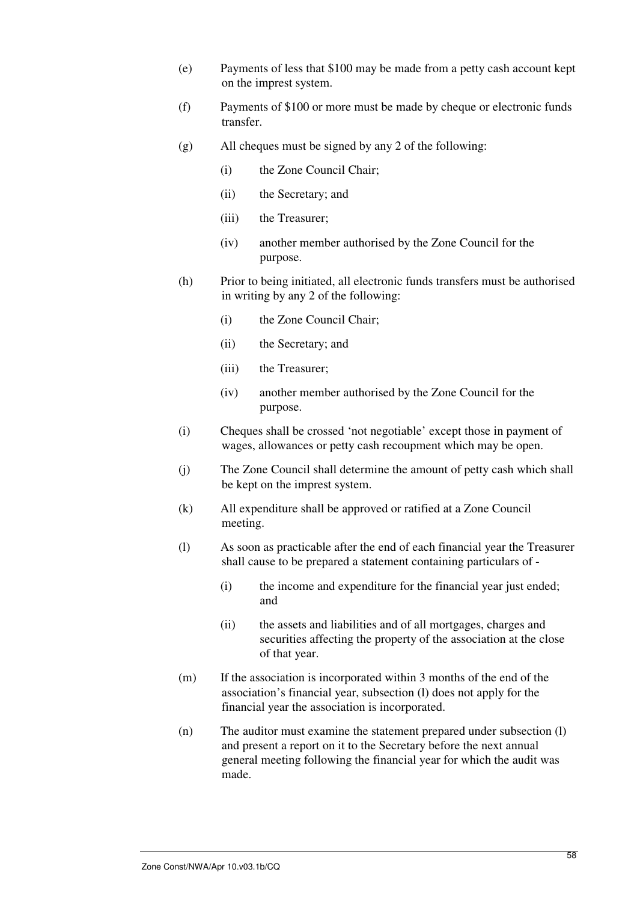(e) Payments of less that $100 may be made from a petty cash account kept on the imprest system.

(f) Payments of $100 or more must be made by cheque or electronic funds transfer.

(g) All cheques must be signed by any 2 of the following:

  (i) the Zone Council Chair;

  (ii) the Secretary; and

  (iii) the Treasurer;

  (iv) another member authorised by the Zone Council for the purpose.

(h) Prior to being initiated, all electronic funds transfers must be authorised in writing by any 2 of the following:

  (i) the Zone Council Chair;

  (ii) the Secretary; and

  (iii) the Treasurer;

  (iv) another member authorised by the Zone Council for the purpose.

(i) Cheques shall be crossed 'not negotiable' except those in payment of wages, allowances or petty cash recoupment which may be open.

(j) The Zone Council shall determine the amount of petty cash which shall be kept on the imprest system.

(k) All expenditure shall be approved or ratified at a Zone Council meeting.

(l) As soon as practicable after the end of each financial year the Treasurer shall cause to be prepared a statement containing particulars of -

  (i) the income and expenditure for the financial year just ended; and

  (ii) the assets and liabilities and of all mortgages, charges and securities affecting the property of the association at the close of that year.

(m) If the association is incorporated within 3 months of the end of the association's financial year, subsection (l) does not apply for the financial year the association is incorporated.

(n) The auditor must examine the statement prepared under subsection (l) and present a report on it to the Secretary before the next annual general meeting following the financial year for which the audit was made.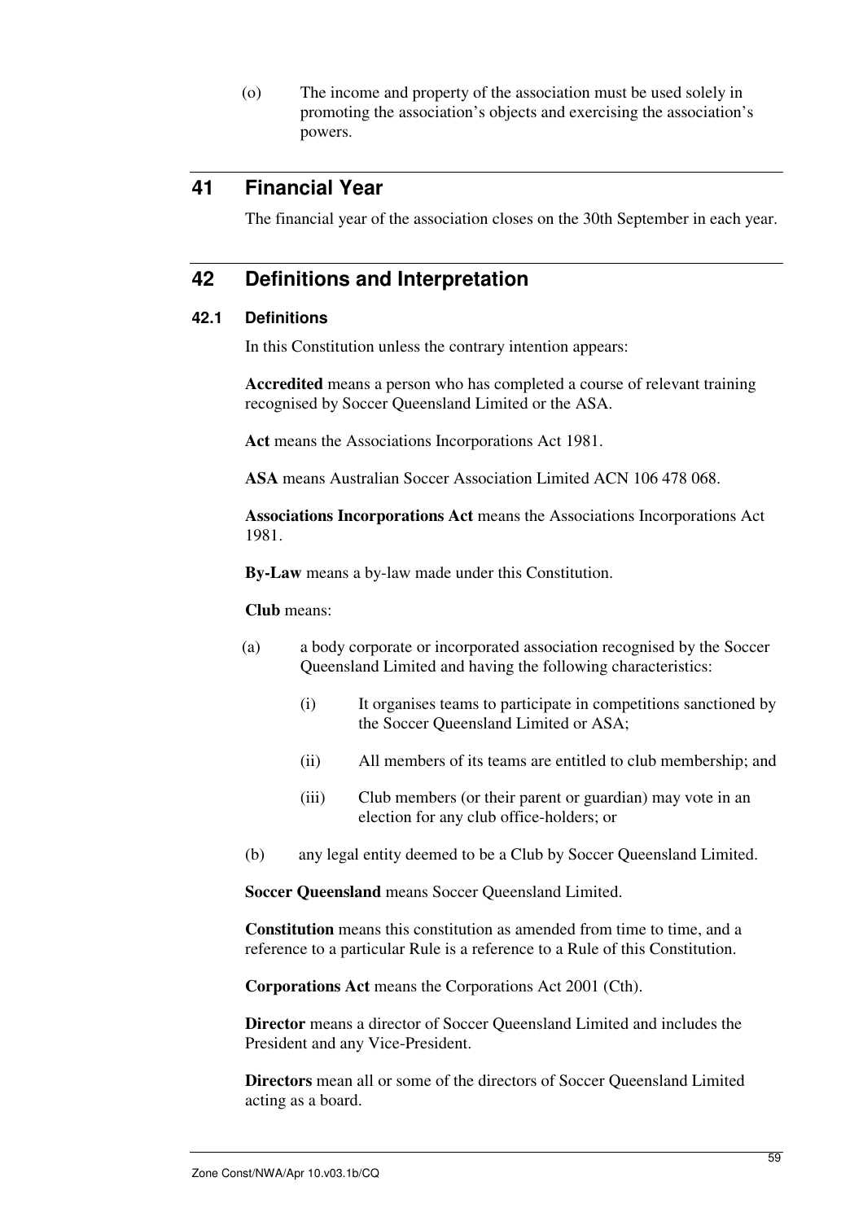(o) The income and property of the association must be used solely in promoting the association's objects and exercising the association's powers.

## 41 Financial Year

The financial year of the association closes on the 30th September in each year.

## 42 Definitions and Interpretation

### 42.1 Definitions

In this Constitution unless the contrary intention appears:

**Accredited** means a person who has completed a course of relevant training recognised by Soccer Queensland Limited or the ASA.

**Act** means the Associations Incorporations Act 1981.

**ASA** means Australian Soccer Association Limited ACN 106 478 068.

**Associations Incorporations Act** means the Associations Incorporations Act 1981.

**By-Law** means a by-law made under this Constitution.

**Club** means:

(a) a body corporate or incorporated association recognised by the Soccer Queensland Limited and having the following characteristics:

  (i) It organises teams to participate in competitions sanctioned by the Soccer Queensland Limited or ASA;

  (ii) All members of its teams are entitled to club membership; and

  (iii) Club members (or their parent or guardian) may vote in an election for any club office-holders; or

(b) any legal entity deemed to be a Club by Soccer Queensland Limited.

**Soccer Queensland** means Soccer Queensland Limited.

**Constitution** means this constitution as amended from time to time, and a reference to a particular Rule is a reference to a Rule of this Constitution.

**Corporations Act** means the Corporations Act 2001 (Cth).

**Director** means a director of Soccer Queensland Limited and includes the President and any Vice-President.

**Directors** mean all or some of the directors of Soccer Queensland Limited acting as a board.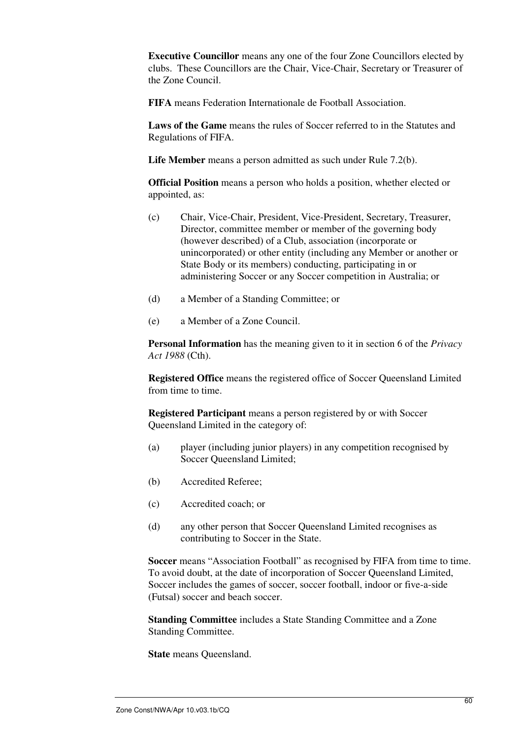**Executive Councillor** means any one of the four Zone Councillors elected by clubs. These Councillors are the Chair, Vice-Chair, Secretary or Treasurer of the Zone Council.

**FIFA** means Federation Internationale de Football Association.

**Laws of the Game** means the rules of Soccer referred to in the Statutes and Regulations of FIFA.

**Life Member** means a person admitted as such under Rule 7.2(b).

**Official Position** means a person who holds a position, whether elected or appointed, as:

(c) Chair, Vice-Chair, President, Vice-President, Secretary, Treasurer, Director, committee member or member of the governing body (however described) of a Club, association (incorporate or unincorporated) or other entity (including any Member or another or State Body or its members) conducting, participating in or administering Soccer or any Soccer competition in Australia; or

(d) a Member of a Standing Committee; or

(e) a Member of a Zone Council.

**Personal Information** has the meaning given to it in section 6 of the *Privacy Act 1988* (Cth).

**Registered Office** means the registered office of Soccer Queensland Limited from time to time.

**Registered Participant** means a person registered by or with Soccer Queensland Limited in the category of:

(a) player (including junior players) in any competition recognised by Soccer Queensland Limited;

(b) Accredited Referee;

(c) Accredited coach; or

(d) any other person that Soccer Queensland Limited recognises as contributing to Soccer in the State.

**Soccer** means "Association Football" as recognised by FIFA from time to time. To avoid doubt, at the date of incorporation of Soccer Queensland Limited, Soccer includes the games of soccer, soccer football, indoor or five-a-side (Futsal) soccer and beach soccer.

**Standing Committee** includes a State Standing Committee and a Zone Standing Committee.

**State** means Queensland.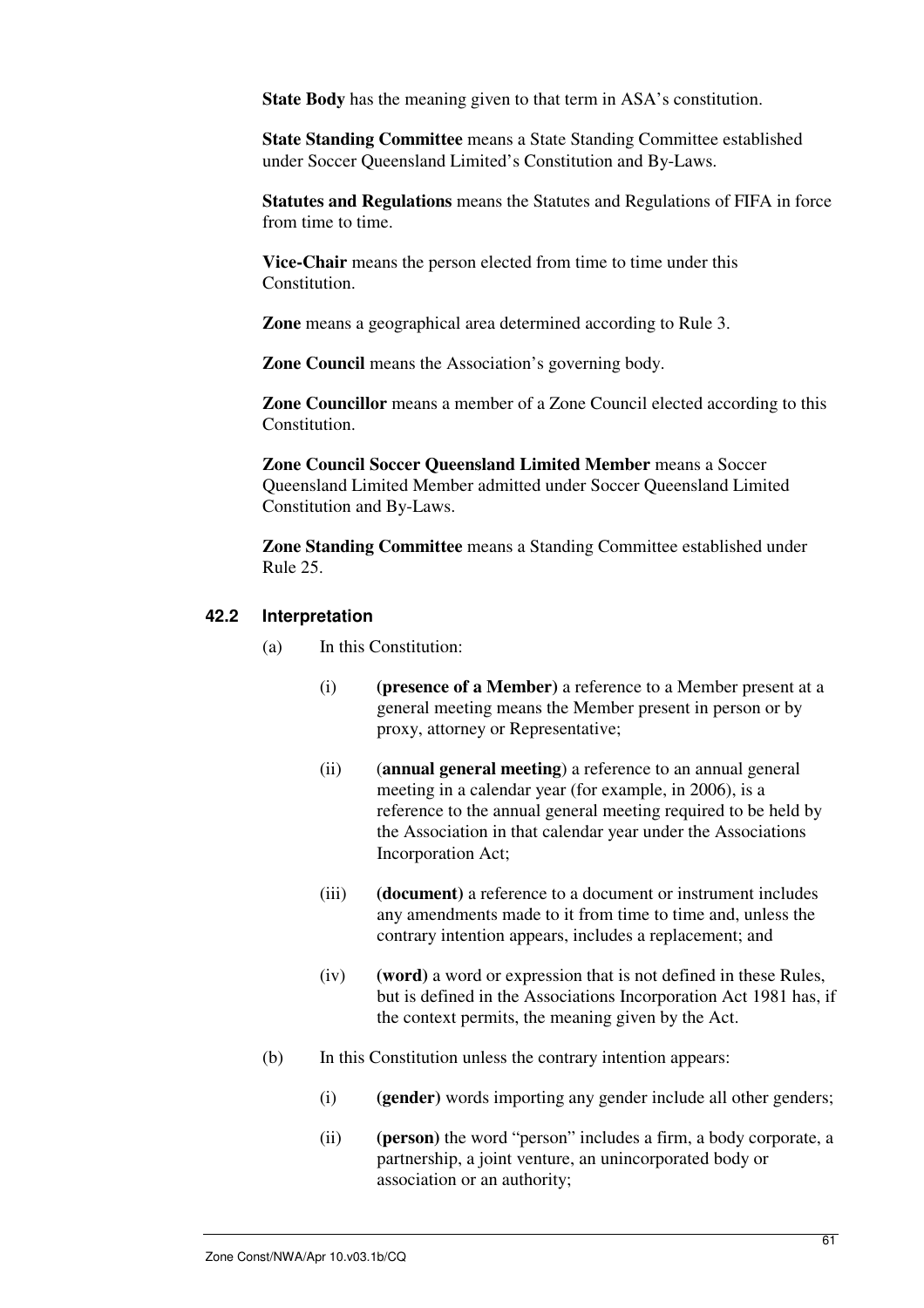**State Body** has the meaning given to that term in ASA's constitution.

**State Standing Committee** means a State Standing Committee established under Soccer Queensland Limited's Constitution and By-Laws.

**Statutes and Regulations** means the Statutes and Regulations of FIFA in force from time to time.

**Vice-Chair** means the person elected from time to time under this Constitution.

**Zone** means a geographical area determined according to Rule 3.

**Zone Council** means the Association's governing body.

**Zone Councillor** means a member of a Zone Council elected according to this Constitution.

**Zone Council Soccer Queensland Limited Member** means a Soccer Queensland Limited Member admitted under Soccer Queensland Limited Constitution and By-Laws.

**Zone Standing Committee** means a Standing Committee established under Rule 25.

### 42.2 Interpretation

(a) In this Constitution:

(i) **(presence of a Member)** a reference to a Member present at a general meeting means the Member present in person or by proxy, attorney or Representative;

(ii) (**annual general meeting**) a reference to an annual general meeting in a calendar year (for example, in 2006), is a reference to the annual general meeting required to be held by the Association in that calendar year under the Associations Incorporation Act;

(iii) **(document)** a reference to a document or instrument includes any amendments made to it from time to time and, unless the contrary intention appears, includes a replacement; and

(iv) **(word)** a word or expression that is not defined in these Rules, but is defined in the Associations Incorporation Act 1981 has, if the context permits, the meaning given by the Act.

(b) In this Constitution unless the contrary intention appears:

(i) **(gender)** words importing any gender include all other genders;

(ii) **(person)** the word "person" includes a firm, a body corporate, a partnership, a joint venture, an unincorporated body or association or an authority;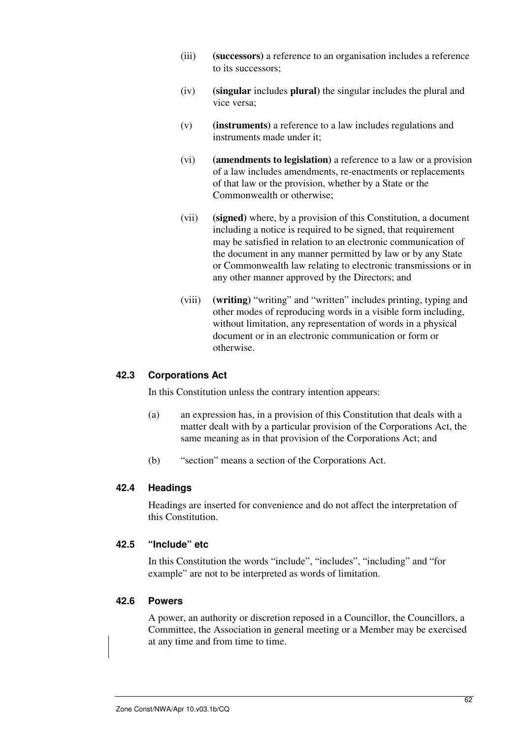(iii) **(successors)** a reference to an organisation includes a reference to its successors;

(iv) **(singular** includes **plural)** the singular includes the plural and vice versa;

(v) **(instruments)** a reference to a law includes regulations and instruments made under it;

(vi) **(amendments to legislation)** a reference to a law or a provision of a law includes amendments, re-enactments or replacements of that law or the provision, whether by a State or the Commonwealth or otherwise;

(vii) **(signed)** where, by a provision of this Constitution, a document including a notice is required to be signed, that requirement may be satisfied in relation to an electronic communication of the document in any manner permitted by law or by any State or Commonwealth law relating to electronic transmissions or in any other manner approved by the Directors; and

(viii) **(writing)** "writing" and "written" includes printing, typing and other modes of reproducing words in a visible form including, without limitation, any representation of words in a physical document or in an electronic communication or form or otherwise.

### 42.3 Corporations Act

In this Constitution unless the contrary intention appears:

(a) an expression has, in a provision of this Constitution that deals with a matter dealt with by a particular provision of the Corporations Act, the same meaning as in that provision of the Corporations Act; and

(b) "section" means a section of the Corporations Act.

### 42.4 Headings

Headings are inserted for convenience and do not affect the interpretation of this Constitution.

### 42.5 "Include" etc

In this Constitution the words "include", "includes", "including" and "for example" are not to be interpreted as words of limitation.

### 42.6 Powers

A power, an authority or discretion reposed in a Councillor, the Councillors, a Committee, the Association in general meeting or a Member may be exercised at any time and from time to time.